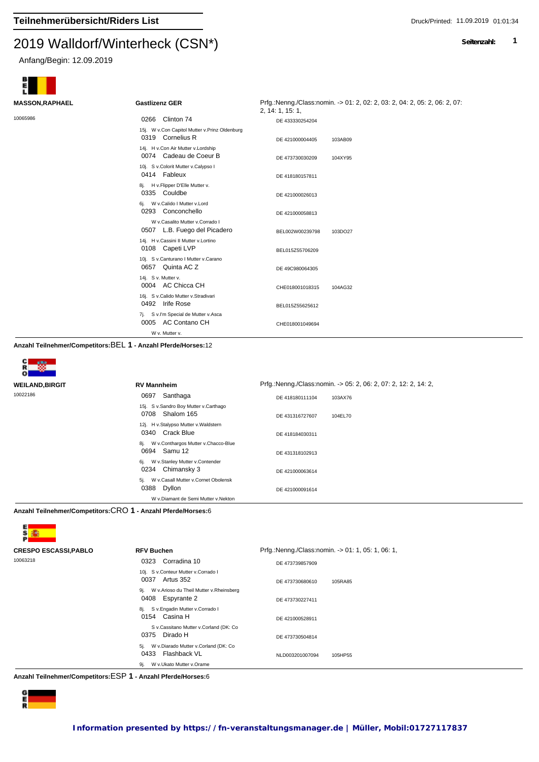## Teilnehmerübersicht/Riders List

Druck/Printed: 11.09.2019 01:01:34

# 2019 Walldorf/Winterheck (CSN*)

Seitenzahl: 1

Anfang/Begin: 12.09.2019

BEL

**MASSON,RAPHAEL** — **Gastlizenz GER** — Prfg.:Nenng./Class:nomin. -> 01: 2, 02: 2, 03: 2, 04: 2, 05: 2, 06: 2, 07: 2, 14: 1, 15: 1,

10065986

| Nr. | Pferd/Horse | Details | ID | |
|---|---|---|---|---|
| 0266 | Clinton 74 | 15j. W v.Con Capitol Mutter v.Prinz Oldenburg | DE 433330254204 | |
| 0319 | Cornelius R | 14j. H v.Con Air Mutter v.Lordship | DE 421000004405 | 103AB09 |
| 0074 | Cadeau de Coeur B | 10j. S v.Colorit Mutter v.Calypso I | DE 473730030209 | 104XY95 |
| 0414 | Fableux | 8j. H v.Flipper D'Elle Mutter v. | DE 418180157811 | |
| 0335 | Couldbe | 6j. W v.Calido I Mutter v.Lord | DE 421000026013 | |
| 0293 | Conconchello | W v.Casalito Mutter v.Corrado I | DE 421000058813 | |
| 0507 | L.B. Fuego del Picadero | 14j. H v.Cassini II Mutter v.Lortino | BEL002W00239798 | 103DO27 |
| 0108 | Capeti LVP | 10j. S v.Canturano I Mutter v.Carano | BEL015Z55706209 | |
| 0657 | Quinta AC Z | 14j. S v. Mutter v. | DE 49C980064305 | |
| 0004 | AC Chicca CH | 16j. S v.Calido Mutter v.Stradivari | CHE018001018315 | 104AG32 |
| 0492 | Irife Rose | 7j. S v.I'm Special de Mutter v.Asca | BEL015Z55625612 | |
| 0005 | AC Contano CH | W v. Mutter v. | CHE018001049694 | |

**Anzahl Teilnehmer/Competitors:** BEL **1 - Anzahl Pferde/Horses:** 12

CRO

**WEILAND,BIRGIT** — **RV Mannheim** — Prfg.:Nenng./Class:nomin. -> 05: 2, 06: 2, 07: 2, 12: 2, 14: 2,

10022186

| Nr. | Pferd/Horse | Details | ID | |
|---|---|---|---|---|
| 0697 | Santhaga | 15j. S v.Sandro Boy Mutter v.Carthago | DE 418180111104 | 103AX76 |
| 0708 | Shalom 165 | 12j. H v.Stalypso Mutter v.Waldstern | DE 431316727607 | 104EL70 |
| 0340 | Crack Blue | 8j. W v.Conthargos Mutter v.Chacco-Blue | DE 418184030311 | |
| 0694 | Samu 12 | 6j. W v.Stanley Mutter v.Contender | DE 431318102913 | |
| 0234 | Chimansky 3 | 5j. W v.Casall Mutter v.Cornet Obolensk | DE 421000063614 | |
| 0388 | Dyllon | W v.Diamant de Semi Mutter v.Nekton | DE 421000091614 | |

**Anzahl Teilnehmer/Competitors:** CRO **1 - Anzahl Pferde/Horses:** 6

ESP

**CRESPO ESCASSI,PABLO** — **RFV Buchen** — Prfg.:Nenng./Class:nomin. -> 01: 1, 05: 1, 06: 1,

10063218

| Nr. | Pferd/Horse | Details | ID | |
|---|---|---|---|---|
| 0323 | Corradina 10 | 10j. S v.Conteur Mutter v.Corrado I | DE 473739857909 | |
| 0037 | Artus 352 | 9j. W v.Arioso du Theil Mutter v.Rheinsberg | DE 473730680610 | 105RA85 |
| 0408 | Espyrante 2 | 8j. S v.Engadin Mutter v.Corrado I | DE 473730227411 | |
| 0154 | Casina H | S v.Cassitano Mutter v.Corland (DK: Co | DE 421000528911 | |
| 0375 | Dirado H | 5j. W v.Diarado Mutter v.Corland (DK: Co | DE 473730504814 | |
| 0433 | Flashback VL | 9j. W v.Ukato Mutter v.Orame | NLD003201007094 | 105HP55 |

**Anzahl Teilnehmer/Competitors:** ESP **1 - Anzahl Pferde/Horses:** 6

GER

**Information presented by https://fn-veranstaltungsmanager.de | Müller, Mobil:01727117837**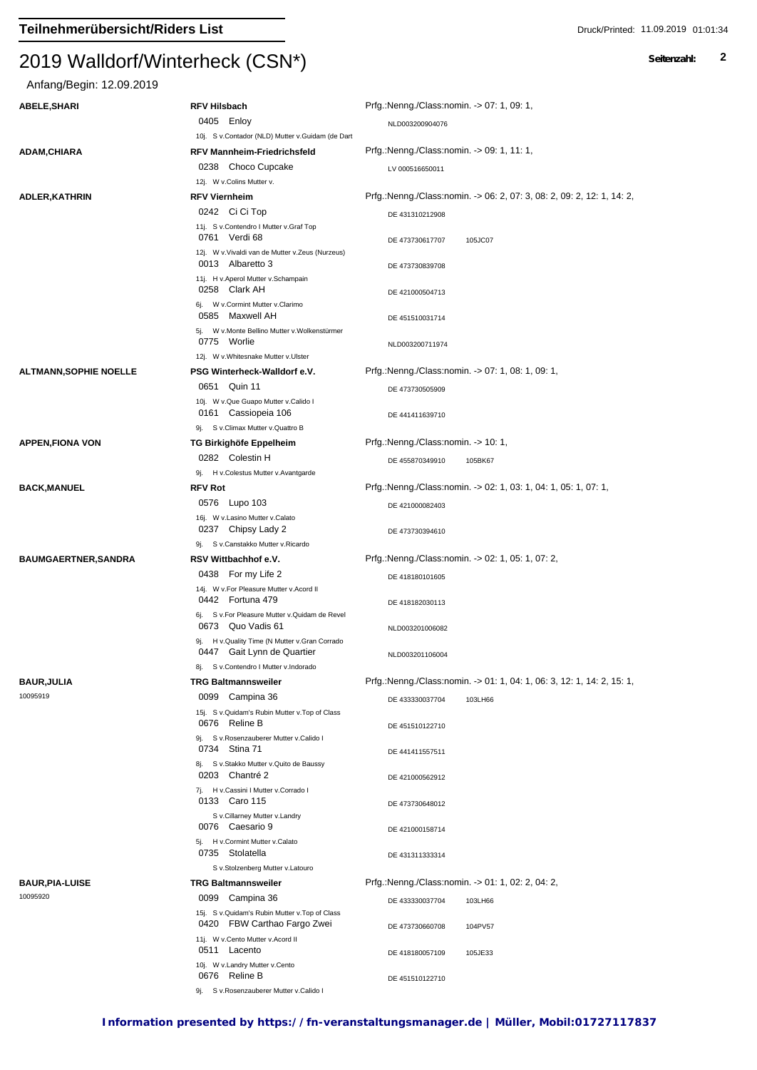## Teilnehmerübersicht/Riders List

# 2019 Walldorf/Winterheck (CSN*)

Anfang/Begin: 12.09.2019

| Reiter | Verein / Pferd | Prfg.:Nenng./Class:nomin. |
|---|---|---|
| **ABELE,SHARI** | **RFV Hilsbach** | Prfg.:Nenng./Class:nomin. -> 07: 1, 09: 1, |
| | 0405 Enloy | NLD003200904076 |
| | 10j. S v.Contador (NLD) Mutter v.Guidam (de Dart | |
| **ADAM,CHIARA** | **RFV Mannheim-Friedrichsfeld** | Prfg.:Nenng./Class:nomin. -> 09: 1, 11: 1, |
| | 0238 Choco Cupcake | LV 000516650011 |
| | 12j. W v.Colins Mutter v. | |
| **ADLER,KATHRIN** | **RFV Viernheim** | Prfg.:Nenng./Class:nomin. -> 06: 2, 07: 3, 08: 2, 09: 2, 12: 1, 14: 2, |
| | 0242 Ci Ci Top | DE 431310212908 |
| | 11j. S v.Contendro I Mutter v.Graf Top | |
| | 0761 Verdi 68 | DE 473730617707 105JC07 |
| | 12j. W v.Vivaldi van de Mutter v.Zeus (Nurzeus) | |
| | 0013 Albaretto 3 | DE 473730839708 |
| | 11j. H v.Aperol Mutter v.Schampain | |
| | 0258 Clark AH | DE 421000504713 |
| | 6j. W v.Cormint Mutter v.Clarimo | |
| | 0585 Maxwell AH | DE 451510031714 |
| | 5j. W v.Monte Bellino Mutter v.Wolkenstürmer | |
| | 0775 Worlie | NLD003200711974 |
| | 12j. W v.Whitesnake Mutter v.Ulster | |
| **ALTMANN,SOPHIE NOELLE** | **PSG Winterheck-Walldorf e.V.** | Prfg.:Nenng./Class:nomin. -> 07: 1, 08: 1, 09: 1, |
| | 0651 Quin 11 | DE 473730505909 |
| | 10j. W v.Que Guapo Mutter v.Calido I | |
| | 0161 Cassiopeia 106 | DE 441411639710 |
| | 9j. S v.Climax Mutter v.Quattro B | |
| **APPEN,FIONA VON** | **TG Birkighöfe Eppelheim** | Prfg.:Nenng./Class:nomin. -> 10: 1, |
| | 0282 Colestin H | DE 455870349910 105BK67 |
| | 9j. H v.Colestus Mutter v.Avantgarde | |
| **BACK,MANUEL** | **RFV Rot** | Prfg.:Nenng./Class:nomin. -> 02: 1, 03: 1, 04: 1, 05: 1, 07: 1, |
| | 0576 Lupo 103 | DE 421000082403 |
| | 16j. W v.Lasino Mutter v.Calato | |
| | 0237 Chipsy Lady 2 | DE 473730394610 |
| | 9j. S v.Canstakko Mutter v.Ricardo | |
| **BAUMGAERTNER,SANDRA** | **RSV Wittbachhof e.V.** | Prfg.:Nenng./Class:nomin. -> 02: 1, 05: 1, 07: 2, |
| | 0438 For my Life 2 | DE 418180101605 |
| | 14j. W v.For Pleasure Mutter v.Acord II | |
| | 0442 Fortuna 479 | DE 418182030113 |
| | 6j. S v.For Pleasure Mutter v.Quidam de Revel | |
| | 0673 Quo Vadis 61 | NLD003201006082 |
| | 9j. H v.Quality Time (N Mutter v.Gran Corrado | |
| | 0447 Gait Lynn de Quartier | NLD003201106004 |
| | 8j. S v.Contendro I Mutter v.Indorado | |
| **BAUR,JULIA** 10095919 | **TRG Baltmannsweiler** | Prfg.:Nenng./Class:nomin. -> 01: 1, 04: 1, 06: 3, 12: 1, 14: 2, 15: 1, |
| | 0099 Campina 36 | DE 433330037704 103LH66 |
| | 15j. S v.Quidam's Rubin Mutter v.Top of Class | |
| | 0676 Reline B | DE 451510122710 |
| | 9j. S v.Rosenzauberer Mutter v.Calido I | |
| | 0734 Stina 71 | DE 441411557511 |
| | 8j. S v.Stakko Mutter v.Quito de Baussy | |
| | 0203 Chantré 2 | DE 421000562912 |
| | 7j. H v.Cassini I Mutter v.Corrado I | |
| | 0133 Caro 115 | DE 473730648012 |
| | S v.Cillarney Mutter v.Landry | |
| | 0076 Caesario 9 | DE 421000158714 |
| | 5j. H v.Cormint Mutter v.Calato | |
| | 0735 Stolatella | DE 431311333314 |
| | S v.Stolzenberg Mutter v.Latouro | |
| **BAUR,PIA-LUISE** 10095920 | **TRG Baltmannsweiler** | Prfg.:Nenng./Class:nomin. -> 01: 1, 02: 2, 04: 2, |
| | 0099 Campina 36 | DE 433330037704 103LH66 |
| | 15j. S v.Quidam's Rubin Mutter v.Top of Class | |
| | 0420 FBW Carthao Fargo Zwei | DE 473730660708 104PV57 |
| | 11j. W v.Cento Mutter v.Acord II | |
| | 0511 Lacento | DE 418180057109 105JE33 |
| | 10j. W v.Landry Mutter v.Cento | |
| | 0676 Reline B | DE 451510122710 |
| | 9j. S v.Rosenzauberer Mutter v.Calido I | |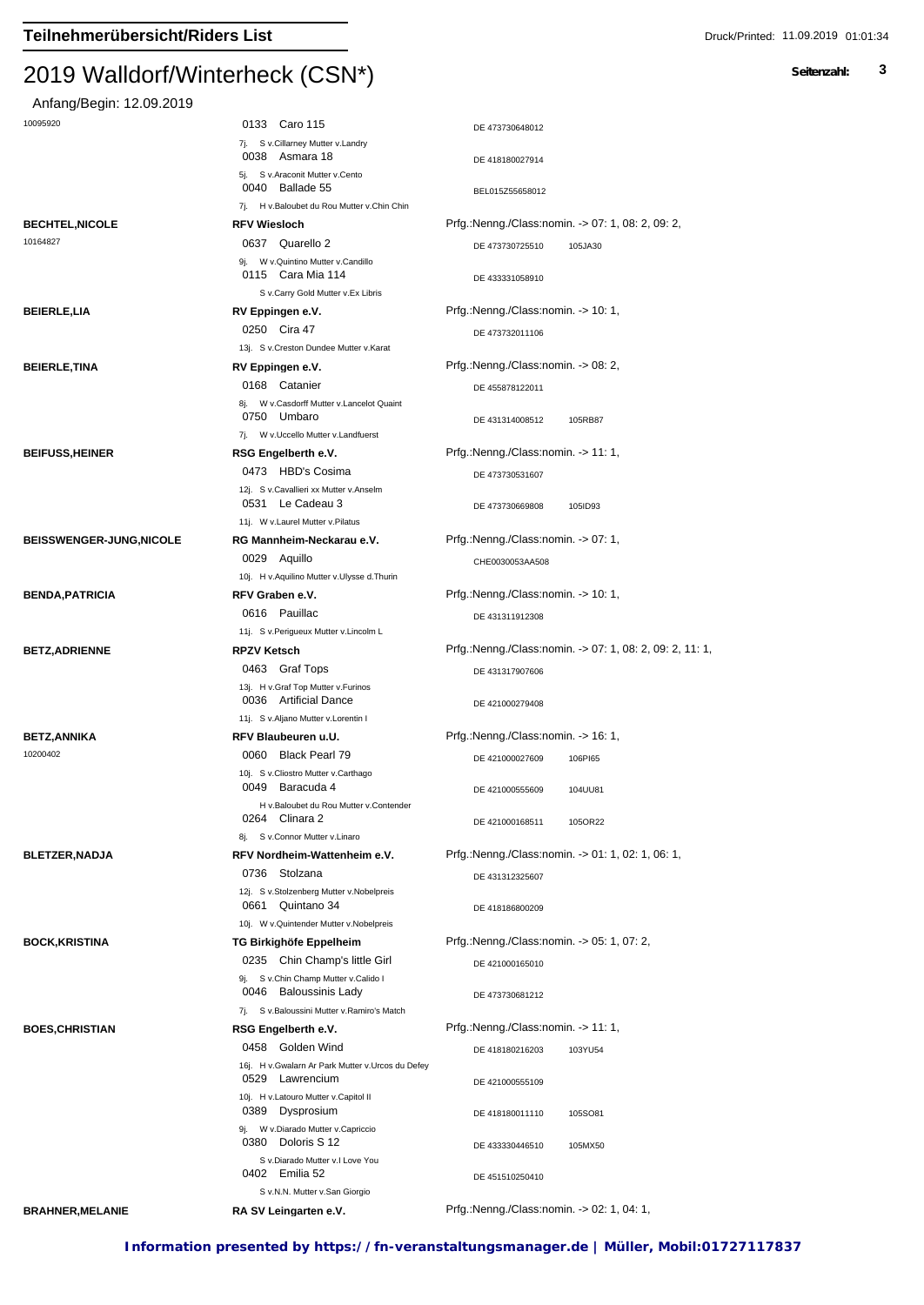# Teilnehmerübersicht/Riders List

Druck/Printed: 11.09.2019 01:01:34

# 2019 Walldorf/Winterheck (CSN*)

Anfang/Begin: 12.09.2019

| Reiter | Verein / Pferd | Prfg. / Nr. |
|---|---|---|
| 10095920 | 0133 Caro 115 | DE 473730648012 |
| | 7j. S v.Cillarney Mutter v.Landry | |
| | 0038 Asmara 18 | DE 418180027914 |
| | 5j. S v.Araconit Mutter v.Cento | |
| | 0040 Ballade 55 | BEL015Z55658012 |
| | 7j. H v.Baloubet du Rou Mutter v.Chin Chin | |
| **BECHTEL,NICOLE** | **RFV Wiesloch** | Prfg.:Nenng./Class:nomin. -> 07: 1, 08: 2, 09: 2, |
| 10164827 | 0637 Quarello 2 | DE 473730725510 105JA30 |
| | 9j. W v.Quintino Mutter v.Candillo | |
| | 0115 Cara Mia 114 | DE 433331058910 |
| | S v.Carry Gold Mutter v.Ex Libris | |
| **BEIERLE,LIA** | **RV Eppingen e.V.** | Prfg.:Nenng./Class:nomin. -> 10: 1, |
| | 0250 Cira 47 | DE 473732011106 |
| | 13j. S v.Creston Dundee Mutter v.Karat | |
| **BEIERLE,TINA** | **RV Eppingen e.V.** | Prfg.:Nenng./Class:nomin. -> 08: 2, |
| | 0168 Catanier | DE 455878122011 |
| | 8j. W v.Casdorff Mutter v.Lancelot Quaint | |
| | 0750 Umbaro | DE 431314008512 105RB87 |
| | 7j. W v.Uccello Mutter v.Landfuerst | |
| **BEIFUSS,HEINER** | **RSG Engelberth e.V.** | Prfg.:Nenng./Class:nomin. -> 11: 1, |
| | 0473 HBD's Cosima | DE 473730531607 |
| | 12j. S v.Cavallieri xx Mutter v.Anselm | |
| | 0531 Le Cadeau 3 | DE 473730669808 105ID93 |
| | 11j. W v.Laurel Mutter v.Pilatus | |
| **BEISSWENGER-JUNG,NICOLE** | **RG Mannheim-Neckarau e.V.** | Prfg.:Nenng./Class:nomin. -> 07: 1, |
| | 0029 Aquillo | CHE0030053AA508 |
| | 10j. H v.Aquilino Mutter v.Ulysse d.Thurin | |
| **BENDA,PATRICIA** | **RFV Graben e.V.** | Prfg.:Nenng./Class:nomin. -> 10: 1, |
| | 0616 Pauillac | DE 431311912308 |
| | 11j. S v.Perigueux Mutter v.Lincolm L | |
| **BETZ,ADRIENNE** | **RPZV Ketsch** | Prfg.:Nenng./Class:nomin. -> 07: 1, 08: 2, 09: 2, 11: 1, |
| | 0463 Graf Tops | DE 431317907606 |
| | 13j. H v.Graf Top Mutter v.Furinos | |
| | 0036 Artificial Dance | DE 421000279408 |
| | 11j. S v.Aljano Mutter v.Lorentin I | |
| **BETZ,ANNIKA** | **RFV Blaubeuren u.U.** | Prfg.:Nenng./Class:nomin. -> 16: 1, |
| 10200402 | 0060 Black Pearl 79 | DE 421000027609 106PI65 |
| | 10j. S v.Cliostro Mutter v.Carthago | |
| | 0049 Baracuda 4 | DE 421000555609 104UU81 |
| | H v.Baloubet du Rou Mutter v.Contender | |
| | 0264 Clinara 2 | DE 421000168511 105OR22 |
| | 8j. S v.Connor Mutter v.Linaro | |
| **BLETZER,NADJA** | **RFV Nordheim-Wattenheim e.V.** | Prfg.:Nenng./Class:nomin. -> 01: 1, 02: 1, 06: 1, |
| | 0736 Stolzana | DE 431312325607 |
| | 12j. S v.Stolzenberg Mutter v.Nobelpreis | |
| | 0661 Quintano 34 | DE 418186800209 |
| | 10j. W v.Quintender Mutter v.Nobelpreis | |
| **BOCK,KRISTINA** | **TG Birkighöfe Eppelheim** | Prfg.:Nenng./Class:nomin. -> 05: 1, 07: 2, |
| | 0235 Chin Champ's little Girl | DE 421000165010 |
| | 9j. S v.Chin Champ Mutter v.Calido I | |
| | 0046 Baloussinis Lady | DE 473730681212 |
| | 7j. S v.Baloussini Mutter v.Ramiro's Match | |
| **BOES,CHRISTIAN** | **RSG Engelberth e.V.** | Prfg.:Nenng./Class:nomin. -> 11: 1, |
| | 0458 Golden Wind | DE 418180216203 103YU54 |
| | 16j. H v.Gwalarn Ar Park Mutter v.Urcos du Defey | |
| | 0529 Lawrencium | DE 421000555109 |
| | 10j. H v.Latouro Mutter v.Capitol II | |
| | 0389 Dysprosium | DE 418180011110 105SO81 |
| | 9j. W v.Diarado Mutter v.Capriccio | |
| | 0380 Doloris S 12 | DE 433330446510 105MX50 |
| | S v.Diarado Mutter v.I Love You | |
| | 0402 Emilia 52 | DE 451510250410 |
| | S v.N.N. Mutter v.San Giorgio | |
| **BRAHNER,MELANIE** | **RA SV Leingarten e.V.** | Prfg.:Nenng./Class:nomin. -> 02: 1, 04: 1, |

**Information presented by https://fn-veranstaltungsmanager.de | Müller, Mobil:01727117837**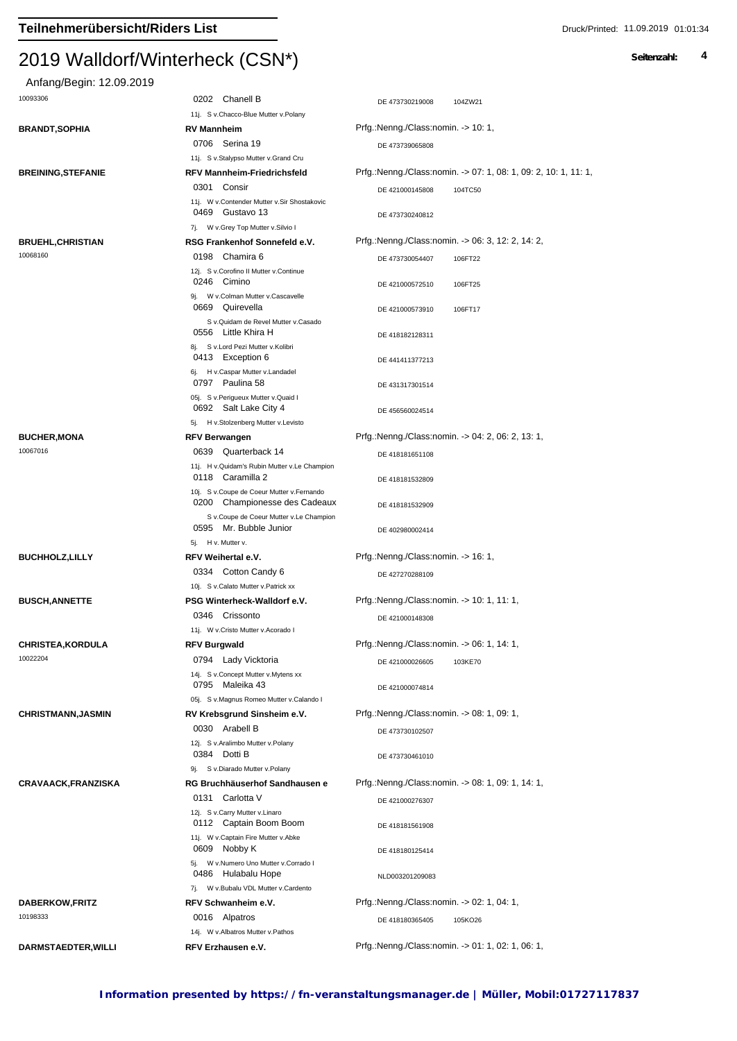## Teilnehmerübersicht/Riders List

Druck/Printed: 11.09.2019 01:01:34

# 2019 Walldorf/Winterheck (CSN*)

Anfang/Begin: 12.09.2019

| Reiter/Rider | Verein/Club / Pferd/Horse | Prfg./Nenng./Class:nomin. / Pass-Nr. |
|---|---|---|
| 10093306 | 0202 Chanell B<br>11j. S v.Chacco-Blue Mutter v.Polany | DE 473730219008 104ZW21 |
| **BRANDT,SOPHIA** | **RV Mannheim** | Prfg.:Nenng./Class:nomin. -> 10: 1, |
| | 0706 Serina 19<br>11j. S v.Stalypso Mutter v.Grand Cru | DE 473739065808 |
| **BREINING,STEFANIE** | **RFV Mannheim-Friedrichsfeld** | Prfg.:Nenng./Class:nomin. -> 07: 1, 08: 1, 09: 2, 10: 1, 11: 1, |
| | 0301 Consir<br>11j. W v.Contender Mutter v.Sir Shostakovic | DE 421000145808 104TC50 |
| | 0469 Gustavo 13<br>7j. W v.Grey Top Mutter v.Silvio I | DE 473730240812 |
| **BRUEHL,CHRISTIAN** | **RSG Frankenhof Sonnefeld e.V.** | Prfg.:Nenng./Class:nomin. -> 06: 3, 12: 2, 14: 2, |
| 10068160 | 0198 Chamira 6<br>12j. S v.Corofino II Mutter v.Continue | DE 473730054407 106FT22 |
| | 0246 Cimino<br>9j. W v.Colman Mutter v.Cascavelle | DE 421000572510 106FT25 |
| | 0669 Quirevella<br>S v.Quidam de Revel Mutter v.Casado | DE 421000573910 106FT17 |
| | 0556 Little Khira H<br>8j. S v.Lord Pezi Mutter v.Kolibri | DE 418182128311 |
| | 0413 Exception 6<br>6j. H v.Caspar Mutter v.Landadel | DE 441411377213 |
| | 0797 Paulina 58<br>05j. S v.Perigueux Mutter v.Quaid I | DE 431317301514 |
| | 0692 Salt Lake City 4<br>5j. H v.Stolzenberg Mutter v.Levisto | DE 456560024514 |
| **BUCHER,MONA** | **RFV Berwangen** | Prfg.:Nenng./Class:nomin. -> 04: 2, 06: 2, 13: 1, |
| 10067016 | 0639 Quarterback 14<br>11j. H v.Quidam's Rubin Mutter v.Le Champion | DE 418181651108 |
| | 0118 Caramilla 2<br>10j. S v.Coupe de Coeur Mutter v.Fernando | DE 418181532809 |
| | 0200 Championesse des Cadeaux<br>S v.Coupe de Coeur Mutter v.Le Champion | DE 418181532909 |
| | 0595 Mr. Bubble Junior<br>5j. H v. Mutter v. | DE 402980002414 |
| **BUCHHOLZ,LILLY** | **RFV Weihertal e.V.** | Prfg.:Nenng./Class:nomin. -> 16: 1, |
| | 0334 Cotton Candy 6<br>10j. S v.Calato Mutter v.Patrick xx | DE 427270288109 |
| **BUSCH,ANNETTE** | **PSG Winterheck-Walldorf e.V.** | Prfg.:Nenng./Class:nomin. -> 10: 1, 11: 1, |
| | 0346 Crissonto<br>11j. W v.Cristo Mutter v.Acorado I | DE 421000148308 |
| **CHRISTEA,KORDULA** | **RFV Burgwald** | Prfg.:Nenng./Class:nomin. -> 06: 1, 14: 1, |
| 10022204 | 0794 Lady Vicktoria<br>14j. S v.Concept Mutter v.Mytens xx | DE 421000026605 103KE70 |
| | 0795 Maleika 43<br>05j. S v.Magnus Romeo Mutter v.Calando I | DE 421000074814 |
| **CHRISTMANN,JASMIN** | **RV Krebsgrund Sinsheim e.V.** | Prfg.:Nenng./Class:nomin. -> 08: 1, 09: 1, |
| | 0030 Arabell B<br>12j. S v.Aralimbo Mutter v.Polany | DE 473730102507 |
| | 0384 Dotti B<br>9j. S v.Diarado Mutter v.Polany | DE 473730461010 |
| **CRAVAACK,FRANZISKA** | **RG Bruchhäuserhof Sandhausen e** | Prfg.:Nenng./Class:nomin. -> 08: 1, 09: 1, 14: 1, |
| | 0131 Carlotta V<br>12j. S v.Carry Mutter v.Linaro | DE 421000276307 |
| | 0112 Captain Boom Boom<br>11j. W v.Captain Fire Mutter v.Abke | DE 418181561908 |
| | 0609 Nobby K<br>5j. W v.Numero Uno Mutter v.Corrado I | DE 418180125414 |
| | 0486 Hulabalu Hope<br>7j. W v.Bubalu VDL Mutter v.Cardento | NLD003201209083 |
| **DABERKOW,FRITZ** | **RFV Schwanheim e.V.** | Prfg.:Nenng./Class:nomin. -> 02: 1, 04: 1, |
| 10198333 | 0016 Alpatros<br>14j. W v.Albatros Mutter v.Pathos | DE 418180365405 105KO26 |
| **DARMSTAEDTER,WILLI** | **RFV Erzhausen e.V.** | Prfg.:Nenng./Class:nomin. -> 01: 1, 02: 1, 06: 1, |

**Information presented by https://fn-veranstaltungsmanager.de | Müller, Mobil:01727117837**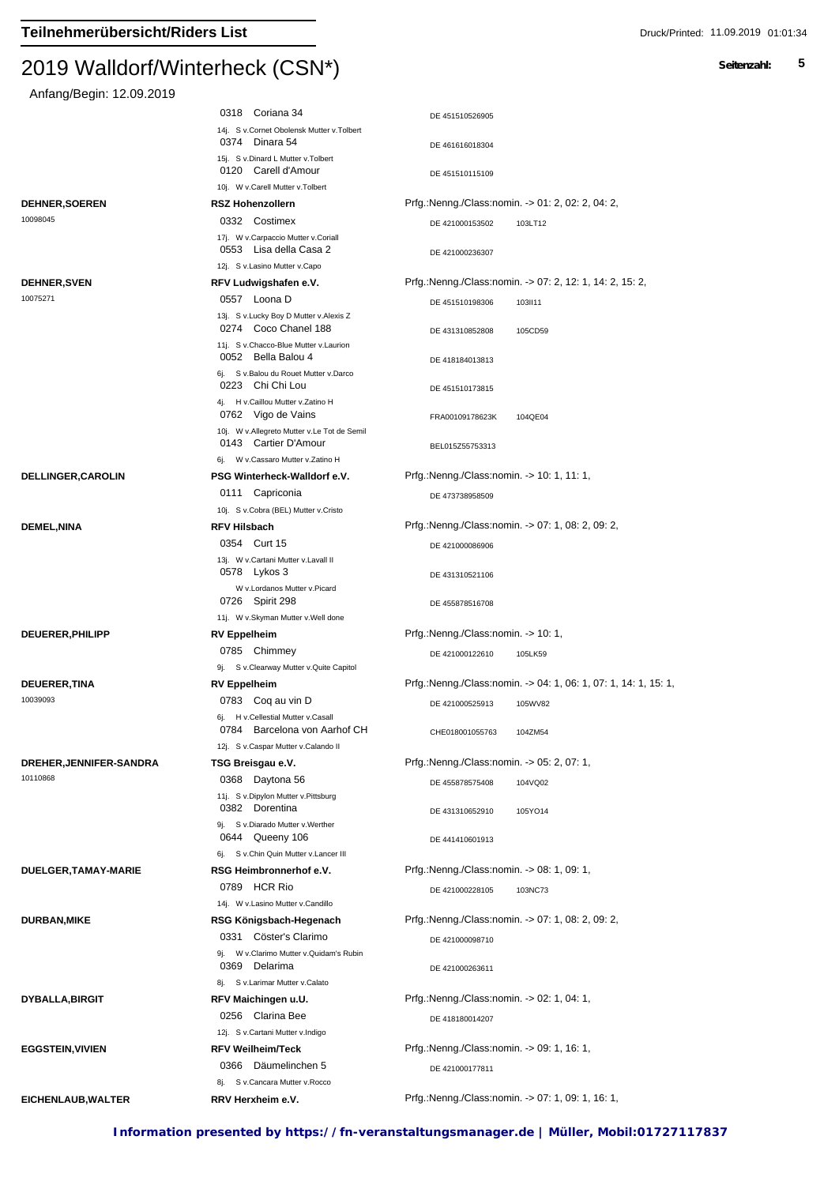# 2019 Walldorf/Winterheck (CSN*)

Anfang/Begin: 12.09.2019

| Reiter | Verein / Pferd | Prfg. / Nummer |
|---|---|---|
| | 0318 Coriana 34 | DE 451510526905 |
| | 14j. S v.Cornet Obolensk Mutter v.Tolbert | |
| | 0374 Dinara 54 | DE 461616018304 |
| | 15j. S v.Dinard L Mutter v.Tolbert | |
| | 0120 Carell d'Amour | DE 451510115109 |
| | 10j. W v.Carell Mutter v.Tolbert | |
| **DEHNER,SOEREN** | **RSZ Hohenzollern** | Prfg.:Nenng./Class:nomin. -> 01: 2, 02: 2, 04: 2, |
| 10098045 | 0332 Costimex | DE 421000153502 103LT12 |
| | 17j. W v.Carpaccio Mutter v.Coriall | |
| | 0553 Lisa della Casa 2 | DE 421000236307 |
| | 12j. S v.Lasino Mutter v.Capo | |
| **DEHNER,SVEN** | **RFV Ludwigshafen e.V.** | Prfg.:Nenng./Class:nomin. -> 07: 2, 12: 1, 14: 2, 15: 2, |
| 10075271 | 0557 Loona D | DE 451510198306 103II11 |
| | 13j. S v.Lucky Boy D Mutter v.Alexis Z | |
| | 0274 Coco Chanel 188 | DE 431310852808 105CD59 |
| | 11j. S v.Chacco-Blue Mutter v.Laurion | |
| | 0052 Bella Balou 4 | DE 418184013813 |
| | 6j. S v.Balou du Rouet Mutter v.Darco | |
| | 0223 Chi Chi Lou | DE 451510173815 |
| | 4j. H v.Caillou Mutter v.Zatino H | |
| | 0762 Vigo de Vains | FRA00109178623K 104QE04 |
| | 10j. W v.Allegreto Mutter v.Le Tot de Semil | |
| | 0143 Cartier D'Amour | BEL015Z55753313 |
| | 6j. W v.Cassaro Mutter v.Zatino H | |
| **DELLINGER,CAROLIN** | **PSG Winterheck-Walldorf e.V.** | Prfg.:Nenng./Class:nomin. -> 10: 1, 11: 1, |
| | 0111 Capriconia | DE 473738958509 |
| | 10j. S v.Cobra (BEL) Mutter v.Cristo | |
| **DEMEL,NINA** | **RFV Hilsbach** | Prfg.:Nenng./Class:nomin. -> 07: 1, 08: 2, 09: 2, |
| | 0354 Curt 15 | DE 421000086906 |
| | 13j. W v.Cartani Mutter v.Lavall II | |
| | 0578 Lykos 3 | DE 431310521106 |
| | W v.Lordanos Mutter v.Picard | |
| | 0726 Spirit 298 | DE 455878516708 |
| | 11j. W v.Skyman Mutter v.Well done | |
| **DEUERER,PHILIPP** | **RV Eppelheim** | Prfg.:Nenng./Class:nomin. -> 10: 1, |
| | 0785 Chimmey | DE 421000122610 105LK59 |
| | 9j. S v.Clearway Mutter v.Quite Capitol | |
| **DEUERER,TINA** | **RV Eppelheim** | Prfg.:Nenng./Class:nomin. -> 04: 1, 06: 1, 07: 1, 14: 1, 15: 1, |
| 10039093 | 0783 Coq au vin D | DE 421000525913 105WV82 |
| | 6j. H v.Cellestial Mutter v.Casall | |
| | 0784 Barcelona von Aarhof CH | CHE018001055763 104ZM54 |
| | 12j. S v.Caspar Mutter v.Calando II | |
| **DREHER,JENNIFER-SANDRA** | **TSG Breisgau e.V.** | Prfg.:Nenng./Class:nomin. -> 05: 2, 07: 1, |
| 10110868 | 0368 Daytona 56 | DE 455878575408 104VQ02 |
| | 11j. S v.Dipylon Mutter v.Pittsburg | |
| | 0382 Dorentina | DE 431310652910 105YO14 |
| | 9j. S v.Diarado Mutter v.Werther | |
| | 0644 Queeny 106 | DE 441410601913 |
| | 6j. S v.Chin Quin Mutter v.Lancer III | |
| **DUELGER,TAMAY-MARIE** | **RSG Heimbronnerhof e.V.** | Prfg.:Nenng./Class:nomin. -> 08: 1, 09: 1, |
| | 0789 HCR Rio | DE 421000228105 103NC73 |
| | 14j. W v.Lasino Mutter v.Candillo | |
| **DURBAN,MIKE** | **RSG Königsbach-Hegenach** | Prfg.:Nenng./Class:nomin. -> 07: 1, 08: 2, 09: 2, |
| | 0331 Cöster's Clarimo | DE 421000098710 |
| | 9j. W v.Clarimo Mutter v.Quidam's Rubin | |
| | 0369 Delarima | DE 421000263611 |
| | 8j. S v.Larimar Mutter v.Calato | |
| **DYBALLA,BIRGIT** | **RFV Maichingen u.U.** | Prfg.:Nenng./Class:nomin. -> 02: 1, 04: 1, |
| | 0256 Clarina Bee | DE 418180014207 |
| | 12j. S v.Cartani Mutter v.Indigo | |
| **EGGSTEIN,VIVIEN** | **RFV Weilheim/Teck** | Prfg.:Nenng./Class:nomin. -> 09: 1, 16: 1, |
| | 0366 Däumelinchen 5 | DE 421000177811 |
| | 8j. S v.Cancara Mutter v.Rocco | |
| **EICHENLAUB,WALTER** | **RRV Herxheim e.V.** | Prfg.:Nenng./Class:nomin. -> 07: 1, 09: 1, 16: 1, |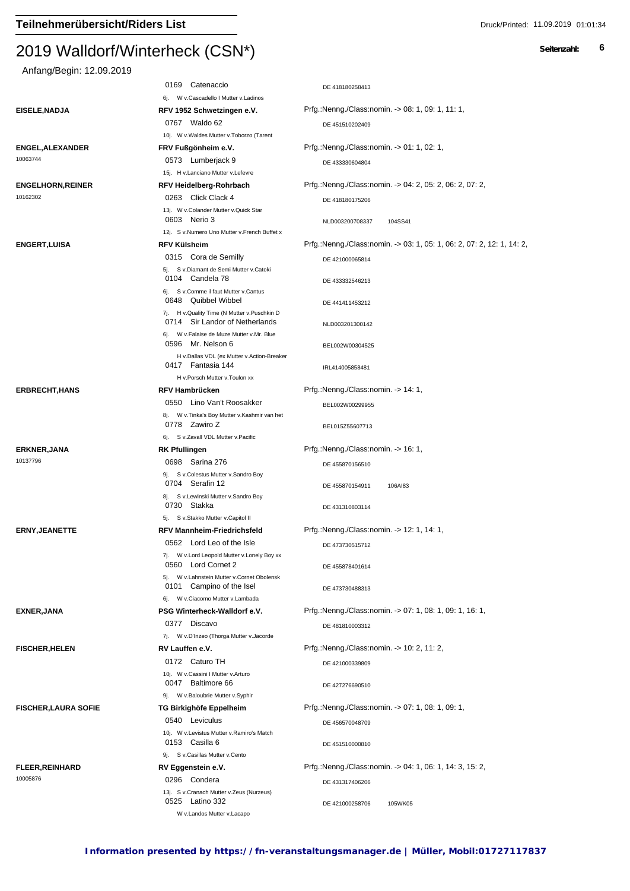# 2019 Walldorf/Winterheck (CSN*)

Anfang/Begin: 12.09.2019

| Reiter | Verein / Pferd | Nennungen / Pferdenummer |
|---|---|---|
| | 0169 Catenaccio | DE 418180258413 |
| | 6j. W v.Cascadello I Mutter v.Ladinos | |
| **EISELE,NADJA** | **RFV 1952 Schwetzingen e.V.** | Prfg.:Nenng./Class:nomin. -> 08: 1, 09: 1, 11: 1, |
| | 0767 Waldo 62 | DE 451510202409 |
| | 10j. W v.Waldes Mutter v.Toborzo (Tarent | |
| **ENGEL,ALEXANDER** | **FRV Fußgönheim e.V.** | Prfg.:Nenng./Class:nomin. -> 01: 1, 02: 1, |
| 10063744 | 0573 Lumberjack 9 | DE 433330604804 |
| | 15j. H v.Lanciano Mutter v.Lefevre | |
| **ENGELHORN,REINER** | **RFV Heidelberg-Rohrbach** | Prfg.:Nenng./Class:nomin. -> 04: 2, 05: 2, 06: 2, 07: 2, |
| 10162302 | 0263 Click Clack 4 | DE 418180175206 |
| | 13j. W v.Colander Mutter v.Quick Star | |
| | 0603 Nerio 3 | NLD003200708337 104SS41 |
| | 12j. S v.Numero Uno Mutter v.French Buffet x | |
| **ENGERT,LUISA** | **RFV Külsheim** | Prfg.:Nenng./Class:nomin. -> 03: 1, 05: 1, 06: 2, 07: 2, 12: 1, 14: 2, |
| | 0315 Cora de Semilly | DE 421000065814 |
| | 5j. S v.Diamant de Semi Mutter v.Catoki | |
| | 0104 Candela 78 | DE 433332546213 |
| | 6j. S v.Comme il faut Mutter v.Cantus | |
| | 0648 Quibbel Wibbel | DE 441411453212 |
| | 7j. H v.Quality Time (N Mutter v.Puschkin D | |
| | 0714 Sir Landor of Netherlands | NLD003201300142 |
| | 6j. W v.Falaise de Muze Mutter v.Mr. Blue | |
| | 0596 Mr. Nelson 6 | BEL002W00304525 |
| | H v.Dallas VDL (ex Mutter v.Action-Breaker | |
| | 0417 Fantasia 144 | IRL414005858481 |
| | H v.Porsch Mutter v.Toulon xx | |
| **ERBRECHT,HANS** | **RFV Hambrücken** | Prfg.:Nenng./Class:nomin. -> 14: 1, |
| | 0550 Lino Van't Roosakker | BEL002W00299955 |
| | 8j. W v.Tinka's Boy Mutter v.Kashmir van het | |
| | 0778 Zawiro Z | BEL015Z55607713 |
| | 6j. S v.Zavall VDL Mutter v.Pacific | |
| **ERKNER,JANA** | **RK Pfullingen** | Prfg.:Nenng./Class:nomin. -> 16: 1, |
| 10137796 | 0698 Sarina 276 | DE 455870156510 |
| | 9j. S v.Colestus Mutter v.Sandro Boy | |
| | 0704 Serafin 12 | DE 455870154911 106AI83 |
| | 8j. S v.Lewinski Mutter v.Sandro Boy | |
| | 0730 Stakka | DE 431310803114 |
| | 5j. S v.Stakko Mutter v.Capitol II | |
| **ERNY,JEANETTE** | **RFV Mannheim-Friedrichsfeld** | Prfg.:Nenng./Class:nomin. -> 12: 1, 14: 1, |
| | 0562 Lord Leo of the Isle | DE 473730515712 |
| | 7j. W v.Lord Leopold Mutter v.Lonely Boy xx | |
| | 0560 Lord Cornet 2 | DE 455878401614 |
| | 5j. W v.Lahnstein Mutter v.Cornet Obolensk | |
| | 0101 Campino of the Isel | DE 473730488313 |
| | 6j. W v.Ciacomo Mutter v.Lambada | |
| **EXNER,JANA** | **PSG Winterheck-Walldorf e.V.** | Prfg.:Nenng./Class:nomin. -> 07: 1, 08: 1, 09: 1, 16: 1, |
| | 0377 Discavo | DE 481810003312 |
| | 7j. W v.D'Inzeo (Thorga Mutter v.Jacorde | |
| **FISCHER,HELEN** | **RV Lauffen e.V.** | Prfg.:Nenng./Class:nomin. -> 10: 2, 11: 2, |
| | 0172 Caturo TH | DE 421000339809 |
| | 10j. W v.Cassini I Mutter v.Arturo | |
| | 0047 Baltimore 66 | DE 427276690510 |
| | 9j. W v.Baloubrie Mutter v.Syphir | |
| **FISCHER,LAURA SOFIE** | **TG Birkighöfe Eppelheim** | Prfg.:Nenng./Class:nomin. -> 07: 1, 08: 1, 09: 1, |
| | 0540 Leviculus | DE 456570048709 |
| | 10j. W v.Levistus Mutter v.Ramiro's Match | |
| | 0153 Casilla 6 | DE 451510000810 |
| | 9j. S v.Casillas Mutter v.Cento | |
| **FLEER,REINHARD** | **RV Eggenstein e.V.** | Prfg.:Nenng./Class:nomin. -> 04: 1, 06: 1, 14: 3, 15: 2, |
| 10005876 | 0296 Condera | DE 431317406206 |
| | 13j. S v.Cranach Mutter v.Zeus (Nurzeus) | |
| | 0525 Latino 332 | DE 421000258706 105WK05 |
| | W v.Landos Mutter v.Lacapo | |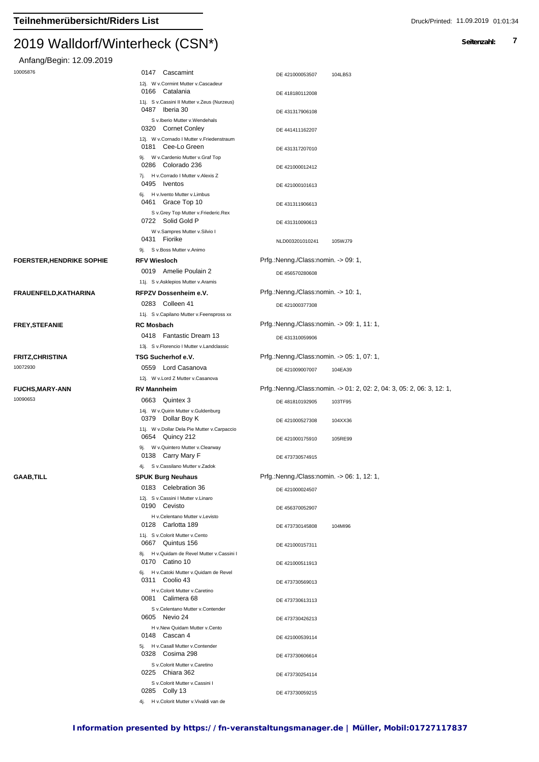# 2019 Walldorf/Winterheck (CSN*)

Anfang/Begin: 12.09.2019

10005876

0147 Cascamint — DE 421000053507 — 104LB53
12j. W v.Cormint Mutter v.Cascadeur

0166 Catalania — DE 418180112008
11j. S v.Cassini II Mutter v.Zeus (Nurzeus)

0487 Iberia 30 — DE 431317906108
S v.Iberio Mutter v.Wendehals

0320 Cornet Conley — DE 441411162207
12j. W v.Cornado I Mutter v.Friedenstraum

0181 Cee-Lo Green — DE 431317207010
9j. W v.Cardenio Mutter v.Graf Top

0286 Colorado 236 — DE 421000012412
7j. H v.Corrado I Mutter v.Alexis Z

0495 Iventos — DE 421000101613
6j. H v.Ivento Mutter v.Limbus

0461 Grace Top 10 — DE 431311906613
S v.Grey Top Mutter v.Friederic.Rex

0722 Solid Gold P — DE 431310090613
W v.Sampres Mutter v.Silvio I

0431 Fiorike — NLD003201010241 — 105WJ79
9j. S v.Boss Mutter v.Animo

**FOERSTER,HENDRIKE SOPHIE** — **RFV Wiesloch** — Prfg.:Nenng./Class:nomin. -> 09: 1,

0019 Amelie Poulain 2 — DE 456570280608
11j. S v.Asklepios Mutter v.Aramis

**FRAUENFELD,KATHARINA** — **RFPZV Dossenheim e.V.** — Prfg.:Nenng./Class:nomin. -> 10: 1,

0283 Colleen 41 — DE 421000377308
11j. S v.Capilano Mutter v.Feenspross xx

**FREY,STEFANIE** — **RC Mosbach** — Prfg.:Nenng./Class:nomin. -> 09: 1, 11: 1,

0418 Fantastic Dream 13 — DE 431310059906
13j. S v.Florencio I Mutter v.Landclassic

**FRITZ,CHRISTINA** — **TSG Sucherhof e.V.** — Prfg.:Nenng./Class:nomin. -> 05: 1, 07: 1,

10072930

0559 Lord Casanova — DE 421009007007 — 104EA39
12j. W v.Lord Z Mutter v.Casanova

**FUCHS,MARY-ANN** — **RV Mannheim** — Prfg.:Nenng./Class:nomin. -> 01: 2, 02: 2, 04: 3, 05: 2, 06: 3, 12: 1,

10090653

0663 Quintex 3 — DE 481810192905 — 103TF95
14j. W v.Quirin Mutter v.Guldenburg

0379 Dollar Boy K — DE 421000527308 — 104XX36
11j. W v.Dollar Dela Pie Mutter v.Carpaccio

0654 Quincy 212 — DE 421000175910 — 105RE99
9j. W v.Quintero Mutter v.Clearway

0138 Carry Mary F — DE 473730574915
4j. S v.Cassilano Mutter v.Zadok

**GAAB,TILL** — **SPUK Burg Neuhaus** — Prfg.:Nenng./Class:nomin. -> 06: 1, 12: 1,

0183 Celebration 36 — DE 421000024507
12j. S v.Cassini I Mutter v.Linaro

0190 Cevisto — DE 456370052907
H v.Celentano Mutter v.Levisto

0128 Carlotta 189 — DE 473730145808 — 104MI96
11j. S v.Colorit Mutter v.Cento

0667 Quintus 156 — DE 421000157311
8j. H v.Quidam de Revel Mutter v.Cassini I

0170 Catino 10 — DE 421000511913
6j. H v.Catoki Mutter v.Quidam de Revel

0311 Coolio 43 — DE 473730569013
H v.Colorit Mutter v.Caretino

0081 Calimera 68 — DE 473730613113
S v.Celentano Mutter v.Contender

0605 Nevio 24 — DE 473730426213
H v.New Quidam Mutter v.Cento

0148 Cascan 4 — DE 421000539114
5j. H v.Casall Mutter v.Contender

0328 Cosima 298 — DE 473730606614
S v.Colorit Mutter v.Caretino

0225 Chiara 362 — DE 473730254114
S v.Colorit Mutter v.Cassini I

0285 Colly 13 — DE 473730059215
4j. H v.Colorit Mutter v.Vivaldi van de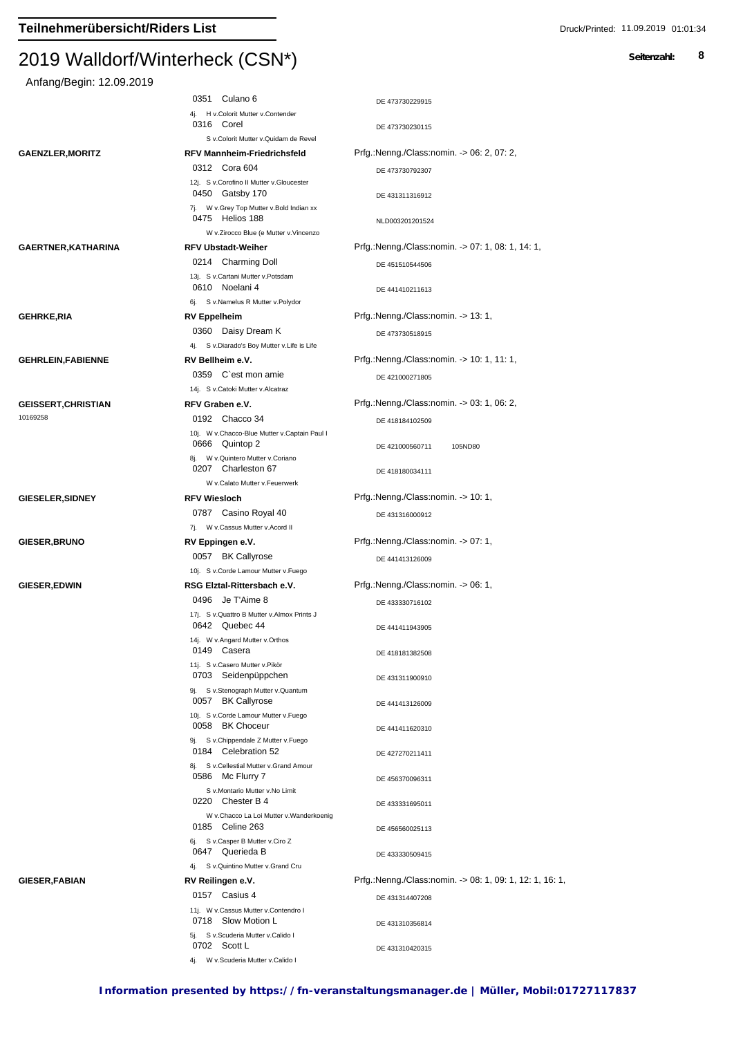# Teilnehmerübersicht/Riders List

## 2019 Walldorf/Winterheck (CSN*)

Anfang/Begin: 12.09.2019

| Reiter | Verein / Pferd | Info |
|---|---|---|
| | 0351 Culano 6 | DE 473730229915 |
| | 4j. H v.Colorit Mutter v.Contender | |
| | 0316 Corel | DE 473730230115 |
| | S v.Colorit Mutter v.Quidam de Revel | |
| **GAENZLER,MORITZ** | **RFV Mannheim-Friedrichsfeld** | Prfg.:Nenng./Class:nomin. -> 06: 2, 07: 2, |
| | 0312 Cora 604 | DE 473730792307 |
| | 12j. S v.Corofino II Mutter v.Gloucester | |
| | 0450 Gatsby 170 | DE 431311316912 |
| | 7j. W v.Grey Top Mutter v.Bold Indian xx | |
| | 0475 Helios 188 | NLD003201201524 |
| | W v.Zirocco Blue (e Mutter v.Vincenzo | |
| **GAERTNER,KATHARINA** | **RFV Ubstadt-Weiher** | Prfg.:Nenng./Class:nomin. -> 07: 1, 08: 1, 14: 1, |
| | 0214 Charming Doll | DE 451510544506 |
| | 13j. S v.Cartani Mutter v.Potsdam | |
| | 0610 Noelani 4 | DE 441410211613 |
| | 6j. S v.Namelus R Mutter v.Polydor | |
| **GEHRKE,RIA** | **RV Eppelheim** | Prfg.:Nenng./Class:nomin. -> 13: 1, |
| | 0360 Daisy Dream K | DE 473730518915 |
| | 4j. S v.Diarado's Boy Mutter v.Life is Life | |
| **GEHRLEIN,FABIENNE** | **RV Bellheim e.V.** | Prfg.:Nenng./Class:nomin. -> 10: 1, 11: 1, |
| | 0359 C`est mon amie | DE 421000271805 |
| | 14j. S v.Catoki Mutter v.Alcatraz | |
| **GEISSERT,CHRISTIAN** | **RFV Graben e.V.** | Prfg.:Nenng./Class:nomin. -> 03: 1, 06: 2, |
| 10169258 | 0192 Chacco 34 | DE 418184102509 |
| | 10j. W v.Chacco-Blue Mutter v.Captain Paul I | |
| | 0666 Quintop 2 | DE 421000560711 105ND80 |
| | 8j. W v.Quintero Mutter v.Coriano | |
| | 0207 Charleston 67 | DE 418180034111 |
| | W v.Calato Mutter v.Feuerwerk | |
| **GIESELER,SIDNEY** | **RFV Wiesloch** | Prfg.:Nenng./Class:nomin. -> 10: 1, |
| | 0787 Casino Royal 40 | DE 431316000912 |
| | 7j. W v.Cassus Mutter v.Acord II | |
| **GIESER,BRUNO** | **RV Eppingen e.V.** | Prfg.:Nenng./Class:nomin. -> 07: 1, |
| | 0057 BK Callyrose | DE 441413126009 |
| | 10j. S v.Corde Lamour Mutter v.Fuego | |
| **GIESER,EDWIN** | **RSG Elztal-Rittersbach e.V.** | Prfg.:Nenng./Class:nomin. -> 06: 1, |
| | 0496 Je T'Aime 8 | DE 433330716102 |
| | 17j. S v.Quattro B Mutter v.Almox Prints J | |
| | 0642 Quebec 44 | DE 441411943905 |
| | 14j. W v.Angard Mutter v.Orthos | |
| | 0149 Casera | DE 418181382508 |
| | 11j. S v.Casero Mutter v.Pikör | |
| | 0703 Seidenpüppchen | DE 431311900910 |
| | 9j. S v.Stenograph Mutter v.Quantum | |
| | 0057 BK Callyrose | DE 441413126009 |
| | 10j. S v.Corde Lamour Mutter v.Fuego | |
| | 0058 BK Choceur | DE 441411620310 |
| | 9j. S v.Chippendale Z Mutter v.Fuego | |
| | 0184 Celebration 52 | DE 427270211411 |
| | 8j. S v.Cellestial Mutter v.Grand Amour | |
| | 0586 Mc Flurry 7 | DE 456370096311 |
| | S v.Montario Mutter v.No Limit | |
| | 0220 Chester B 4 | DE 433331695011 |
| | W v.Chacco La Loi Mutter v.Wanderkoenig | |
| | 0185 Celine 263 | DE 456560025113 |
| | 6j. S v.Casper B Mutter v.Ciro Z | |
| | 0647 Querieda B | DE 433330509415 |
| | 4j. S v.Quintino Mutter v.Grand Cru | |
| **GIESER,FABIAN** | **RV Reilingen e.V.** | Prfg.:Nenng./Class:nomin. -> 08: 1, 09: 1, 12: 1, 16: 1, |
| | 0157 Casius 4 | DE 431314407208 |
| | 11j. W v.Cassus Mutter v.Contendro I | |
| | 0718 Slow Motion L | DE 431310356814 |
| | 5j. S v.Scuderia Mutter v.Calido I | |
| | 0702 Scott L | DE 431310420315 |
| | 4j. W v.Scuderia Mutter v.Calido I | |

**Information presented by https://fn-veranstaltungsmanager.de | Müller, Mobil:01727117837**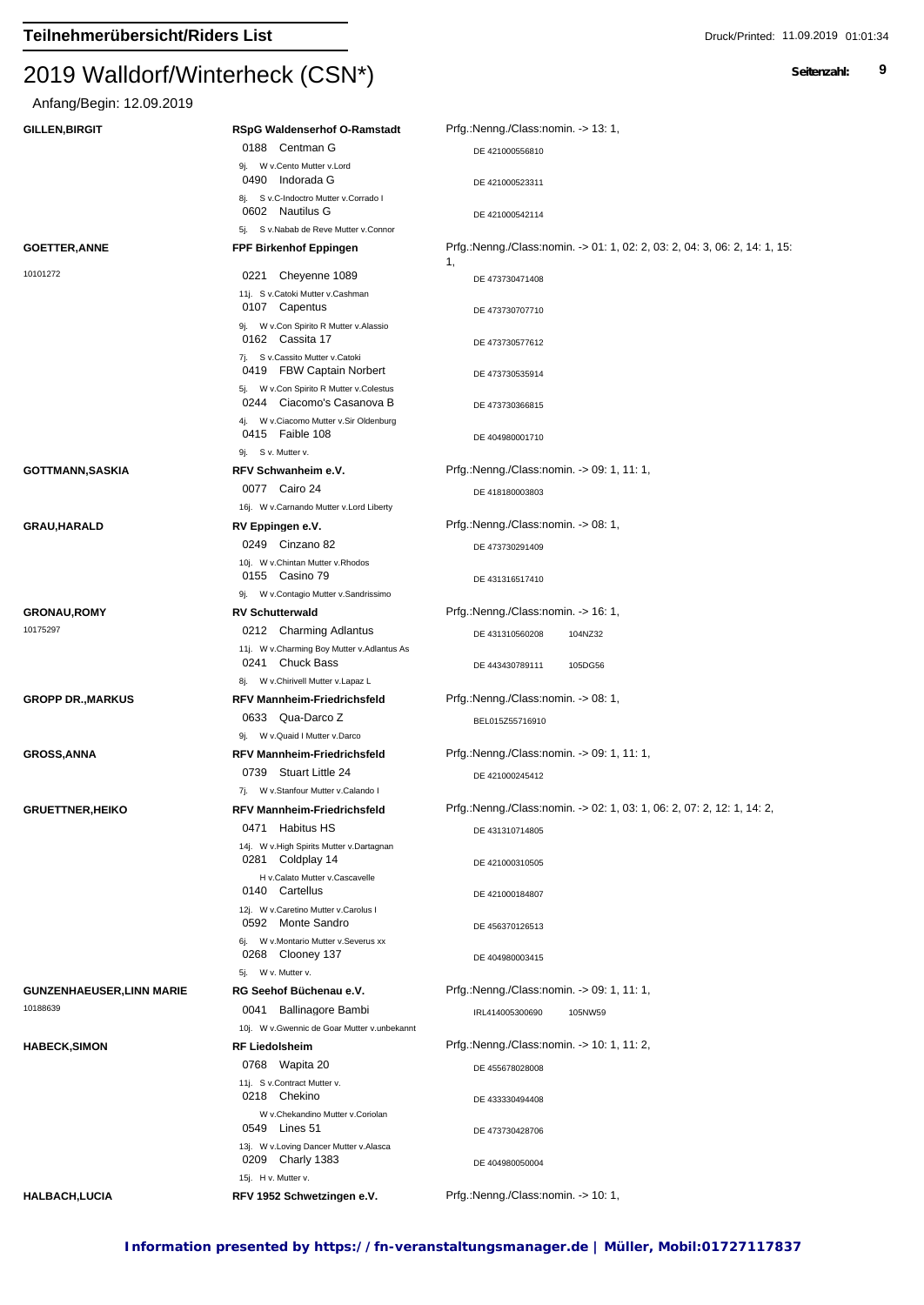# Teilnehmerübersicht/Riders List

## 2019 Walldorf/Winterheck (CSN*)

Anfang/Begin: 12.09.2019

| Reiter/Rider | Verein/Club / Pferd/Horse | Info |
|---|---|---|
| **GILLEN,BIRGIT** | **RSpG Waldenserhof O-Ramstadt** | Prfg.:Nenng./Class:nomin. -> 13: 1, |
| | 0188 Centman G<br>9j. W v.Cento Mutter v.Lord | DE 421000556810 |
| | 0490 Indorada G<br>8j. S v.C-Indoctro Mutter v.Corrado I | DE 421000523311 |
| | 0602 Nautilus G<br>5j. S v.Nabab de Reve Mutter v.Connor | DE 421000542114 |
| **GOETTER,ANNE**<br>10101272 | **FPF Birkenhof Eppingen** | Prfg.:Nenng./Class:nomin. -> 01: 1, 02: 2, 03: 2, 04: 3, 06: 2, 14: 1, 15: 1, |
| | 0221 Cheyenne 1089<br>11j. S v.Catoki Mutter v.Cashman | DE 473730471408 |
| | 0107 Capentus<br>9j. W v.Con Spirito R Mutter v.Alassio | DE 473730707710 |
| | 0162 Cassita 17<br>7j. S v.Cassito Mutter v.Catoki | DE 473730577612 |
| | 0419 FBW Captain Norbert<br>5j. W v.Con Spirito R Mutter v.Colestus | DE 473730535914 |
| | 0244 Ciacomo's Casanova B<br>4j. W v.Ciacomo Mutter v.Sir Oldenburg | DE 473730366815 |
| | 0415 Faible 108<br>9j. S v. Mutter v. | DE 404980001710 |
| **GOTTMANN,SASKIA** | **RFV Schwanheim e.V.** | Prfg.:Nenng./Class:nomin. -> 09: 1, 11: 1, |
| | 0077 Cairo 24<br>16j. W v.Carnando Mutter v.Lord Liberty | DE 418180003803 |
| **GRAU,HARALD** | **RV Eppingen e.V.** | Prfg.:Nenng./Class:nomin. -> 08: 1, |
| | 0249 Cinzano 82<br>10j. W v.Chintan Mutter v.Rhodos | DE 473730291409 |
| | 0155 Casino 79<br>9j. W v.Contagio Mutter v.Sandrissimo | DE 431316517410 |
| **GRONAU,ROMY**<br>10175297 | **RV Schutterwald** | Prfg.:Nenng./Class:nomin. -> 16: 1, |
| | 0212 Charming Adlantus<br>11j. W v.Charming Boy Mutter v.Adlantus As | DE 431310560208 104NZ32 |
| | 0241 Chuck Bass<br>8j. W v.Chirivell Mutter v.Lapaz L | DE 443430789111 105DG56 |
| **GROPP DR.,MARKUS** | **RFV Mannheim-Friedrichsfeld** | Prfg.:Nenng./Class:nomin. -> 08: 1, |
| | 0633 Qua-Darco Z<br>9j. W v.Quaid I Mutter v.Darco | BEL015Z55716910 |
| **GROSS,ANNA** | **RFV Mannheim-Friedrichsfeld** | Prfg.:Nenng./Class:nomin. -> 09: 1, 11: 1, |
| | 0739 Stuart Little 24<br>7j. W v.Stanfour Mutter v.Calando I | DE 421000245412 |
| **GRUETTNER,HEIKO** | **RFV Mannheim-Friedrichsfeld** | Prfg.:Nenng./Class:nomin. -> 02: 1, 03: 1, 06: 2, 07: 2, 12: 1, 14: 2, |
| | 0471 Habitus HS<br>14j. W v.High Spirits Mutter v.Dartagnan | DE 431310714805 |
| | 0281 Coldplay 14<br>H v.Calato Mutter v.Cascavelle | DE 421000310505 |
| | 0140 Cartellus<br>12j. W v.Caretino Mutter v.Carolus I | DE 421000184807 |
| | 0592 Monte Sandro<br>6j. W v.Montario Mutter v.Severus xx | DE 456370126513 |
| | 0268 Clooney 137<br>5j. W v. Mutter v. | DE 404980003415 |
| **GUNZENHAEUSER,LINN MARIE**<br>10188639 | **RG Seehof Büchenau e.V.** | Prfg.:Nenng./Class:nomin. -> 09: 1, 11: 1, |
| | 0041 Ballinagore Bambi<br>10j. W v.Gwennic de Goar Mutter v.unbekannt | IRL414005300690 105NW59 |
| **HABECK,SIMON** | **RF Liedolsheim** | Prfg.:Nenng./Class:nomin. -> 10: 1, 11: 2, |
| | 0768 Wapita 20<br>11j. S v.Contract Mutter v. | DE 455678028008 |
| | 0218 Chekino<br>W v.Chekandino Mutter v.Coriolan | DE 433330494408 |
| | 0549 Lines 51<br>13j. W v.Loving Dancer Mutter v.Alasca | DE 473730428706 |
| | 0209 Charly 1383<br>15j. H v. Mutter v. | DE 404980050004 |
| **HALBACH,LUCIA** | **RFV 1952 Schwetzingen e.V.** | Prfg.:Nenng./Class:nomin. -> 10: 1, |

**Information presented by https://fn-veranstaltungsmanager.de | Müller, Mobil:01727117837**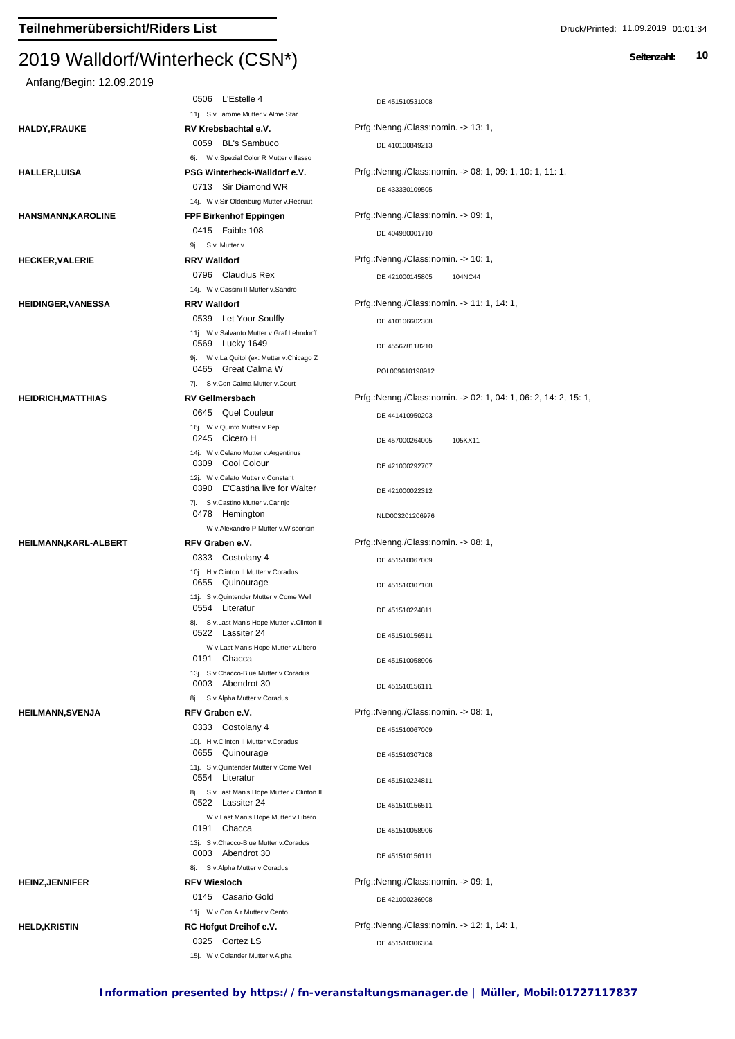## Teilnehmerübersicht/Riders List

# 2019 Walldorf/Winterheck (CSN*)

Anfang/Begin: 12.09.2019

| Reiter | Verein / Pferd | Nennung / Lebensnummer |
|---|---|---|
| | 0506 L'Estelle 4 | DE 451510531008 |
| | 11j. S v.Larome Mutter v.Alme Star | |
| **HALDY,FRAUKE** | **RV Krebsbachtal e.V.** | Prfg.:Nenng./Class:nomin. -> 13: 1, |
| | 0059 BL's Sambuco | DE 410100849213 |
| | 6j. W v.Spezial Color R Mutter v.Ilasso | |
| **HALLER,LUISA** | **PSG Winterheck-Walldorf e.V.** | Prfg.:Nenng./Class:nomin. -> 08: 1, 09: 1, 10: 1, 11: 1, |
| | 0713 Sir Diamond WR | DE 433330109505 |
| | 14j. W v.Sir Oldenburg Mutter v.Recruut | |
| **HANSMANN,KAROLINE** | **FPF Birkenhof Eppingen** | Prfg.:Nenng./Class:nomin. -> 09: 1, |
| | 0415 Faible 108 | DE 404980001710 |
| | 9j. S v. Mutter v. | |
| **HECKER,VALERIE** | **RRV Walldorf** | Prfg.:Nenng./Class:nomin. -> 10: 1, |
| | 0796 Claudius Rex | DE 421000145805 104NC44 |
| | 14j. W v.Cassini II Mutter v.Sandro | |
| **HEIDINGER,VANESSA** | **RRV Walldorf** | Prfg.:Nenng./Class:nomin. -> 11: 1, 14: 1, |
| | 0539 Let Your Soulfly | DE 410106602308 |
| | 11j. W v.Salvanto Mutter v.Graf Lehndorff | |
| | 0569 Lucky 1649 | DE 455678118210 |
| | 9j. W v.La Quitol (ex: Mutter v.Chicago Z | |
| | 0465 Great Calma W | POL009610198912 |
| | 7j. S v.Con Calma Mutter v.Court | |
| **HEIDRICH,MATTHIAS** | **RV Gellmersbach** | Prfg.:Nenng./Class:nomin. -> 02: 1, 04: 1, 06: 2, 14: 2, 15: 1, |
| | 0645 Quel Couleur | DE 441410950203 |
| | 16j. W v.Quinto Mutter v.Pep | |
| | 0245 Cicero H | DE 457000264005 105KX11 |
| | 14j. W v.Celano Mutter v.Argentinus | |
| | 0309 Cool Colour | DE 421000292707 |
| | 12j. W v.Calato Mutter v.Constant | |
| | 0390 E'Castina live for Walter | DE 421000022312 |
| | 7j. S v.Castino Mutter v.Carinjo | |
| | 0478 Hemington | NLD003201206976 |
| | W v.Alexandro P Mutter v.Wisconsin | |
| **HEILMANN,KARL-ALBERT** | **RFV Graben e.V.** | Prfg.:Nenng./Class:nomin. -> 08: 1, |
| | 0333 Costolany 4 | DE 451510067009 |
| | 10j. H v.Clinton II Mutter v.Coradus | |
| | 0655 Quinourage | DE 451510307108 |
| | 11j. S v.Quintender Mutter v.Come Well | |
| | 0554 Literatur | DE 451510224811 |
| | 8j. S v.Last Man's Hope Mutter v.Clinton II | |
| | 0522 Lassiter 24 | DE 451510156511 |
| | W v.Last Man's Hope Mutter v.Libero | |
| | 0191 Chacca | DE 451510058906 |
| | 13j. S v.Chacco-Blue Mutter v.Coradus | |
| | 0003 Abendrot 30 | DE 451510156111 |
| | 8j. S v.Alpha Mutter v.Coradus | |
| **HEILMANN,SVENJA** | **RFV Graben e.V.** | Prfg.:Nenng./Class:nomin. -> 08: 1, |
| | 0333 Costolany 4 | DE 451510067009 |
| | 10j. H v.Clinton II Mutter v.Coradus | |
| | 0655 Quinourage | DE 451510307108 |
| | 11j. S v.Quintender Mutter v.Come Well | |
| | 0554 Literatur | DE 451510224811 |
| | 8j. S v.Last Man's Hope Mutter v.Clinton II | |
| | 0522 Lassiter 24 | DE 451510156511 |
| | W v.Last Man's Hope Mutter v.Libero | |
| | 0191 Chacca | DE 451510058906 |
| | 13j. S v.Chacco-Blue Mutter v.Coradus | |
| | 0003 Abendrot 30 | DE 451510156111 |
| | 8j. S v.Alpha Mutter v.Coradus | |
| **HEINZ,JENNIFER** | **RFV Wiesloch** | Prfg.:Nenng./Class:nomin. -> 09: 1, |
| | 0145 Casario Gold | DE 421000236908 |
| | 11j. W v.Con Air Mutter v.Cento | |
| **HELD,KRISTIN** | **RC Hofgut Dreihof e.V.** | Prfg.:Nenng./Class:nomin. -> 12: 1, 14: 1, |
| | 0325 Cortez LS | DE 451510306304 |
| | 15j. W v.Colander Mutter v.Alpha | |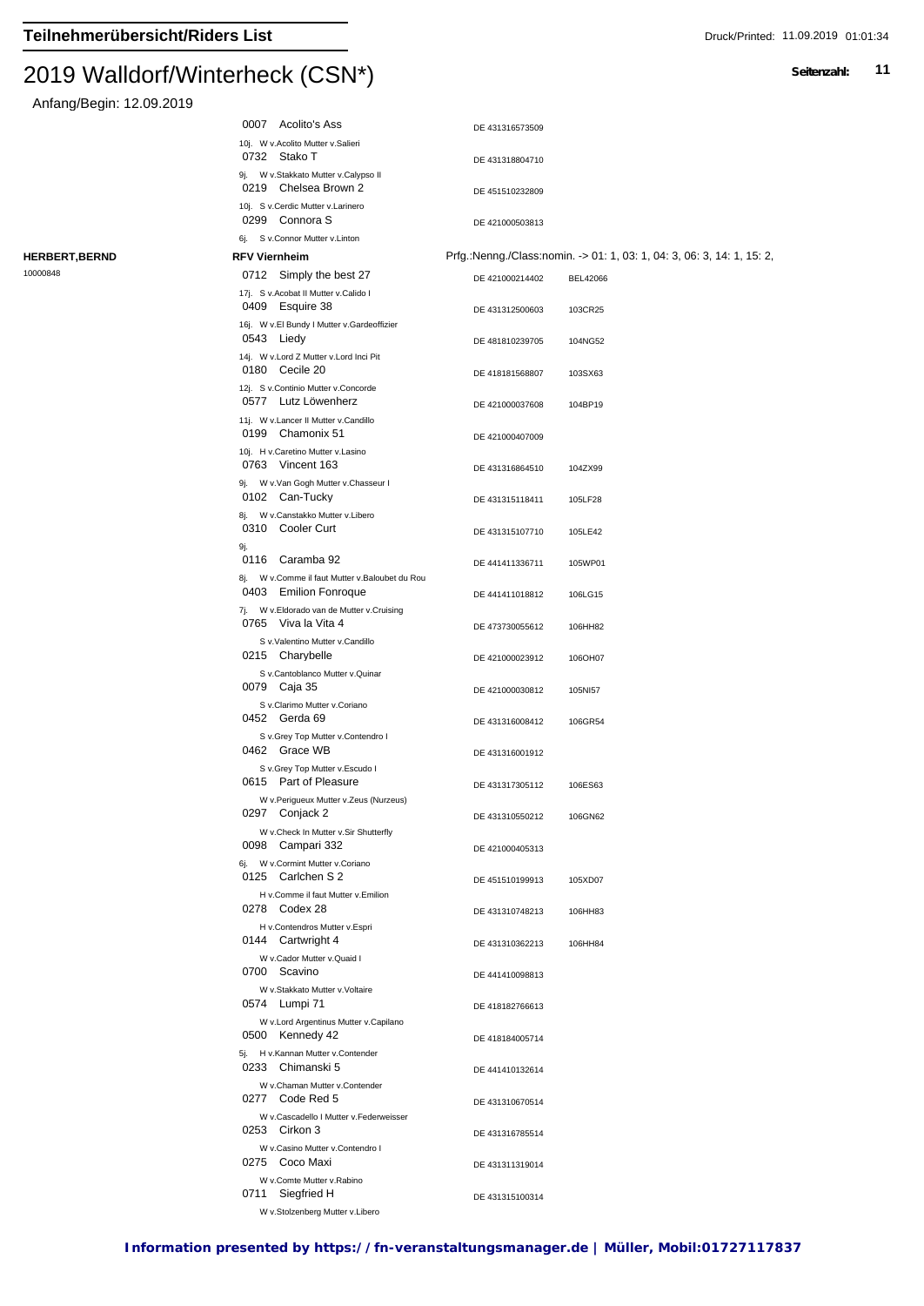# Teilnehmerübersicht/Riders List

# 2019 Walldorf/Winterheck (CSN*)

Anfang/Begin: 12.09.2019

| Reiter | Pferd | Lebensnr. | FEI-ID |
|---|---|---|---|
| | 0007 Acolito's Ass<br>10j. W v.Acolito Mutter v.Salieri | DE 431316573509 | |
| | 0732 Stako T<br>9j. W v.Stakkato Mutter v.Calypso II | DE 431318804710 | |
| | 0219 Chelsea Brown 2<br>10j. S v.Cerdic Mutter v.Larinero | DE 451510232809 | |
| | 0299 Connora S<br>6j. S v.Connor Mutter v.Linton | DE 421000503813 | |
| **HERBERT,BERND**<br>10000848 | **RFV Viernheim** | Prfg.:Nenng./Class:nomin. -> 01: 1, 03: 1, 04: 3, 06: 3, 14: 1, 15: 2, | |
| | 0712 Simply the best 27<br>17j. S v.Acobat II Mutter v.Calido I | DE 421000214402 | BEL42066 |
| | 0409 Esquire 38<br>16j. W v.El Bundy I Mutter v.Gardeoffizier | DE 431312500603 | 103CR25 |
| | 0543 Liedy<br>14j. W v.Lord Z Mutter v.Lord Inci Pit | DE 481810239705 | 104NG52 |
| | 0180 Cecile 20<br>12j. S v.Continio Mutter v.Concorde | DE 418181568807 | 103SX63 |
| | 0577 Lutz Löwenherz<br>11j. W v.Lancer II Mutter v.Candillo | DE 421000037608 | 104BP19 |
| | 0199 Chamonix 51<br>10j. H v.Caretino Mutter v.Lasino | DE 421000407009 | |
| | 0763 Vincent 163<br>9j. W v.Van Gogh Mutter v.Chasseur I | DE 431316864510 | 104ZX99 |
| | 0102 Can-Tucky<br>8j. W v.Canstakko Mutter v.Libero | DE 431315118411 | 105LF28 |
| | 0310 Cooler Curt<br>9j. | DE 431315107710 | 105LE42 |
| | 0116 Caramba 92<br>8j. W v.Comme il faut Mutter v.Baloubet du Rou | DE 441411336711 | 105WP01 |
| | 0403 Emilion Fonroque<br>7j. W v.Eldorado van de Mutter v.Cruising | DE 441411018812 | 106LG15 |
| | 0765 Viva la Vita 4<br>S v.Valentino Mutter v.Candillo | DE 473730055612 | 106HH82 |
| | 0215 Charybelle<br>S v.Cantoblanco Mutter v.Quinar | DE 421000023912 | 106OH07 |
| | 0079 Caja 35<br>S v.Clarimo Mutter v.Coriano | DE 421000030812 | 105NI57 |
| | 0452 Gerda 69<br>S v.Grey Top Mutter v.Contendro I | DE 431316008412 | 106GR54 |
| | 0462 Grace WB<br>S v.Grey Top Mutter v.Escudo I | DE 431316001912 | |
| | 0615 Part of Pleasure<br>W v.Perigueux Mutter v.Zeus (Nurzeus) | DE 431317305112 | 106ES63 |
| | 0297 Conjack 2<br>W v.Check In Mutter v.Sir Shutterfly | DE 431310550212 | 106GN62 |
| | 0098 Campari 332<br>6j. W v.Cormint Mutter v.Coriano | DE 421000405313 | |
| | 0125 Carlchen S 2<br>H v.Comme il faut Mutter v.Emilion | DE 451510199913 | 105XD07 |
| | 0278 Codex 28<br>H v.Contendros Mutter v.Espri | DE 431310748213 | 106HH83 |
| | 0144 Cartwright 4<br>W v.Cador Mutter v.Quaid I | DE 431310362213 | 106HH84 |
| | 0700 Scavino<br>W v.Stakkato Mutter v.Voltaire | DE 441410098813 | |
| | 0574 Lumpi 71<br>W v.Lord Argentinus Mutter v.Capilano | DE 418182766613 | |
| | 0500 Kennedy 42<br>5j. H v.Kannan Mutter v.Contender | DE 418184005714 | |
| | 0233 Chimanski 5<br>W v.Chaman Mutter v.Contender | DE 441410132614 | |
| | 0277 Code Red 5<br>W v.Cascadello I Mutter v.Federweisser | DE 431310670514 | |
| | 0253 Cirkon 3<br>W v.Casino Mutter v.Contendro I | DE 431316785514 | |
| | 0275 Coco Maxi<br>W v.Comte Mutter v.Rabino | DE 431311319014 | |
| | 0711 Siegfried H<br>W v.Stolzenberg Mutter v.Libero | DE 431315100314 | |

**Information presented by https://fn-veranstaltungsmanager.de | Müller, Mobil:01727117837**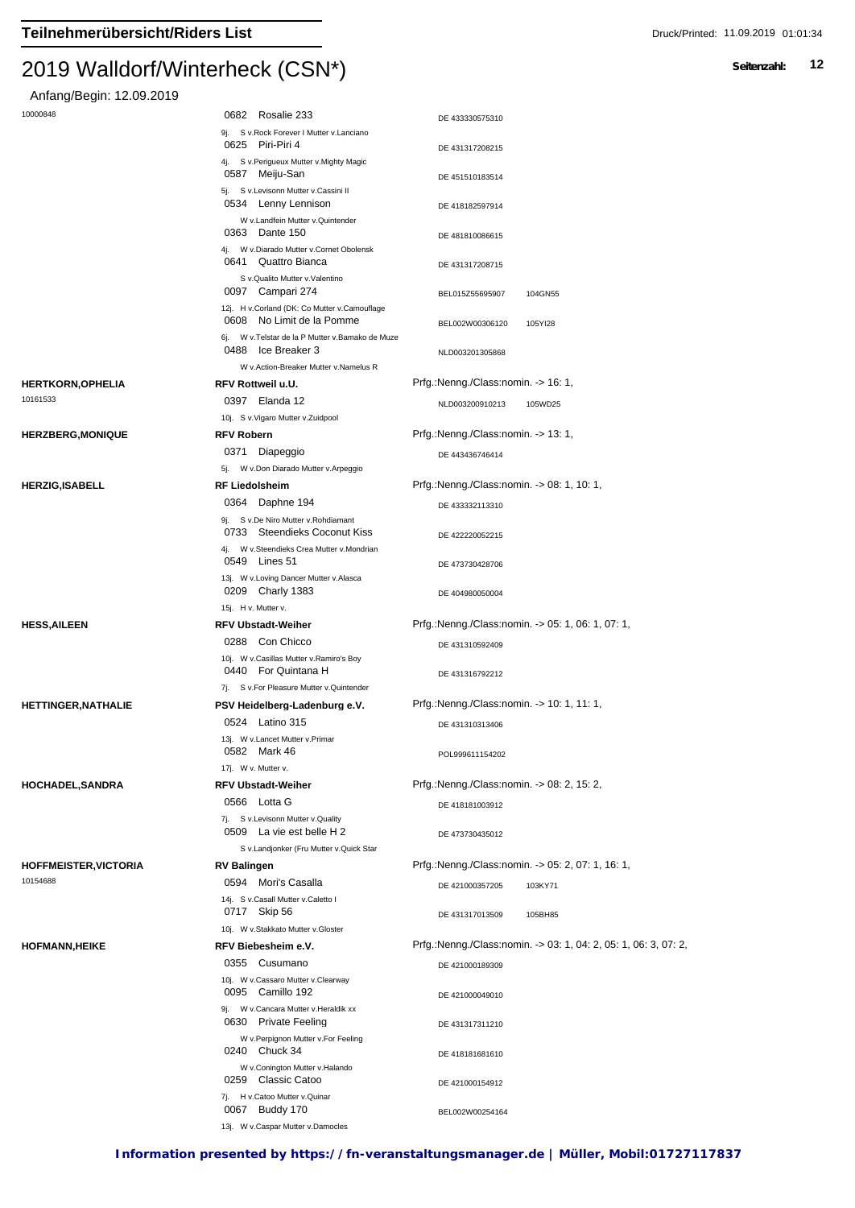## Teilnehmerübersicht/Riders List

# 2019 Walldorf/Winterheck (CSN*)

Anfang/Begin: 12.09.2019

| Reiter/Rider | Verein/Pferd | Nenn./Class |
|---|---|---|
| 10000848 | 0682 Rosalie 233 | DE 433330575310 |
| | 9j. S v.Rock Forever I Mutter v.Lanciano | |
| | 0625 Piri-Piri 4 | DE 431317208215 |
| | 4j. S v.Perigueux Mutter v.Mighty Magic | |
| | 0587 Meiju-San | DE 451510183514 |
| | 5j. S v.Levisonn Mutter v.Cassini II | |
| | 0534 Lenny Lennison | DE 418182597914 |
| | W v.Landfein Mutter v.Quintender | |
| | 0363 Dante 150 | DE 481810086615 |
| | 4j. W v.Diarado Mutter v.Cornet Obolensk | |
| | 0641 Quattro Bianca | DE 431317208715 |
| | S v.Qualito Mutter v.Valentino | |
| | 0097 Campari 274 | BEL015Z55695907 104GN55 |
| | 12j. H v.Corland (DK: Co Mutter v.Camouflage | |
| | 0608 No Limit de la Pomme | BEL002W00306120 105YI28 |
| | 6j. W v.Telstar de la P Mutter v.Bamako de Muze | |
| | 0488 Ice Breaker 3 | NLD003201305868 |
| | W v.Action-Breaker Mutter v.Namelus R | |
| **HERTKORN,OPHELIA** | **RFV Rottweil u.U.** | Prfg.:Nenng./Class:nomin. -> 16: 1, |
| 10161533 | 0397 Elanda 12 | NLD003200910213 105WD25 |
| | 10j. S v.Vigaro Mutter v.Zuidpool | |
| **HERZBERG,MONIQUE** | **RFV Robern** | Prfg.:Nenng./Class:nomin. -> 13: 1, |
| | 0371 Diapeggio | DE 443436746414 |
| | 5j. W v.Don Diarado Mutter v.Arpeggio | |
| **HERZIG,ISABELL** | **RF Liedolsheim** | Prfg.:Nenng./Class:nomin. -> 08: 1, 10: 1, |
| | 0364 Daphne 194 | DE 433332113310 |
| | 9j. S v.De Niro Mutter v.Rohdiamant | |
| | 0733 Steendieks Coconut Kiss | DE 422220052215 |
| | 4j. W v.Steendieks Crea Mutter v.Mondrian | |
| | 0549 Lines 51 | DE 473730428706 |
| | 13j. W v.Loving Dancer Mutter v.Alasca | |
| | 0209 Charly 1383 | DE 404980050004 |
| | 15j. H v. Mutter v. | |
| **HESS,AILEEN** | **RFV Ubstadt-Weiher** | Prfg.:Nenng./Class:nomin. -> 05: 1, 06: 1, 07: 1, |
| | 0288 Con Chicco | DE 431310592409 |
| | 10j. W v.Casillas Mutter v.Ramiro's Boy | |
| | 0440 For Quintana H | DE 431316792212 |
| | 7j. S v.For Pleasure Mutter v.Quintender | |
| **HETTINGER,NATHALIE** | **PSV Heidelberg-Ladenburg e.V.** | Prfg.:Nenng./Class:nomin. -> 10: 1, 11: 1, |
| | 0524 Latino 315 | DE 431310313406 |
| | 13j. W v.Lancet Mutter v.Primar | |
| | 0582 Mark 46 | POL999611154202 |
| | 17j. W v. Mutter v. | |
| **HOCHADEL,SANDRA** | **RFV Ubstadt-Weiher** | Prfg.:Nenng./Class:nomin. -> 08: 2, 15: 2, |
| | 0566 Lotta G | DE 418181003912 |
| | 7j. S v.Levisonn Mutter v.Quality | |
| | 0509 La vie est belle H 2 | DE 473730435012 |
| | S v.Landjonker (Fru Mutter v.Quick Star | |
| **HOFFMEISTER,VICTORIA** | **RV Balingen** | Prfg.:Nenng./Class:nomin. -> 05: 2, 07: 1, 16: 1, |
| 10154688 | 0594 Mori's Casalla | DE 421000357205 103KY71 |
| | 14j. S v.Casall Mutter v.Caletto I | |
| | 0717 Skip 56 | DE 431317013509 105BH85 |
| | 10j. W v.Stakkato Mutter v.Gloster | |
| **HOFMANN,HEIKE** | **RFV Biebesheim e.V.** | Prfg.:Nenng./Class:nomin. -> 03: 1, 04: 2, 05: 1, 06: 3, 07: 2, |
| | 0355 Cusumano | DE 421000189309 |
| | 10j. W v.Cassaro Mutter v.Clearway | |
| | 0095 Camillo 192 | DE 421000049010 |
| | 9j. W v.Cancara Mutter v.Heraldik xx | |
| | 0630 Private Feeling | DE 431317311210 |
| | W v.Perpignon Mutter v.For Feeling | |
| | 0240 Chuck 34 | DE 418181681610 |
| | W v.Conington Mutter v.Halando | |
| | 0259 Classic Catoo | DE 421000154912 |
| | 7j. H v.Catoo Mutter v.Quinar | |
| | 0067 Buddy 170 | BEL002W00254164 |
| | 13j. W v.Caspar Mutter v.Damocles | |

**Information presented by https://fn-veranstaltungsmanager.de | Müller, Mobil:01727117837**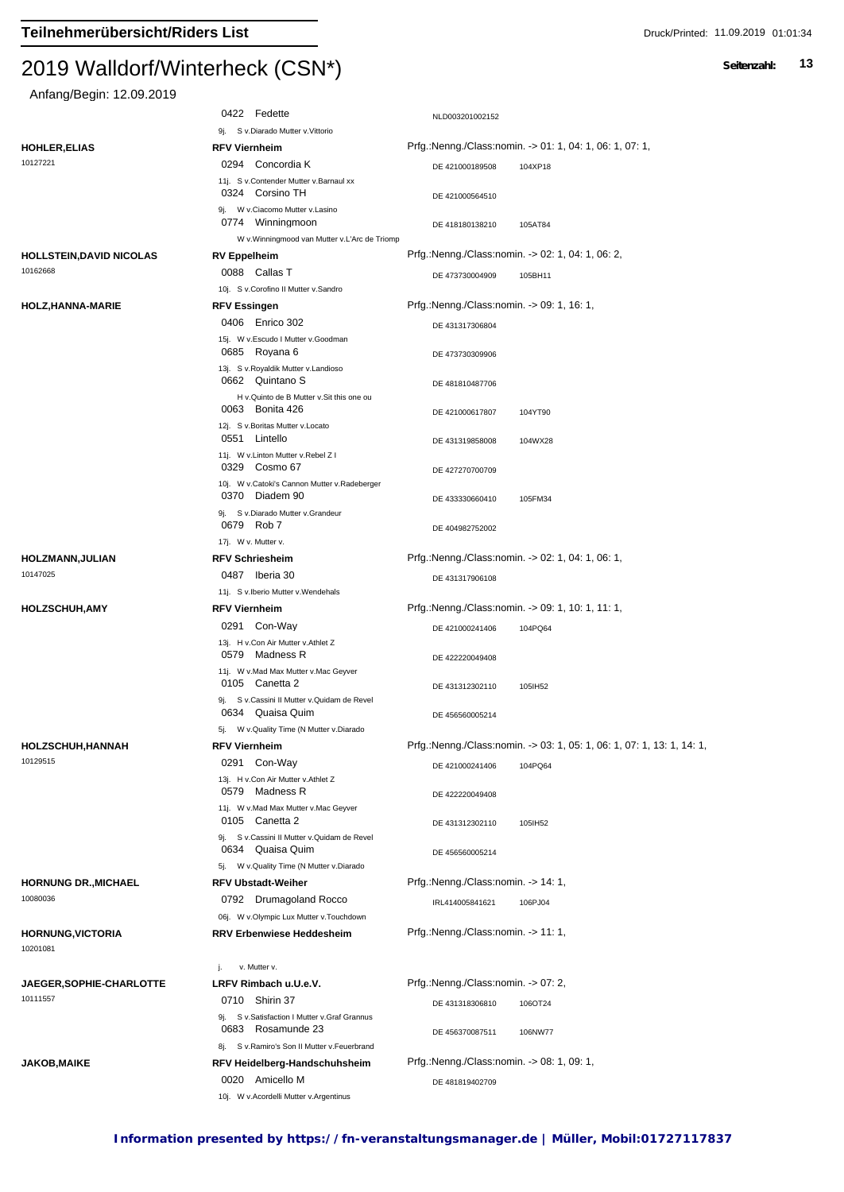# Teilnehmerübersicht/Riders List

Druck/Printed: 11.09.2019 01:01:34

## 2019 Walldorf/Winterheck (CSN*)

Seitenzahl: 13

Anfang/Begin: 12.09.2019

| Reiter | Verein / Pferd | Pass-Nr. / Prüfungen | |
|---|---|---|---|
| | 0422 Fedette | NLD003201002152 | |
| | 9j. S v.Diarado Mutter v.Vittorio | | |
| **HOHLER,ELIAS** | **RFV Viernheim** | Prfg.:Nenng./Class:nomin. -> 01: 1, 04: 1, 06: 1, 07: 1, | |
| 10127221 | 0294 Concordia K | DE 421000189508 | 104XP18 |
| | 11j. S v.Contender Mutter v.Barnaul xx | | |
| | 0324 Corsino TH | DE 421000564510 | |
| | 9j. W v.Ciacomo Mutter v.Lasino | | |
| | 0774 Winningmoon | DE 418180138210 | 105AT84 |
| | W v.Winningmood van Mutter v.L'Arc de Triomp | | |
| **HOLLSTEIN,DAVID NICOLAS** | **RV Eppelheim** | Prfg.:Nenng./Class:nomin. -> 02: 1, 04: 1, 06: 2, | |
| 10162668 | 0088 Callas T | DE 473730004909 | 105BH11 |
| | 10j. S v.Corofino II Mutter v.Sandro | | |
| **HOLZ,HANNA-MARIE** | **RFV Essingen** | Prfg.:Nenng./Class:nomin. -> 09: 1, 16: 1, | |
| | 0406 Enrico 302 | DE 431317306804 | |
| | 15j. W v.Escudo I Mutter v.Goodman | | |
| | 0685 Royana 6 | DE 473730309906 | |
| | 13j. S v.Royaldik Mutter v.Landioso | | |
| | 0662 Quintano S | DE 481810487706 | |
| | H v.Quinto de B Mutter v.Sit this one ou | | |
| | 0063 Bonita 426 | DE 421000617807 | 104YT90 |
| | 12j. S v.Boritas Mutter v.Locato | | |
| | 0551 Lintello | DE 431319858008 | 104WX28 |
| | 11j. W v.Linton Mutter v.Rebel Z I | | |
| | 0329 Cosmo 67 | DE 427270700709 | |
| | 10j. W v.Catoki's Cannon Mutter v.Radeberger | | |
| | 0370 Diadem 90 | DE 433330660410 | 105FM34 |
| | 9j. S v.Diarado Mutter v.Grandeur | | |
| | 0679 Rob 7 | DE 404982752002 | |
| | 17j. W v. Mutter v. | | |
| **HOLZMANN,JULIAN** | **RFV Schriesheim** | Prfg.:Nenng./Class:nomin. -> 02: 1, 04: 1, 06: 1, | |
| 10147025 | 0487 Iberia 30 | DE 431317906108 | |
| | 11j. S v.Iberio Mutter v.Wendehals | | |
| **HOLZSCHUH,AMY** | **RFV Viernheim** | Prfg.:Nenng./Class:nomin. -> 09: 1, 10: 1, 11: 1, | |
| | 0291 Con-Way | DE 421000241406 | 104PQ64 |
| | 13j. H v.Con Air Mutter v.Athlet Z | | |
| | 0579 Madness R | DE 422220049408 | |
| | 11j. W v.Mad Max Mutter v.Mac Geyver | | |
| | 0105 Canetta 2 | DE 431312302110 | 105IH52 |
| | 9j. S v.Cassini II Mutter v.Quidam de Revel | | |
| | 0634 Quaisa Quim | DE 456560005214 | |
| | 5j. W v.Quality Time (N Mutter v.Diarado | | |
| **HOLZSCHUH,HANNAH** | **RFV Viernheim** | Prfg.:Nenng./Class:nomin. -> 03: 1, 05: 1, 06: 1, 07: 1, 13: 1, 14: 1, | |
| 10129515 | 0291 Con-Way | DE 421000241406 | 104PQ64 |
| | 13j. H v.Con Air Mutter v.Athlet Z | | |
| | 0579 Madness R | DE 422220049408 | |
| | 11j. W v.Mad Max Mutter v.Mac Geyver | | |
| | 0105 Canetta 2 | DE 431312302110 | 105IH52 |
| | 9j. S v.Cassini II Mutter v.Quidam de Revel | | |
| | 0634 Quaisa Quim | DE 456560005214 | |
| | 5j. W v.Quality Time (N Mutter v.Diarado | | |
| **HORNUNG DR.,MICHAEL** | **RFV Ubstadt-Weiher** | Prfg.:Nenng./Class:nomin. -> 14: 1, | |
| 10080036 | 0792 Drumagoland Rocco | IRL414005841621 | 106PJ04 |
| | 06j. W v.Olympic Lux Mutter v.Touchdown | | |
| **HORNUNG,VICTORIA** | **RRV Erbenwiese Heddesheim** | Prfg.:Nenng./Class:nomin. -> 11: 1, | |
| 10201081 | | | |
| | j. v. Mutter v. | | |
| **JAEGER,SOPHIE-CHARLOTTE** | **LRFV Rimbach u.U.e.V.** | Prfg.:Nenng./Class:nomin. -> 07: 2, | |
| 10111557 | 0710 Shirin 37 | DE 431318306810 | 106OT24 |
| | 9j. S v.Satisfaction I Mutter v.Graf Grannus | | |
| | 0683 Rosamunde 23 | DE 456370087511 | 106NW77 |
| | 8j. S v.Ramiro's Son II Mutter v.Feuerbrand | | |
| **JAKOB,MAIKE** | **RFV Heidelberg-Handschuhsheim** | Prfg.:Nenng./Class:nomin. -> 08: 1, 09: 1, | |
| | 0020 Amicello M | DE 481819402709 | |
| | 10j. W v.Acordelli Mutter v.Argentinus | | |

**Information presented by https://fn-veranstaltungsmanager.de | Müller, Mobil:01727117837**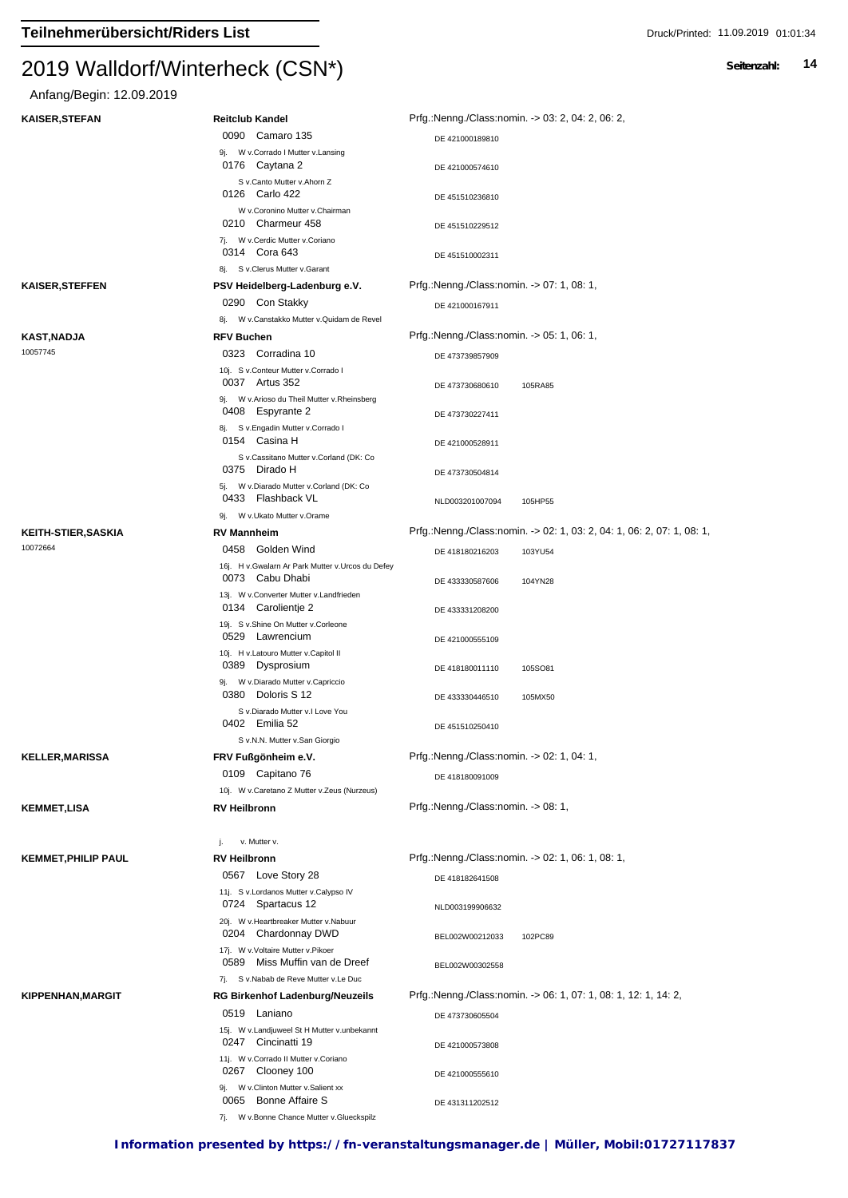## Teilnehmerübersicht/Riders List

Druck/Printed: 11.09.2019 01:01:34

# 2019 Walldorf/Winterheck (CSN*)

Anfang/Begin: 12.09.2019

**KAISER,STEFAN** — **Reitclub Kandel** — Prfg.:Nenng./Class:nomin. -> 03: 2, 04: 2, 06: 2,

- 0090 Camaro 135 — DE 421000189810
  9j. W v.Corrado I Mutter v.Lansing
- 0176 Caytana 2 — DE 421000574610
  S v.Canto Mutter v.Ahorn Z
- 0126 Carlo 422 — DE 451510236810
  W v.Coronino Mutter v.Chairman
- 0210 Charmeur 458 — DE 451510229512
  7j. W v.Cerdic Mutter v.Coriano
- 0314 Cora 643 — DE 451510002311
  8j. S v.Clerus Mutter v.Garant

**KAISER,STEFFEN** — **PSV Heidelberg-Ladenburg e.V.** — Prfg.:Nenng./Class:nomin. -> 07: 1, 08: 1,

- 0290 Con Stakky — DE 421000167911
  8j. W v.Canstakko Mutter v.Quidam de Revel

**KAST,NADJA** 10057745 — **RFV Buchen** — Prfg.:Nenng./Class:nomin. -> 05: 1, 06: 1,

- 0323 Corradina 10 — DE 473739857909
  10j. S v.Conteur Mutter v.Corrado I
- 0037 Artus 352 — DE 473730680610 — 105RA85
  9j. W v.Arioso du Theil Mutter v.Rheinsberg
- 0408 Espyrante 2 — DE 473730227411
  8j. S v.Engadin Mutter v.Corrado I
- 0154 Casina H — DE 421000528911
  S v.Cassitano Mutter v.Corland (DK: Co
- 0375 Dirado H — DE 473730504814
  5j. W v.Diarado Mutter v.Corland (DK: Co
- 0433 Flashback VL — NLD003201007094 — 105HP55
  9j. W v.Ukato Mutter v.Orame

**KEITH-STIER,SASKIA** 10072664 — **RV Mannheim** — Prfg.:Nenng./Class:nomin. -> 02: 1, 03: 2, 04: 1, 06: 2, 07: 1, 08: 1,

- 0458 Golden Wind — DE 418180216203 — 103YU54
  16j. H v.Gwalarn Ar Park Mutter v.Urcos du Defey
- 0073 Cabu Dhabi — DE 433330587606 — 104YN28
  13j. W v.Converter Mutter v.Landfrieden
- 0134 Carolientje 2 — DE 433331208200
  19j. S v.Shine On Mutter v.Corleone
- 0529 Lawrencium — DE 421000555109
  10j. H v.Latouro Mutter v.Capitol II
- 0389 Dysprosium — DE 418180011110 — 105SO81
  9j. W v.Diarado Mutter v.Capriccio
- 0380 Doloris S 12 — DE 433330446510 — 105MX50
  S v.Diarado Mutter v.I Love You
- 0402 Emilia 52 — DE 451510250410
  S v.N.N. Mutter v.San Giorgio

**KELLER,MARISSA** — **FRV Fußgönheim e.V.** — Prfg.:Nenng./Class:nomin. -> 02: 1, 04: 1,

- 0109 Capitano 76 — DE 418180091009
  10j. W v.Caretano Z Mutter v.Zeus (Nurzeus)

**KEMMET,LISA** — **RV Heilbronn** — Prfg.:Nenng./Class:nomin. -> 08: 1,

  j. v. Mutter v.

**KEMMET,PHILIP PAUL** — **RV Heilbronn** — Prfg.:Nenng./Class:nomin. -> 02: 1, 06: 1, 08: 1,

- 0567 Love Story 28 — DE 418182641508
  11j. S v.Lordanos Mutter v.Calypso IV
- 0724 Spartacus 12 — NLD003199906632
  20j. W v.Heartbreaker Mutter v.Nabuur
- 0204 Chardonnay DWD — BEL002W00212033 — 102PC89
  17j. W v.Voltaire Mutter v.Pikoer
- 0589 Miss Muffin van de Dreef — BEL002W00302558
  7j. S v.Nabab de Reve Mutter v.Le Duc

**KIPPENHAN,MARGIT** — **RG Birkenhof Ladenburg/Neuzeils** — Prfg.:Nenng./Class:nomin. -> 06: 1, 07: 1, 08: 1, 12: 1, 14: 2,

- 0519 Laniano — DE 473730605504
  15j. W v.Landjuweel St H Mutter v.unbekannt
- 0247 Cincinatti 19 — DE 421000573808
  11j. W v.Corrado II Mutter v.Coriano
- 0267 Clooney 100 — DE 421000555610
  9j. W v.Clinton Mutter v.Salient xx
- 0065 Bonne Affaire S — DE 431311202512
  7j. W v.Bonne Chance Mutter v.Glueckspilz

**Information presented by https://fn-veranstaltungsmanager.de | Müller, Mobil:01727117837**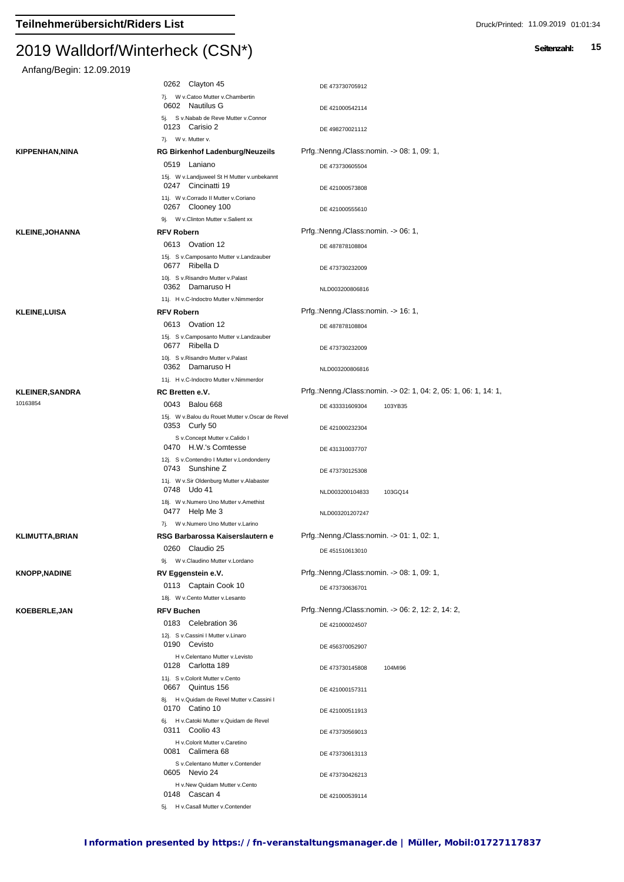## Teilnehmerübersicht/Riders List

# 2019 Walldorf/Winterheck (CSN*)

Anfang/Begin: 12.09.2019

| Reiter | Verein / Pferd | Prfg./Lebensnummer |
|---|---|---|
| | 0262 Clayton 45 | DE 473730705912 |
| | 7j. W v.Catoo Mutter v.Chambertin | |
| | 0602 Nautilus G | DE 421000542114 |
| | 5j. S v.Nabab de Reve Mutter v.Connor | |
| | 0123 Carisio 2 | DE 498270021112 |
| | 7j. W v. Mutter v. | |
| **KIPPENHAN,NINA** | **RG Birkenhof Ladenburg/Neuzeils** | Prfg.:Nenng./Class:nomin. -> 08: 1, 09: 1, |
| | 0519 Laniano | DE 473730605504 |
| | 15j. W v.Landjuweel St H Mutter v.unbekannt | |
| | 0247 Cincinatti 19 | DE 421000573808 |
| | 11j. W v.Corrado II Mutter v.Coriano | |
| | 0267 Clooney 100 | DE 421000555610 |
| | 9j. W v.Clinton Mutter v.Salient xx | |
| **KLEINE,JOHANNA** | **RFV Robern** | Prfg.:Nenng./Class:nomin. -> 06: 1, |
| | 0613 Ovation 12 | DE 487878108804 |
| | 15j. S v.Camposanto Mutter v.Landzauber | |
| | 0677 Ribella D | DE 473730232009 |
| | 10j. S v.Risandro Mutter v.Palast | |
| | 0362 Damaruso H | NLD003200806816 |
| | 11j. H v.C-Indoctro Mutter v.Nimmerdor | |
| **KLEINE,LUISA** | **RFV Robern** | Prfg.:Nenng./Class:nomin. -> 16: 1, |
| | 0613 Ovation 12 | DE 487878108804 |
| | 15j. S v.Camposanto Mutter v.Landzauber | |
| | 0677 Ribella D | DE 473730232009 |
| | 10j. S v.Risandro Mutter v.Palast | |
| | 0362 Damaruso H | NLD003200806816 |
| | 11j. H v.C-Indoctro Mutter v.Nimmerdor | |
| **KLEINER,SANDRA** 10163854 | **RC Bretten e.V.** | Prfg.:Nenng./Class:nomin. -> 02: 1, 04: 2, 05: 1, 06: 1, 14: 1, |
| | 0043 Balou 668 | DE 433331609304 103YB35 |
| | 15j. W v.Balou du Rouet Mutter v.Oscar de Revel | |
| | 0353 Curly 50 | DE 421000232304 |
| | S v.Concept Mutter v.Calido I | |
| | 0470 H.W.'s Comtesse | DE 431310037707 |
| | 12j. S v.Contendro I Mutter v.Londonderry | |
| | 0743 Sunshine Z | DE 473730125308 |
| | 11j. W v.Sir Oldenburg Mutter v.Alabaster | |
| | 0748 Udo 41 | NLD003200104833 103GQ14 |
| | 18j. W v.Numero Uno Mutter v.Amethist | |
| | 0477 Help Me 3 | NLD003201207247 |
| | 7j. W v.Numero Uno Mutter v.Larino | |
| **KLIMUTTA,BRIAN** | **RSG Barbarossa Kaiserslautern e** | Prfg.:Nenng./Class:nomin. -> 01: 1, 02: 1, |
| | 0260 Claudio 25 | DE 451510613010 |
| | 9j. W v.Claudino Mutter v.Lordano | |
| **KNOPP,NADINE** | **RV Eggenstein e.V.** | Prfg.:Nenng./Class:nomin. -> 08: 1, 09: 1, |
| | 0113 Captain Cook 10 | DE 473730636701 |
| | 18j. W v.Cento Mutter v.Lesanto | |
| **KOEBERLE,JAN** | **RFV Buchen** | Prfg.:Nenng./Class:nomin. -> 06: 2, 12: 2, 14: 2, |
| | 0183 Celebration 36 | DE 421000024507 |
| | 12j. S v.Cassini I Mutter v.Linaro | |
| | 0190 Cevisto | DE 456370052907 |
| | H v.Celentano Mutter v.Levisto | |
| | 0128 Carlotta 189 | DE 473730145808 104MI96 |
| | 11j. S v.Colorit Mutter v.Cento | |
| | 0667 Quintus 156 | DE 421000157311 |
| | 8j. H v.Quidam de Revel Mutter v.Cassini I | |
| | 0170 Catino 10 | DE 421000511913 |
| | 6j. H v.Catoki Mutter v.Quidam de Revel | |
| | 0311 Coolio 43 | DE 473730569013 |
| | H v.Colorit Mutter v.Caretino | |
| | 0081 Calimera 68 | DE 473730613113 |
| | S v.Celentano Mutter v.Contender | |
| | 0605 Nevio 24 | DE 473730426213 |
| | H v.New Quidam Mutter v.Cento | |
| | 0148 Cascan 4 | DE 421000539114 |
| | 5j. H v.Casall Mutter v.Contender | |

**Information presented by https://fn-veranstaltungsmanager.de | Müller, Mobil:01727117837**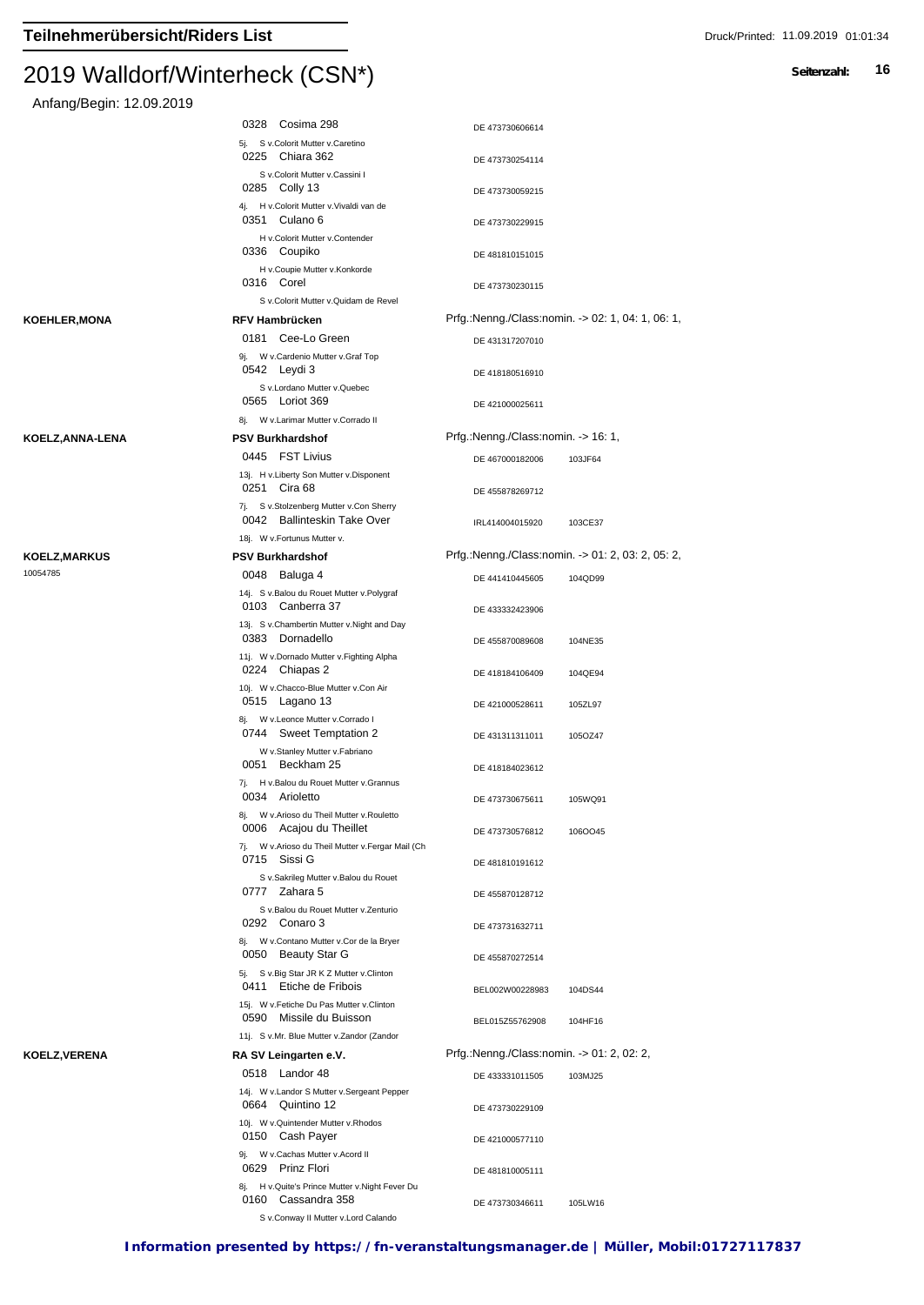## Teilnehmerübersicht/Riders List

# 2019 Walldorf/Winterheck (CSN*)

Anfang/Begin: 12.09.2019

| Reiter | Verein / Pferd | Lebensnr. | FN-Nr. |
|---|---|---|---|
| | 0328 Cosima 298 | DE 473730606614 | |
| | 5j. S v.Colorit Mutter v.Caretino | | |
| | 0225 Chiara 362 | DE 473730254114 | |
| | S v.Colorit Mutter v.Cassini I | | |
| | 0285 Colly 13 | DE 473730059215 | |
| | 4j. H v.Colorit Mutter v.Vivaldi van de | | |
| | 0351 Culano 6 | DE 473730229915 | |
| | H v.Colorit Mutter v.Contender | | |
| | 0336 Coupiko | DE 481810151015 | |
| | H v.Coupie Mutter v.Konkorde | | |
| | 0316 Corel | DE 473730230115 | |
| | S v.Colorit Mutter v.Quidam de Revel | | |
| **KOEHLER,MONA** | **RFV Hambrücken** | Prfg.:Nenng./Class:nomin. -> 02: 1, 04: 1, 06: 1, | |
| | 0181 Cee-Lo Green | DE 431317207010 | |
| | 9j. W v.Cardenio Mutter v.Graf Top | | |
| | 0542 Leydi 3 | DE 418180516910 | |
| | S v.Lordano Mutter v.Quebec | | |
| | 0565 Loriot 369 | DE 421000025611 | |
| | 8j. W v.Larimar Mutter v.Corrado II | | |
| **KOELZ,ANNA-LENA** | **PSV Burkhardshof** | Prfg.:Nenng./Class:nomin. -> 16: 1, | |
| | 0445 FST Livius | DE 467000182006 | 103JF64 |
| | 13j. H v.Liberty Son Mutter v.Disponent | | |
| | 0251 Cira 68 | DE 455878269712 | |
| | 7j. S v.Stolzenberg Mutter v.Con Sherry | | |
| | 0042 Ballinteskin Take Over | IRL414004015920 | 103CE37 |
| | 18j. W v.Fortunus Mutter v. | | |
| **KOELZ,MARKUS** | **PSV Burkhardshof** | Prfg.:Nenng./Class:nomin. -> 01: 2, 03: 2, 05: 2, | |
| 10054785 | 0048 Baluga 4 | DE 441410445605 | 104QD99 |
| | 14j. S v.Balou du Rouet Mutter v.Polygraf | | |
| | 0103 Canberra 37 | DE 433332423906 | |
| | 13j. S v.Chambertin Mutter v.Night and Day | | |
| | 0383 Dornadello | DE 455870089608 | 104NE35 |
| | 11j. W v.Dornado Mutter v.Fighting Alpha | | |
| | 0224 Chiapas 2 | DE 418184106409 | 104QE94 |
| | 10j. W v.Chacco-Blue Mutter v.Con Air | | |
| | 0515 Lagano 13 | DE 421000528611 | 105ZL97 |
| | 8j. W v.Leonce Mutter v.Corrado I | | |
| | 0744 Sweet Temptation 2 | DE 431311311011 | 105OZ47 |
| | W v.Stanley Mutter v.Fabriano | | |
| | 0051 Beckham 25 | DE 418184023612 | |
| | 7j. H v.Balou du Rouet Mutter v.Grannus | | |
| | 0034 Arioletto | DE 473730675611 | 105WQ91 |
| | 8j. W v.Arioso du Theil Mutter v.Rouletto | | |
| | 0006 Acajou du Theillet | DE 473730576812 | 106OO45 |
| | 7j. W v.Arioso du Theil Mutter v.Fergar Mail (Ch | | |
| | 0715 Sissi G | DE 481810191612 | |
| | S v.Sakrileg Mutter v.Balou du Rouet | | |
| | 0777 Zahara 5 | DE 455870128712 | |
| | S v.Balou du Rouet Mutter v.Zenturio | | |
| | 0292 Conaro 3 | DE 473731632711 | |
| | 8j. W v.Contano Mutter v.Cor de la Bryer | | |
| | 0050 Beauty Star G | DE 455870272514 | |
| | 5j. S v.Big Star JR K Z Mutter v.Clinton | | |
| | 0411 Etiche de Fribois | BEL002W00228983 | 104DS44 |
| | 15j. W v.Fetiche Du Pas Mutter v.Clinton | | |
| | 0590 Missile du Buisson | BEL015Z55762908 | 104HF16 |
| | 11j. S v.Mr. Blue Mutter v.Zandor (Zandor | | |
| **KOELZ,VERENA** | **RA SV Leingarten e.V.** | Prfg.:Nenng./Class:nomin. -> 01: 2, 02: 2, | |
| | 0518 Landor 48 | DE 433331011505 | 103MJ25 |
| | 14j. W v.Landor S Mutter v.Sergeant Pepper | | |
| | 0664 Quintino 12 | DE 473730229109 | |
| | 10j. W v.Quintender Mutter v.Rhodos | | |
| | 0150 Cash Payer | DE 421000577110 | |
| | 9j. W v.Cachas Mutter v.Acord II | | |
| | 0629 Prinz Flori | DE 481810005111 | |
| | 8j. H v.Quite's Prince Mutter v.Night Fever Du | | |
| | 0160 Cassandra 358 | DE 473730346611 | 105LW16 |
| | S v.Conway II Mutter v.Lord Calando | | |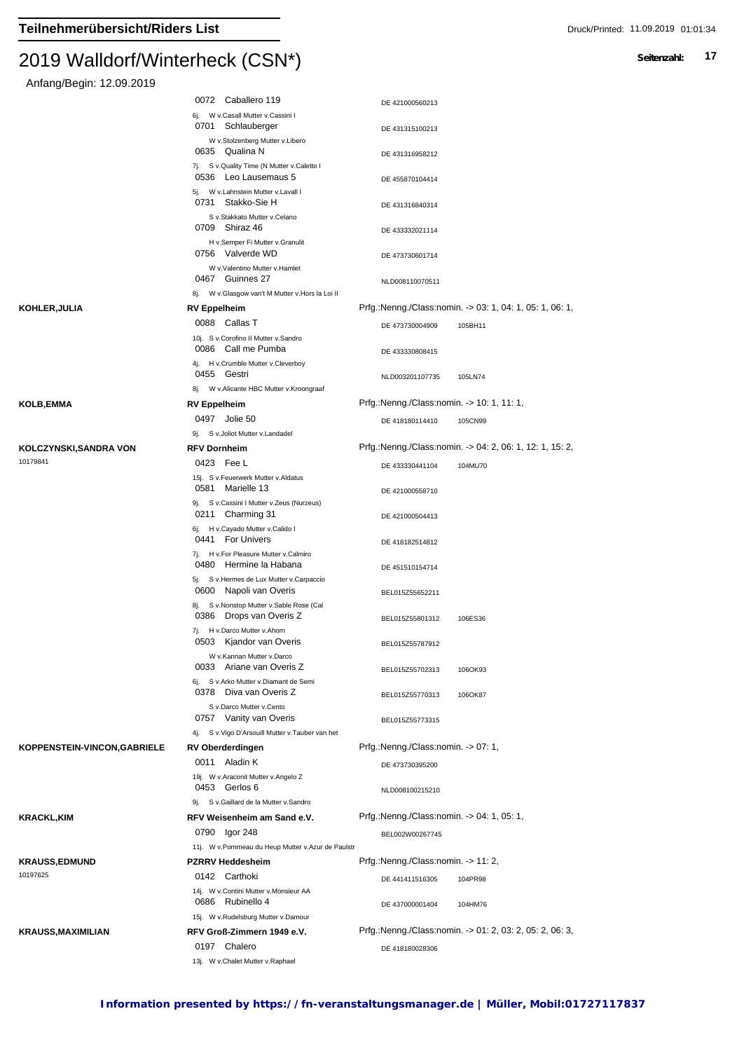# Teilnehmerübersicht/Riders List

## 2019 Walldorf/Winterheck (CSN*)

Anfang/Begin: 12.09.2019

| Reiter/Rider | Verein/Pferd | Nr./Info | |
|---|---|---|---|
| | 0072 Caballero 119 | DE 421000560213 | |
| | 6j. W v.Casall Mutter v.Cassini I | | |
| | 0701 Schlauberger | DE 431315100213 | |
| | W v.Stolzenberg Mutter v.Libero | | |
| | 0635 Qualina N | DE 431316958212 | |
| | 7j. S v.Quality Time (N Mutter v.Caletto I | | |
| | 0536 Leo Lausemaus 5 | DE 455870104414 | |
| | 5j. W v.Lahnstein Mutter v.Lavall I | | |
| | 0731 Stakko-Sie H | DE 431316840314 | |
| | S v.Stakkato Mutter v.Celano | | |
| | 0709 Shiraz 46 | DE 433332021114 | |
| | H v.Semper Fi Mutter v.Granulit | | |
| | 0756 Valverde WD | DE 473730601714 | |
| | W v.Valentino Mutter v.Hamlet | | |
| | 0467 Guinnes 27 | NLD008110070511 | |
| | 8j. W v.Glasgow van't M Mutter v.Hors la Loi II | | |
| **KOHLER,JULIA** | **RV Eppelheim** | Prfg.:Nenng./Class:nomin. -> 03: 1, 04: 1, 05: 1, 06: 1, | |
| | 0088 Callas T | DE 473730004909 | 105BH11 |
| | 10j. S v.Corofino II Mutter v.Sandro | | |
| | 0086 Call me Pumba | DE 433330808415 | |
| | 4j. H v.Crumble Mutter v.Cleverboy | | |
| | 0455 Gestri | NLD003201107735 | 105LN74 |
| | 8j. W v.Alicante HBC Mutter v.Kroongraaf | | |
| **KOLB,EMMA** | **RV Eppelheim** | Prfg.:Nenng./Class:nomin. -> 10: 1, 11: 1, | |
| | 0497 Jolie 50 | DE 418180114410 | 105CN99 |
| | 9j. S v.Joliot Mutter v.Landadel | | |
| **KOLCZYNSKI,SANDRA VON** 10179841 | **RFV Dornheim** | Prfg.:Nenng./Class:nomin. -> 04: 2, 06: 1, 12: 1, 15: 2, | |
| | 0423 Fee L | DE 433330441104 | 104MU70 |
| | 15j. S v.Feuerwerk Mutter v.Aldatus | | |
| | 0581 Marielle 13 | DE 421000558710 | |
| | 9j. S v.Cassini I Mutter v.Zeus (Nurzeus) | | |
| | 0211 Charming 31 | DE 421000504413 | |
| | 6j. H v.Cayado Mutter v.Calido I | | |
| | 0441 For Univers | DE 418182514812 | |
| | 7j. H v.For Pleasure Mutter v.Calmiro | | |
| | 0480 Hermine la Habana | DE 451510154714 | |
| | 5j. S v.Hermes de Lux Mutter v.Carpaccio | | |
| | 0600 Napoli van Overis | BEL015Z55652211 | |
| | 8j. S v.Nonstop Mutter v.Sable Rose (Cal | | |
| | 0386 Drops van Overis Z | BEL015Z55801312 | 106ES36 |
| | 7j. H v.Darco Mutter v.Ahorn | | |
| | 0503 Kjandor van Overis | BEL015Z55787912 | |
| | W v.Kannan Mutter v.Darco | | |
| | 0033 Ariane van Overis Z | BEL015Z55702313 | 106OK93 |
| | 6j. S v.Arko Mutter v.Diamant de Semi | | |
| | 0378 Diva van Overis Z | BEL015Z55770313 | 106OK87 |
| | S v.Darco Mutter v.Cento | | |
| | 0757 Vanity van Overis | BEL015Z55773315 | |
| | 4j. S v.Vigo D'Arsouill Mutter v.Tauber van het | | |
| **KOPPENSTEIN-VINCON,GABRIELE** | **RV Oberderdingen** | Prfg.:Nenng./Class:nomin. -> 07: 1, | |
| | 0011 Aladin K | DE 473730395200 | |
| | 19j. W v.Araconit Mutter v.Angelo Z | | |
| | 0453 Gerlos 6 | NLD008100215210 | |
| | 9j. S v.Gaillard de la Mutter v.Sandro | | |
| **KRACKL,KIM** | **RFV Weisenheim am Sand e.V.** | Prfg.:Nenng./Class:nomin. -> 04: 1, 05: 1, | |
| | 0790 Igor 248 | BEL002W00267745 | |
| | 11j. W v.Pommeau du Heup Mutter v.Azur de Paulstr | | |
| **KRAUSS,EDMUND** 10197625 | **PZRRV Heddesheim** | Prfg.:Nenng./Class:nomin. -> 11: 2, | |
| | 0142 Carthoki | DE 441411516305 | 104PR98 |
| | 14j. W v.Contini Mutter v.Monsieur AA | | |
| | 0686 Rubinello 4 | DE 437000001404 | 104HM76 |
| | 15j. W v.Rudelsburg Mutter v.Damour | | |
| **KRAUSS,MAXIMILIAN** | **RFV Groß-Zimmern 1949 e.V.** | Prfg.:Nenng./Class:nomin. -> 01: 2, 03: 2, 05: 2, 06: 3, | |
| | 0197 Chalero | DE 418180028306 | |
| | 13j. W v.Chalet Mutter v.Raphael | | |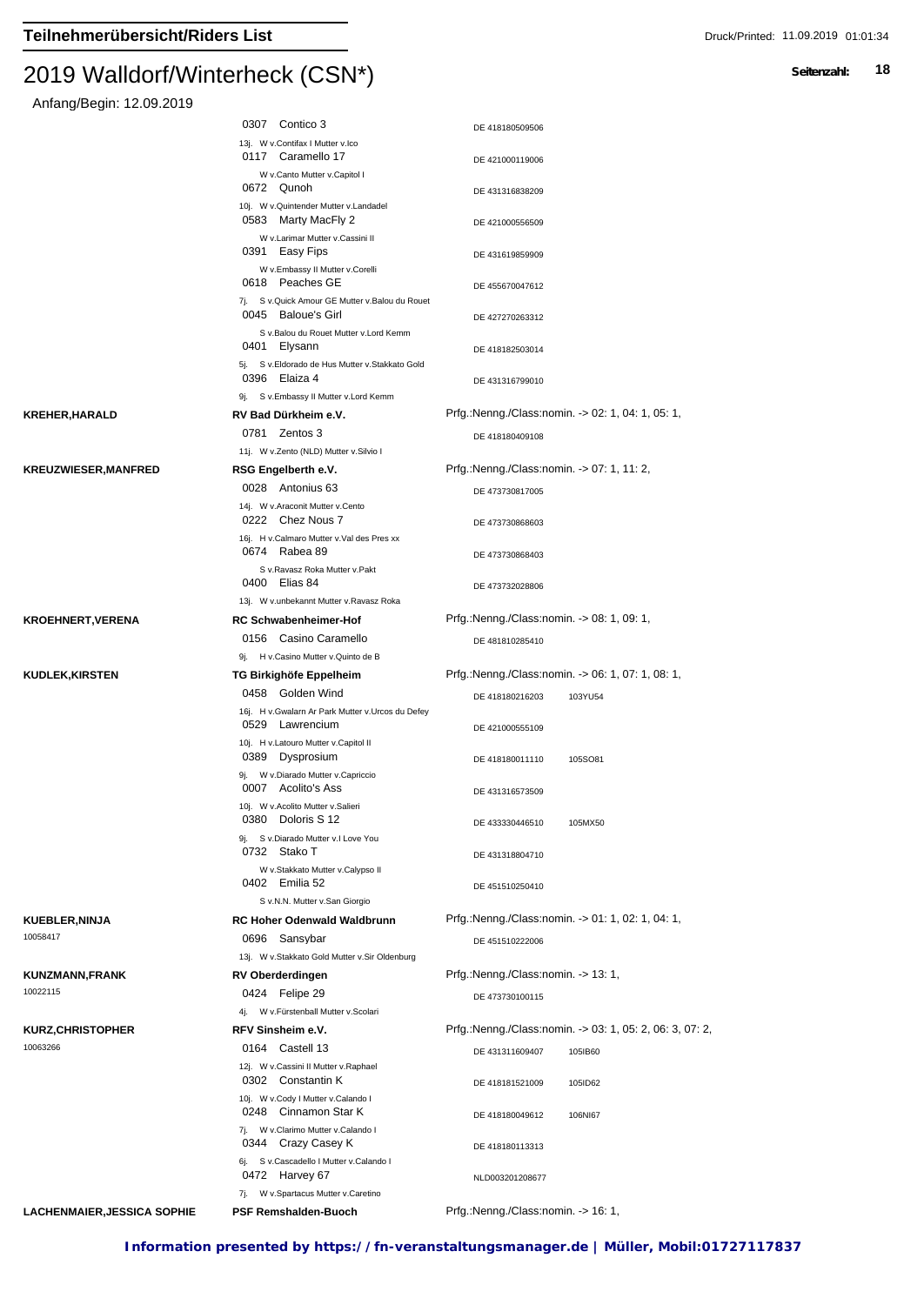## Teilnehmerübersicht/Riders List

# 2019 Walldorf/Winterheck (CSN*)

Anfang/Begin: 12.09.2019

| Reiter | Verein / Pferd | Prfg. / Nr. |
|---|---|---|
| | 0307 Contico 3 | DE 418180509506 |
| | 13j. W v.Contifax I Mutter v.Ico | |
| | 0117 Caramello 17 | DE 421000119006 |
| | W v.Canto Mutter v.Capitol I | |
| | 0672 Qunoh | DE 431316838209 |
| | 10j. W v.Quintender Mutter v.Landadel | |
| | 0583 Marty MacFly 2 | DE 421000556509 |
| | W v.Larimar Mutter v.Cassini II | |
| | 0391 Easy Fips | DE 431619859909 |
| | W v.Embassy II Mutter v.Corelli | |
| | 0618 Peaches GE | DE 455670047612 |
| | 7j. S v.Quick Amour GE Mutter v.Balou du Rouet | |
| | 0045 Baloue's Girl | DE 427270263312 |
| | S v.Balou du Rouet Mutter v.Lord Kemm | |
| | 0401 Elysann | DE 418182503014 |
| | 5j. S v.Eldorado de Hus Mutter v.Stakkato Gold | |
| | 0396 Elaiza 4 | DE 431316799010 |
| | 9j. S v.Embassy II Mutter v.Lord Kemm | |
| **KREHER,HARALD** | **RV Bad Dürkheim e.V.** | Prfg.:Nenng./Class:nomin. -> 02: 1, 04: 1, 05: 1, |
| | 0781 Zentos 3 | DE 418180409108 |
| | 11j. W v.Zento (NLD) Mutter v.Silvio I | |
| **KREUZWIESER,MANFRED** | **RSG Engelberth e.V.** | Prfg.:Nenng./Class:nomin. -> 07: 1, 11: 2, |
| | 0028 Antonius 63 | DE 473730817005 |
| | 14j. W v.Araconit Mutter v.Cento | |
| | 0222 Chez Nous 7 | DE 473730868603 |
| | 16j. H v.Calmaro Mutter v.Val des Pres xx | |
| | 0674 Rabea 89 | DE 473730868403 |
| | S v.Ravasz Roka Mutter v.Pakt | |
| | 0400 Elias 84 | DE 473732028806 |
| | 13j. W v.unbekannt Mutter v.Ravasz Roka | |
| **KROEHNERT,VERENA** | **RC Schwabenheimer-Hof** | Prfg.:Nenng./Class:nomin. -> 08: 1, 09: 1, |
| | 0156 Casino Caramello | DE 481810285410 |
| | 9j. H v.Casino Mutter v.Quinto de B | |
| **KUDLEK,KIRSTEN** | **TG Birkighöfe Eppelheim** | Prfg.:Nenng./Class:nomin. -> 06: 1, 07: 1, 08: 1, |
| | 0458 Golden Wind | DE 418180216203 103YU54 |
| | 16j. H v.Gwalarn Ar Park Mutter v.Urcos du Defey | |
| | 0529 Lawrencium | DE 421000555109 |
| | 10j. H v.Latouro Mutter v.Capitol II | |
| | 0389 Dysprosium | DE 418180011110 105SO81 |
| | 9j. W v.Diarado Mutter v.Capriccio | |
| | 0007 Acolito's Ass | DE 431316573509 |
| | 10j. W v.Acolito Mutter v.Salieri | |
| | 0380 Doloris S 12 | DE 433330446510 105MX50 |
| | 9j. S v.Diarado Mutter v.I Love You | |
| | 0732 Stako T | DE 431318804710 |
| | W v.Stakkato Mutter v.Calypso II | |
| | 0402 Emilia 52 | DE 451510250410 |
| | S v.N.N. Mutter v.San Giorgio | |
| **KUEBLER,NINJA** 10058417 | **RC Hoher Odenwald Waldbrunn** | Prfg.:Nenng./Class:nomin. -> 01: 1, 02: 1, 04: 1, |
| | 0696 Sansybar | DE 451510222006 |
| | 13j. W v.Stakkato Gold Mutter v.Sir Oldenburg | |
| **KUNZMANN,FRANK** 10022115 | **RV Oberderdingen** | Prfg.:Nenng./Class:nomin. -> 13: 1, |
| | 0424 Felipe 29 | DE 473730100115 |
| | 4j. W v.Fürstenball Mutter v.Scolari | |
| **KURZ,CHRISTOPHER** 10063266 | **RFV Sinsheim e.V.** | Prfg.:Nenng./Class:nomin. -> 03: 1, 05: 2, 06: 3, 07: 2, |
| | 0164 Castell 13 | DE 431311609407 105IB60 |
| | 12j. W v.Cassini II Mutter v.Raphael | |
| | 0302 Constantin K | DE 418181521009 105ID62 |
| | 10j. W v.Cody I Mutter v.Calando I | |
| | 0248 Cinnamon Star K | DE 418180049612 106NI67 |
| | 7j. W v.Clarimo Mutter v.Calando I | |
| | 0344 Crazy Casey K | DE 418180113313 |
| | 6j. S v.Cascadello I Mutter v.Calando I | |
| | 0472 Harvey 67 | NLD003201208677 |
| | 7j. W v.Spartacus Mutter v.Caretino | |
| **LACHENMAIER,JESSICA SOPHIE** | **PSF Remshalden-Buoch** | Prfg.:Nenng./Class:nomin. -> 16: 1, |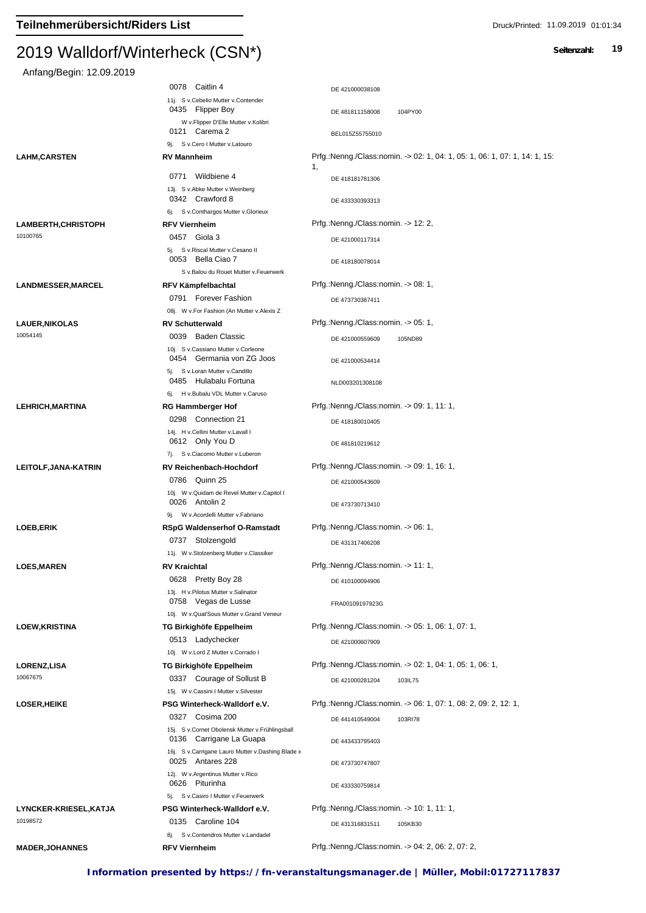# 2019 Walldorf/Winterheck (CSN*)

Anfang/Begin: 12.09.2019

| Reiter/Rider | Verein/Horse | Info |
|---|---|---|
| | 0078 Caitlin 4<br>11j. S v.Cebelio Mutter v.Contender | DE 421000038108 |
| | 0435 Flipper Boy<br>W v.Flipper D'Elle Mutter v.Kolibri | DE 481811158008 104PY00 |
| | 0121 Carema 2<br>9j. S v.Cero I Mutter v.Latouro | BEL015Z55755010 |
| **LAHM,CARSTEN** | **RV Mannheim** | Prfg.:Nenng./Class:nomin. -> 02: 1, 04: 1, 05: 1, 06: 1, 07: 1, 14: 1, 15: 1, |
| | 0771 Wildbiene 4<br>13j. S v.Abke Mutter v.Weinberg | DE 418181781306 |
| | 0342 Crawford 8<br>6j. S v.Conthargos Mutter v.Glorieux | DE 433330393313 |
| **LAMBERTH,CHRISTOPH**<br>10100765 | **RFV Viernheim** | Prfg.:Nenng./Class:nomin. -> 12: 2, |
| | 0457 Giola 3<br>5j. S v.Riscal Mutter v.Cesano II | DE 421000117314 |
| | 0053 Bella Ciao 7<br>S v.Balou du Rouet Mutter v.Feuerwerk | DE 418180078014 |
| **LANDMESSER,MARCEL** | **RFV Kämpfelbachtal** | Prfg.:Nenng./Class:nomin. -> 08: 1, |
| | 0791 Forever Fashion<br>08j. W v.For Fashion (An Mutter v.Alexis Z | DE 473730387411 |
| **LAUER,NIKOLAS**<br>10054145 | **RV Schutterwald** | Prfg.:Nenng./Class:nomin. -> 05: 1, |
| | 0039 Baden Classic<br>10j. S v.Cassiano Mutter v.Corleone | DE 421000559609 105ND89 |
| | 0454 Germania von ZG Joos<br>5j. S v.Loran Mutter v.Candillo | DE 421000534414 |
| | 0485 Hulabalu Fortuna<br>6j. H v.Bubalu VDL Mutter v.Caruso | NLD003201308108 |
| **LEHRICH,MARTINA** | **RG Hammberger Hof** | Prfg.:Nenng./Class:nomin. -> 09: 1, 11: 1, |
| | 0298 Connection 21<br>14j. H v.Cellini Mutter v.Lavall I | DE 418180010405 |
| | 0612 Only You D<br>7j. S v.Ciacomo Mutter v.Luberon | DE 481810219612 |
| **LEITOLF,JANA-KATRIN** | **RV Reichenbach-Hochdorf** | Prfg.:Nenng./Class:nomin. -> 09: 1, 16: 1, |
| | 0786 Quinn 25<br>10j. W v.Quidam de Revel Mutter v.Capitol I | DE 421000543609 |
| | 0026 Antolin 2<br>9j. W v.Acordelli Mutter v.Fabriano | DE 473730713410 |
| **LOEB,ERIK** | **RSpG Waldenserhof O-Ramstadt** | Prfg.:Nenng./Class:nomin. -> 06: 1, |
| | 0737 Stolzengold<br>11j. W v.Stolzenberg Mutter v.Classiker | DE 431317406208 |
| **LOES,MAREN** | **RV Kraichtal** | Prfg.:Nenng./Class:nomin. -> 11: 1, |
| | 0628 Pretty Boy 28<br>13j. H v.Pilotus Mutter v.Salinator | DE 410100094906 |
| | 0758 Vegas de Lusse<br>10j. W v.Quat'Sous Mutter v.Grand Veneur | FRA00109197923G |
| **LOEW,KRISTINA** | **TG Birkighöfe Eppelheim** | Prfg.:Nenng./Class:nomin. -> 05: 1, 06: 1, 07: 1, |
| | 0513 Ladychecker<br>10j. W v.Lord Z Mutter v.Corrado I | DE 421000607909 |
| **LORENZ,LISA**<br>10067675 | **TG Birkighöfe Eppelheim** | Prfg.:Nenng./Class:nomin. -> 02: 1, 04: 1, 05: 1, 06: 1, |
| | 0337 Courage of Sollust B<br>15j. W v.Cassini I Mutter v.Silvester | DE 421000281204 103IL75 |
| **LOSER,HEIKE** | **PSG Winterheck-Walldorf e.V.** | Prfg.:Nenng./Class:nomin. -> 06: 1, 07: 1, 08: 2, 09: 2, 12: 1, |
| | 0327 Cosima 200<br>15j. S v.Cornet Obolensk Mutter v.Frühlingsball | DE 441410549004 103RI78 |
| | 0136 Carrigane La Guapa<br>16j. S v.Carrigane Lauro Mutter v.Dashing Blade x | DE 443433795403 |
| | 0025 Antares 228<br>12j. W v.Argentinus Mutter v.Rico | DE 473730747807 |
| | 0626 Piturinha<br>5j. S v.Casiro I Mutter v.Feuerwerk | DE 433330759814 |
| **LYNCKER-KRIESEL,KATJA**<br>10198572 | **PSG Winterheck-Walldorf e.V.** | Prfg.:Nenng./Class:nomin. -> 10: 1, 11: 1, |
| | 0135 Caroline 104<br>8j. S v.Contendros Mutter v.Landadel | DE 431316831511 105KB30 |
| **MADER,JOHANNES** | **RFV Viernheim** | Prfg.:Nenng./Class:nomin. -> 04: 2, 06: 2, 07: 2, |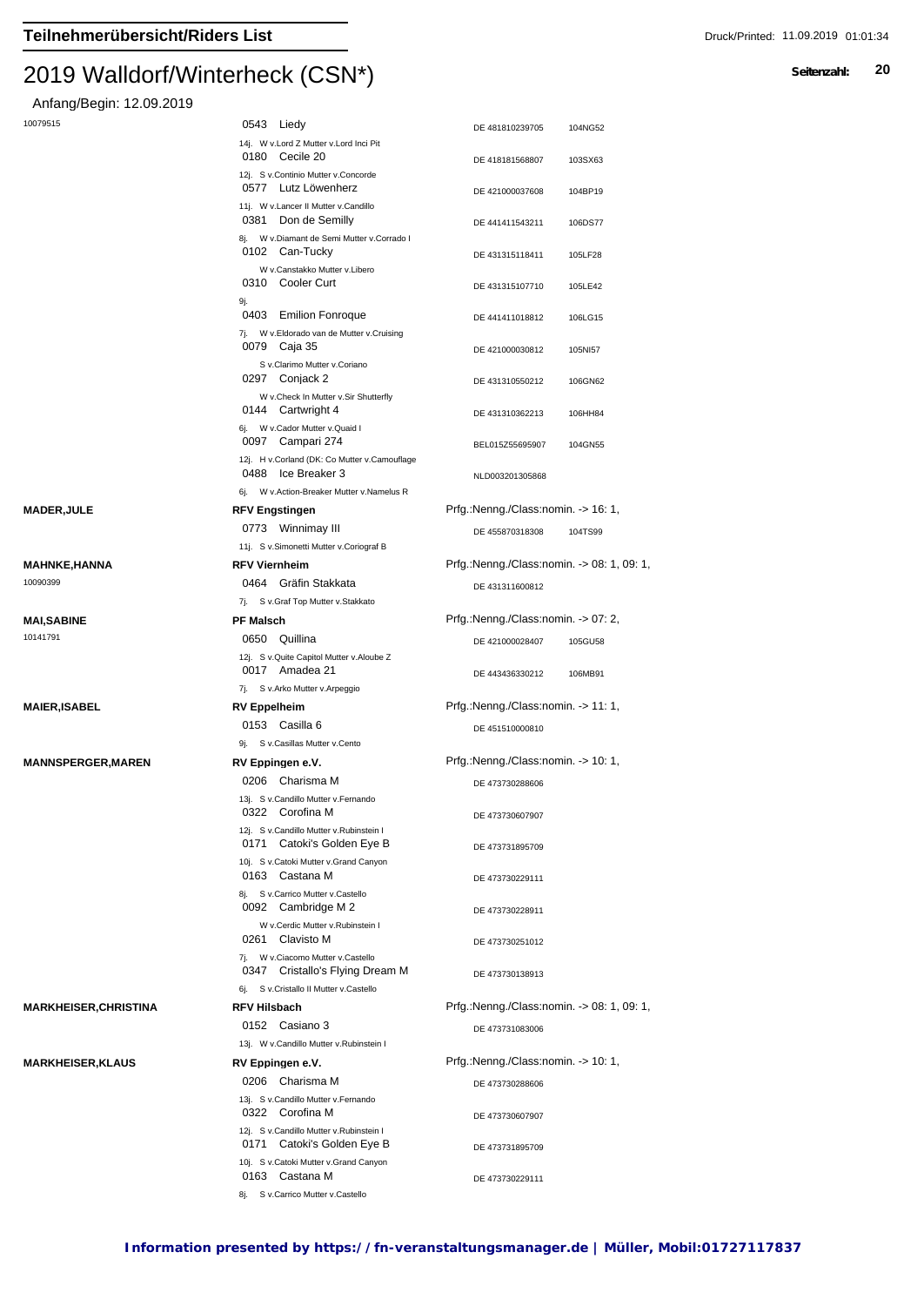# Teilnehmerübersicht/Riders List

# 2019 Walldorf/Winterheck (CSN*)

Anfang/Begin: 12.09.2019

| Reiter | Verein / Pferd | Nenn./Pass | FEI |
|---|---|---|---|
| 10079515 | 0543 Liedy | DE 481810239705 | 104NG52 |
| | 14j. W v.Lord Z Mutter v.Lord Inci Pit | | |
| | 0180 Cecile 20 | DE 418181568807 | 103SX63 |
| | 12j. S v.Continio Mutter v.Concorde | | |
| | 0577 Lutz Löwenherz | DE 421000037608 | 104BP19 |
| | 11j. W v.Lancer II Mutter v.Candillo | | |
| | 0381 Don de Semilly | DE 441411543211 | 106DS77 |
| | 8j. W v.Diamant de Semi Mutter v.Corrado I | | |
| | 0102 Can-Tucky | DE 431315118411 | 105LF28 |
| | W v.Canstakko Mutter v.Libero | | |
| | 0310 Cooler Curt | DE 431315107710 | 105LE42 |
| | 9j. | | |
| | 0403 Emilion Fonroque | DE 441411018812 | 106LG15 |
| | 7j. W v.Eldorado van de Mutter v.Cruising | | |
| | 0079 Caja 35 | DE 421000030812 | 105NI57 |
| | S v.Clarimo Mutter v.Coriano | | |
| | 0297 Conjack 2 | DE 431310550212 | 106GN62 |
| | W v.Check In Mutter v.Sir Shutterfly | | |
| | 0144 Cartwright 4 | DE 431310362213 | 106HH84 |
| | 6j. W v.Cador Mutter v.Quaid I | | |
| | 0097 Campari 274 | BEL015Z55695907 | 104GN55 |
| | 12j. H v.Corland (DK: Co Mutter v.Camouflage | | |
| | 0488 Ice Breaker 3 | NLD003201305868 | |
| | 6j. W v.Action-Breaker Mutter v.Namelus R | | |
| **MADER,JULE** | **RFV Engstingen** | Prfg.:Nenng./Class:nomin. -> 16: 1, | |
| | 0773 Winnimay III | DE 455870318308 | 104TS99 |
| | 11j. S v.Simonetti Mutter v.Coriograf B | | |
| **MAHNKE,HANNA** | **RFV Viernheim** | Prfg.:Nenng./Class:nomin. -> 08: 1, 09: 1, | |
| 10090399 | 0464 Gräfin Stakkata | DE 431311600812 | |
| | 7j. S v.Graf Top Mutter v.Stakkato | | |
| **MAI,SABINE** | **PF Malsch** | Prfg.:Nenng./Class:nomin. -> 07: 2, | |
| 10141791 | 0650 Quillina | DE 421000028407 | 105GU58 |
| | 12j. S v.Quite Capitol Mutter v.Aloube Z | | |
| | 0017 Amadea 21 | DE 443436330212 | 106MB91 |
| | 7j. S v.Arko Mutter v.Arpeggio | | |
| **MAIER,ISABEL** | **RV Eppelheim** | Prfg.:Nenng./Class:nomin. -> 11: 1, | |
| | 0153 Casilla 6 | DE 451510000810 | |
| | 9j. S v.Casillas Mutter v.Cento | | |
| **MANNSPERGER,MAREN** | **RV Eppingen e.V.** | Prfg.:Nenng./Class:nomin. -> 10: 1, | |
| | 0206 Charisma M | DE 473730288606 | |
| | 13j. S v.Candillo Mutter v.Fernando | | |
| | 0322 Corofina M | DE 473730607907 | |
| | 12j. S v.Candillo Mutter v.Rubinstein I | | |
| | 0171 Catoki's Golden Eye B | DE 473731895709 | |
| | 10j. S v.Catoki Mutter v.Grand Canyon | | |
| | 0163 Castana M | DE 473730229111 | |
| | 8j. S v.Carrico Mutter v.Castello | | |
| | 0092 Cambridge M 2 | DE 473730228911 | |
| | W v.Cerdic Mutter v.Rubinstein I | | |
| | 0261 Clavisto M | DE 473730251012 | |
| | 7j. W v.Ciacomo Mutter v.Castello | | |
| | 0347 Cristallo's Flying Dream M | DE 473730138913 | |
| | 6j. S v.Cristallo II Mutter v.Castello | | |
| **MARKHEISER,CHRISTINA** | **RFV Hilsbach** | Prfg.:Nenng./Class:nomin. -> 08: 1, 09: 1, | |
| | 0152 Casiano 3 | DE 473731083006 | |
| | 13j. W v.Candillo Mutter v.Rubinstein I | | |
| **MARKHEISER,KLAUS** | **RV Eppingen e.V.** | Prfg.:Nenng./Class:nomin. -> 10: 1, | |
| | 0206 Charisma M | DE 473730288606 | |
| | 13j. S v.Candillo Mutter v.Fernando | | |
| | 0322 Corofina M | DE 473730607907 | |
| | 12j. S v.Candillo Mutter v.Rubinstein I | | |
| | 0171 Catoki's Golden Eye B | DE 473731895709 | |
| | 10j. S v.Catoki Mutter v.Grand Canyon | | |
| | 0163 Castana M | DE 473730229111 | |
| | 8j. S v.Carrico Mutter v.Castello | | |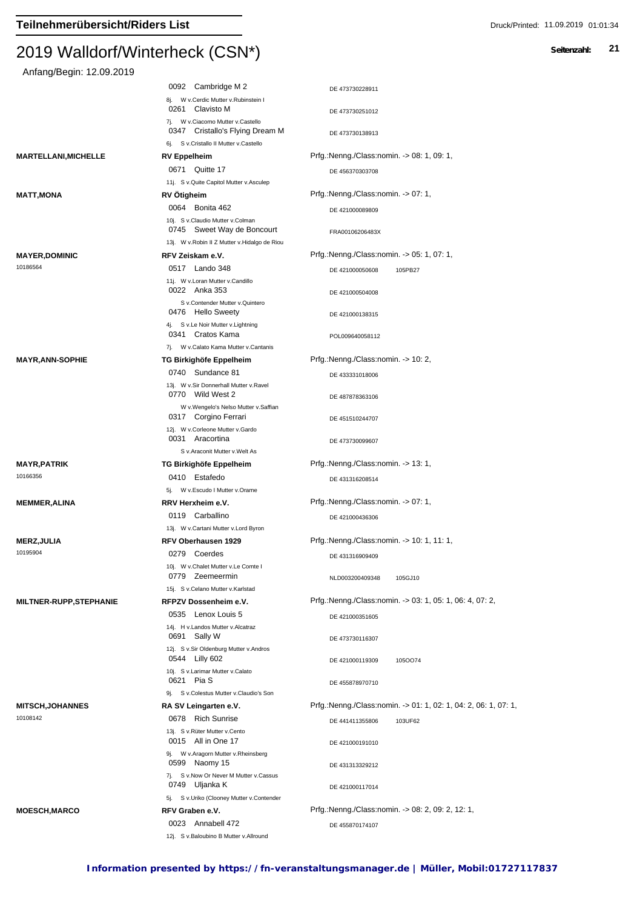# Teilnehmerübersicht/Riders List

## 2019 Walldorf/Winterheck (CSN*)

Anfang/Begin: 12.09.2019

| Reiter | Verein / Pferd | Prfg. / Nr. | |
|---|---|---|---|
| | 0092 Cambridge M 2 | DE 473730228911 | |
| | 8j. W v.Cerdic Mutter v.Rubinstein I | | |
| | 0261 Clavisto M | DE 473730251012 | |
| | 7j. W v.Ciacomo Mutter v.Castello | | |
| | 0347 Cristallo's Flying Dream M | DE 473730138913 | |
| | 6j. S v.Cristallo II Mutter v.Castello | | |
| **MARTELLANI,MICHELLE** | **RV Eppelheim** | Prfg.:Nenng./Class:nomin. -> 08: 1, 09: 1, | |
| | 0671 Quitte 17 | DE 456370303708 | |
| | 11j. S v.Quite Capitol Mutter v.Asculep | | |
| **MATT,MONA** | **RV Ötigheim** | Prfg.:Nenng./Class:nomin. -> 07: 1, | |
| | 0064 Bonita 462 | DE 421000089809 | |
| | 10j. S v.Claudio Mutter v.Colman | | |
| | 0745 Sweet Way de Boncourt | FRA00106206483X | |
| | 13j. W v.Robin II Z Mutter v.Hidalgo de Riou | | |
| **MAYER,DOMINIC** 10186564 | **RFV Zeiskam e.V.** | Prfg.:Nenng./Class:nomin. -> 05: 1, 07: 1, | |
| | 0517 Lando 348 | DE 421000050608 | 105PB27 |
| | 11j. W v.Loran Mutter v.Candillo | | |
| | 0022 Anka 353 | DE 421000504008 | |
| | S v.Contender Mutter v.Quintero | | |
| | 0476 Hello Sweety | DE 421000138315 | |
| | 4j. S v.Le Noir Mutter v.Lightning | | |
| | 0341 Cratos Kama | POL009640058112 | |
| | 7j. W v.Calato Kama Mutter v.Cantanis | | |
| **MAYR,ANN-SOPHIE** | **TG Birkighöfe Eppelheim** | Prfg.:Nenng./Class:nomin. -> 10: 2, | |
| | 0740 Sundance 81 | DE 433331018006 | |
| | 13j. W v.Sir Donnerhall Mutter v.Ravel | | |
| | 0770 Wild West 2 | DE 487878363106 | |
| | W v.Wengelo's Nelso Mutter v.Saffian | | |
| | 0317 Corgino Ferrari | DE 451510244707 | |
| | 12j. W v.Corleone Mutter v.Gardo | | |
| | 0031 Aracortina | DE 473730099607 | |
| | S v.Araconit Mutter v.Welt As | | |
| **MAYR,PATRIK** 10166356 | **TG Birkighöfe Eppelheim** | Prfg.:Nenng./Class:nomin. -> 13: 1, | |
| | 0410 Estafedo | DE 431316208514 | |
| | 5j. W v.Escudo I Mutter v.Orame | | |
| **MEMMER,ALINA** | **RRV Herxheim e.V.** | Prfg.:Nenng./Class:nomin. -> 07: 1, | |
| | 0119 Carballino | DE 421000436306 | |
| | 13j. W v.Cartani Mutter v.Lord Byron | | |
| **MERZ,JULIA** 10195904 | **RFV Oberhausen 1929** | Prfg.:Nenng./Class:nomin. -> 10: 1, 11: 1, | |
| | 0279 Coerdes | DE 431316909409 | |
| | 10j. W v.Chalet Mutter v.Le Comte I | | |
| | 0779 Zeemeermin | NLD003200409348 | 105GJ10 |
| | 15j. S v.Celano Mutter v.Karlstad | | |
| **MILTNER-RUPP,STEPHANIE** | **RFPZV Dossenheim e.V.** | Prfg.:Nenng./Class:nomin. -> 03: 1, 05: 1, 06: 4, 07: 2, | |
| | 0535 Lenox Louis 5 | DE 421000351605 | |
| | 14j. H v.Landos Mutter v.Alcatraz | | |
| | 0691 Sally W | DE 473730116307 | |
| | 12j. S v.Sir Oldenburg Mutter v.Andros | | |
| | 0544 Lilly 602 | DE 421000119309 | 105OO74 |
| | 10j. S v.Larimar Mutter v.Calato | | |
| | 0621 Pia S | DE 455878970710 | |
| | 9j. S v.Colestus Mutter v.Claudio's Son | | |
| **MITSCH,JOHANNES** 10108142 | **RA SV Leingarten e.V.** | Prfg.:Nenng./Class:nomin. -> 01: 1, 02: 1, 04: 2, 06: 1, 07: 1, | |
| | 0678 Rich Sunrise | DE 441411355806 | 103UF62 |
| | 13j. S v.Rüter Mutter v.Cento | | |
| | 0015 All in One 17 | DE 421000191010 | |
| | 9j. W v.Aragorn Mutter v.Rheinsberg | | |
| | 0599 Naomy 15 | DE 431313329212 | |
| | 7j. S v.Now Or Never M Mutter v.Cassus | | |
| | 0749 Uljanka K | DE 421000117014 | |
| | 5j. S v.Uriko (Clooney Mutter v.Contender | | |
| **MOESCH,MARCO** | **RFV Graben e.V.** | Prfg.:Nenng./Class:nomin. -> 08: 2, 09: 2, 12: 1, | |
| | 0023 Annabell 472 | DE 455870174107 | |
| | 12j. S v.Baloubino B Mutter v.Allround | | |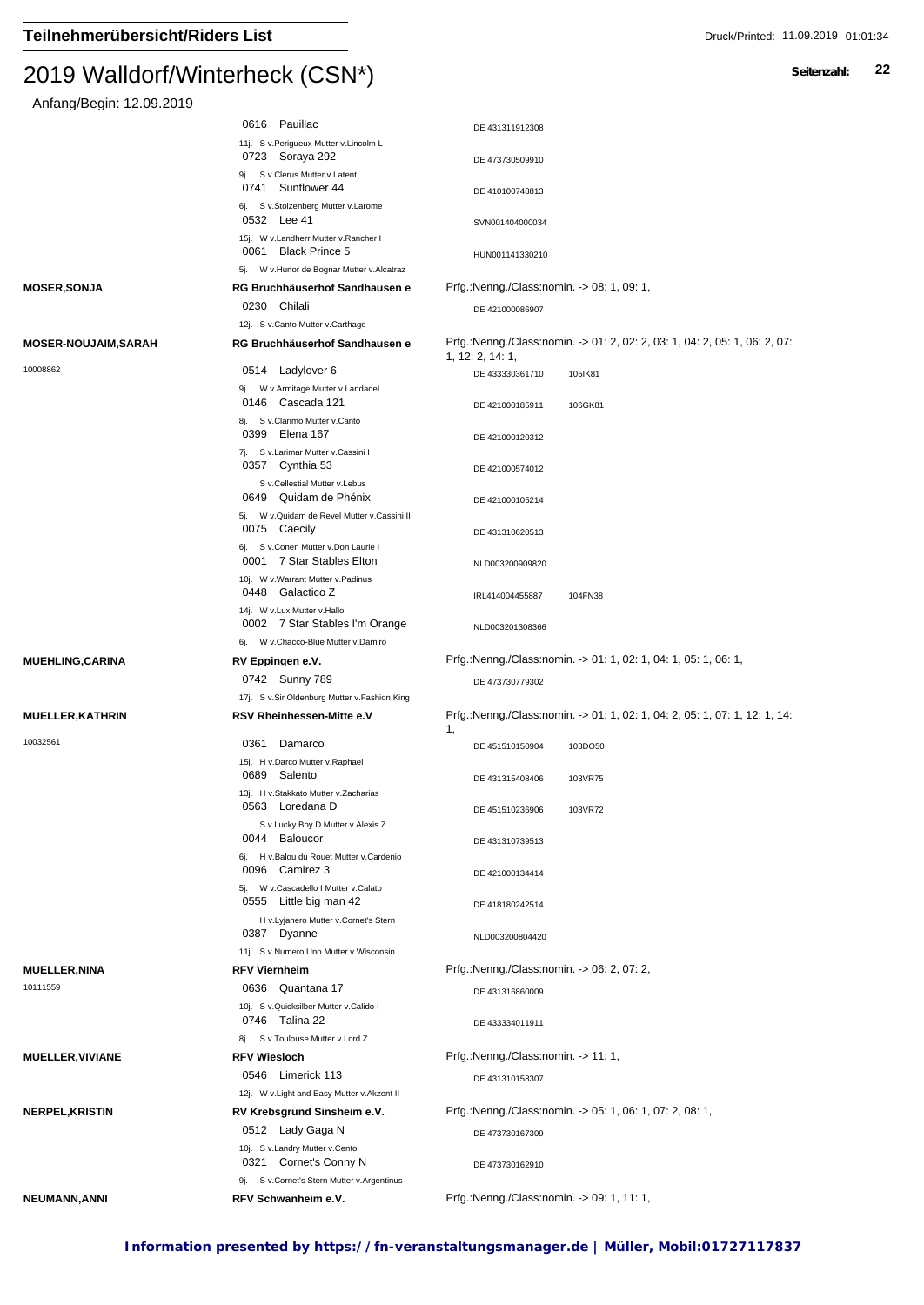# Teilnehmerübersicht/Riders List

## 2019 Walldorf/Winterheck (CSN*)

Anfang/Begin: 12.09.2019

| | | |
|---|---|---|
| | 0616 Pauillac | DE 431311912308 |
| | 11j. S v.Perigueux Mutter v.Lincolm L | |
| | 0723 Soraya 292 | DE 473730509910 |
| | 9j. S v.Clerus Mutter v.Latent | |
| | 0741 Sunflower 44 | DE 410100748813 |
| | 6j. S v.Stolzenberg Mutter v.Larome | |
| | 0532 Lee 41 | SVN001404000034 |
| | 15j. W v.Landherr Mutter v.Rancher I | |
| | 0061 Black Prince 5 | HUN001141330210 |
| | 5j. W v.Hunor de Bognar Mutter v.Alcatraz | |
| **MOSER,SONJA** | **RG Bruchhäuserhof Sandhausen e** | Prfg.:Nenng./Class:nomin. -> 08: 1, 09: 1, |
| | 0230 Chilali | DE 421000086907 |
| | 12j. S v.Canto Mutter v.Carthago | |
| **MOSER-NOUJAIM,SARAH** | **RG Bruchhäuserhof Sandhausen e** | Prfg.:Nenng./Class:nomin. -> 01: 2, 02: 2, 03: 1, 04: 2, 05: 1, 06: 2, 07: 1, 12: 2, 14: 1, |
| 10008862 | 0514 Ladylover 6 | DE 433330361710 105IK81 |
| | 9j. W v.Armitage Mutter v.Landadel | |
| | 0146 Cascada 121 | DE 421000185911 106GK81 |
| | 8j. S v.Clarimo Mutter v.Canto | |
| | 0399 Elena 167 | DE 421000120312 |
| | 7j. S v.Larimar Mutter v.Cassini I | |
| | 0357 Cynthia 53 | DE 421000574012 |
| | S v.Cellestial Mutter v.Lebus | |
| | 0649 Quidam de Phénix | DE 421000105214 |
| | 5j. W v.Quidam de Revel Mutter v.Cassini II | |
| | 0075 Caecily | DE 431310620513 |
| | 6j. S v.Conen Mutter v.Don Laurie I | |
| | 0001 7 Star Stables Elton | NLD003200909820 |
| | 10j. W v.Warrant Mutter v.Padinus | |
| | 0448 Galactico Z | IRL414004455887 104FN38 |
| | 14j. W v.Lux Mutter v.Hallo | |
| | 0002 7 Star Stables I'm Orange | NLD003201308366 |
| | 6j. W v.Chacco-Blue Mutter v.Damiro | |
| **MUEHLING,CARINA** | **RV Eppingen e.V.** | Prfg.:Nenng./Class:nomin. -> 01: 1, 02: 1, 04: 1, 05: 1, 06: 1, |
| | 0742 Sunny 789 | DE 473730779302 |
| | 17j. S v.Sir Oldenburg Mutter v.Fashion King | |
| **MUELLER,KATHRIN** | **RSV Rheinhessen-Mitte e.V** | Prfg.:Nenng./Class:nomin. -> 01: 1, 02: 1, 04: 2, 05: 1, 07: 1, 12: 1, 14: 1, |
| 10032561 | 0361 Damarco | DE 451510150904 103DO50 |
| | 15j. H v.Darco Mutter v.Raphael | |
| | 0689 Salento | DE 431315408406 103VR75 |
| | 13j. H v.Stakkato Mutter v.Zacharias | |
| | 0563 Loredana D | DE 451510236906 103VR72 |
| | S v.Lucky Boy D Mutter v.Alexis Z | |
| | 0044 Baloucor | DE 431310739513 |
| | 6j. H v.Balou du Rouet Mutter v.Cardenio | |
| | 0096 Camirez 3 | DE 421000134414 |
| | 5j. W v.Cascadello I Mutter v.Calato | |
| | 0555 Little big man 42 | DE 418180242514 |
| | H v.Lyjanero Mutter v.Cornet's Stern | |
| | 0387 Dyanne | NLD003200804420 |
| | 11j. S v.Numero Uno Mutter v.Wisconsin | |
| **MUELLER,NINA** | **RFV Viernheim** | Prfg.:Nenng./Class:nomin. -> 06: 2, 07: 2, |
| 10111559 | 0636 Quantana 17 | DE 431316860009 |
| | 10j. S v.Quicksilber Mutter v.Calido I | |
| | 0746 Talina 22 | DE 433334011911 |
| | 8j. S v.Toulouse Mutter v.Lord Z | |
| **MUELLER,VIVIANE** | **RFV Wiesloch** | Prfg.:Nenng./Class:nomin. -> 11: 1, |
| | 0546 Limerick 113 | DE 431310158307 |
| | 12j. W v.Light and Easy Mutter v.Akzent II | |
| **NERPEL,KRISTIN** | **RV Krebsgrund Sinsheim e.V.** | Prfg.:Nenng./Class:nomin. -> 05: 1, 06: 1, 07: 2, 08: 1, |
| | 0512 Lady Gaga N | DE 473730167309 |
| | 10j. S v.Landry Mutter v.Cento | |
| | 0321 Cornet's Conny N | DE 473730162910 |
| | 9j. S v.Cornet's Stern Mutter v.Argentinus | |
| **NEUMANN,ANNI** | **RFV Schwanheim e.V.** | Prfg.:Nenng./Class:nomin. -> 09: 1, 11: 1, |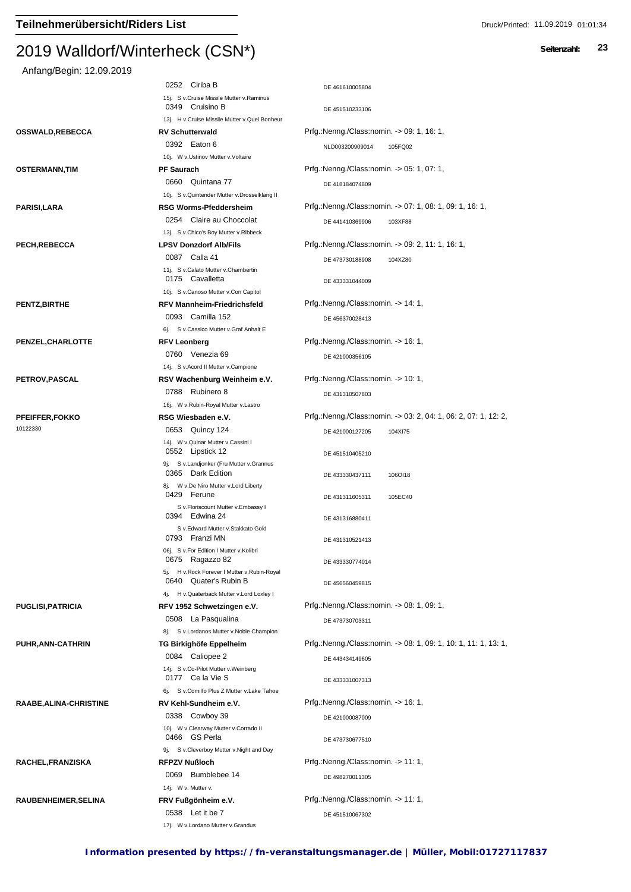# Teilnehmerübersicht/Riders List

## 2019 Walldorf/Winterheck (CSN*)

Anfang/Begin: 12.09.2019

| Reiter | Verein / Pferd | Info |
| --- | --- | --- |
| | 0252 Ciriba B | DE 461610005804 |
| | 15j. S v.Cruise Missile Mutter v.Raminus | |
| | 0349 Cruisino B | DE 451510233106 |
| | 13j. H v.Cruise Missile Mutter v.Quel Bonheur | |
| **OSSWALD,REBECCA** | **RV Schutterwald** | Prfg.:Nenng./Class:nomin. -> 09: 1, 16: 1, |
| | 0392 Eaton 6 | NLD003200909014 105FQ02 |
| | 10j. W v.Ustinov Mutter v.Voltaire | |
| **OSTERMANN,TIM** | **PF Saurach** | Prfg.:Nenng./Class:nomin. -> 05: 1, 07: 1, |
| | 0660 Quintana 77 | DE 418184074809 |
| | 10j. S v.Quintender Mutter v.Drosselklang II | |
| **PARISI,LARA** | **RSG Worms-Pfeddersheim** | Prfg.:Nenng./Class:nomin. -> 07: 1, 08: 1, 09: 1, 16: 1, |
| | 0254 Claire au Choccolat | DE 441410369906 103XF88 |
| | 13j. S v.Chico's Boy Mutter v.Ribbeck | |
| **PECH,REBECCA** | **LPSV Donzdorf Alb/Fils** | Prfg.:Nenng./Class:nomin. -> 09: 2, 11: 1, 16: 1, |
| | 0087 Calla 41 | DE 473730188908 104XZ80 |
| | 11j. S v.Calato Mutter v.Chambertin | |
| | 0175 Cavalletta | DE 433331044009 |
| | 10j. S v.Canoso Mutter v.Con Capitol | |
| **PENTZ,BIRTHE** | **RFV Mannheim-Friedrichsfeld** | Prfg.:Nenng./Class:nomin. -> 14: 1, |
| | 0093 Camilla 152 | DE 456370028413 |
| | 6j. S v.Cassico Mutter v.Graf Anhalt E | |
| **PENZEL,CHARLOTTE** | **RFV Leonberg** | Prfg.:Nenng./Class:nomin. -> 16: 1, |
| | 0760 Venezia 69 | DE 421000356105 |
| | 14j. S v.Acord II Mutter v.Campione | |
| **PETROV,PASCAL** | **RSV Wachenburg Weinheim e.V.** | Prfg.:Nenng./Class:nomin. -> 10: 1, |
| | 0788 Rubinero 8 | DE 431310507803 |
| | 16j. W v.Rubin-Royal Mutter v.Lastro | |
| **PFEIFFER,FOKKO** 10122330 | **RSG Wiesbaden e.V.** | Prfg.:Nenng./Class:nomin. -> 03: 2, 04: 1, 06: 2, 07: 1, 12: 2, |
| | 0653 Quincy 124 | DE 421000127205 104XI75 |
| | 14j. W v.Quinar Mutter v.Cassini I | |
| | 0552 Lipstick 12 | DE 451510405210 |
| | 9j. S v.Landjonker (Fru Mutter v.Grannus | |
| | 0365 Dark Edition | DE 433330437111 106OI18 |
| | 8j. W v.De Niro Mutter v.Lord Liberty | |
| | 0429 Ferune | DE 431311605311 105EC40 |
| | S v.Floriscount Mutter v.Embassy I | |
| | 0394 Edwina 24 | DE 431316880411 |
| | S v.Edward Mutter v.Stakkato Gold | |
| | 0793 Franzi MN | DE 431310521413 |
| | 06j. S v.For Edition I Mutter v.Kolibri | |
| | 0675 Ragazzo 82 | DE 433330774014 |
| | 5j. H v.Rock Forever I Mutter v.Rubin-Royal | |
| | 0640 Quater's Rubin B | DE 456560459815 |
| | 4j. H v.Quaterback Mutter v.Lord Loxley I | |
| **PUGLISI,PATRICIA** | **RFV 1952 Schwetzingen e.V.** | Prfg.:Nenng./Class:nomin. -> 08: 1, 09: 1, |
| | 0508 La Pasqualina | DE 473730703311 |
| | 8j. S v.Lordanos Mutter v.Noble Champion | |
| **PUHR,ANN-CATHRIN** | **TG Birkighöfe Eppelheim** | Prfg.:Nenng./Class:nomin. -> 08: 1, 09: 1, 10: 1, 11: 1, 13: 1, |
| | 0084 Caliopee 2 | DE 443434149605 |
| | 14j. S v.Co-Pilot Mutter v.Weinberg | |
| | 0177 Ce la Vie S | DE 433331007313 |
| | 6j. S v.Comilfo Plus Z Mutter v.Lake Tahoe | |
| **RAABE,ALINA-CHRISTINE** | **RV Kehl-Sundheim e.V.** | Prfg.:Nenng./Class:nomin. -> 16: 1, |
| | 0338 Cowboy 39 | DE 421000087009 |
| | 10j. W v.Clearway Mutter v.Corrado II | |
| | 0466 GS Perla | DE 473730677510 |
| | 9j. S v.Cleverboy Mutter v.Night and Day | |
| **RACHEL,FRANZISKA** | **RFPZV Nußloch** | Prfg.:Nenng./Class:nomin. -> 11: 1, |
| | 0069 Bumblebee 14 | DE 498270011305 |
| | 14j. W v. Mutter v. | |
| **RAUBENHEIMER,SELINA** | **FRV Fußgönheim e.V.** | Prfg.:Nenng./Class:nomin. -> 11: 1, |
| | 0538 Let it be 7 | DE 451510067302 |
| | 17j. W v.Lordano Mutter v.Grandus | |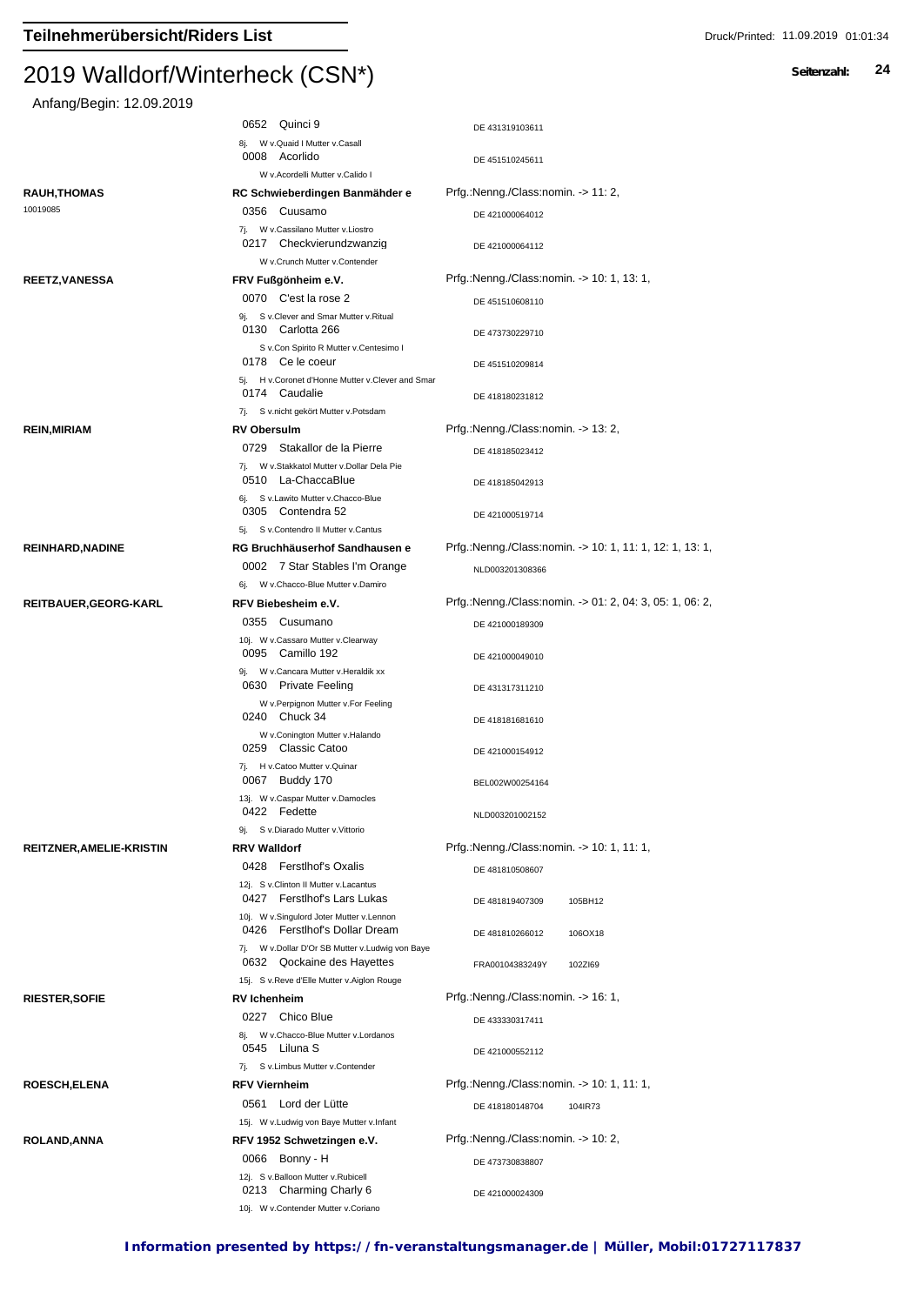# Teilnehmerübersicht/Riders List

## 2019 Walldorf/Winterheck (CSN*)

Anfang/Begin: 12.09.2019

| Reiter | Verein / Pferd | Nennung / Nr. |
|---|---|---|
| | 0652 Quinci 9 | DE 431319103611 |
| | 8j. W v.Quaid I Mutter v.Casall | |
| | 0008 Acorlido | DE 451510245611 |
| | W v.Acordelli Mutter v.Calido I | |
| **RAUH,THOMAS** | **RC Schwieberdingen Banmähder e** | Prfg.:Nenng./Class:nomin. -> 11: 2, |
| 10019085 | 0356 Cuusamo | DE 421000064012 |
| | 7j. W v.Cassilano Mutter v.Liostro | |
| | 0217 Checkvierundzwanzig | DE 421000064112 |
| | W v.Crunch Mutter v.Contender | |
| **REETZ,VANESSA** | **FRV Fußgönheim e.V.** | Prfg.:Nenng./Class:nomin. -> 10: 1, 13: 1, |
| | 0070 C'est la rose 2 | DE 451510608110 |
| | 9j. S v.Clever and Smar Mutter v.Ritual | |
| | 0130 Carlotta 266 | DE 473730229710 |
| | S v.Con Spirito R Mutter v.Centesimo I | |
| | 0178 Ce le coeur | DE 451510209814 |
| | 5j. H v.Coronet d'Honne Mutter v.Clever and Smar | |
| | 0174 Caudalie | DE 418180231812 |
| | 7j. S v.nicht gekört Mutter v.Potsdam | |
| **REIN,MIRIAM** | **RV Obersulm** | Prfg.:Nenng./Class:nomin. -> 13: 2, |
| | 0729 Stakallor de la Pierre | DE 418185023412 |
| | 7j. W v.Stakkatol Mutter v.Dollar Dela Pie | |
| | 0510 La-ChaccaBlue | DE 418185042913 |
| | 6j. S v.Lawito Mutter v.Chacco-Blue | |
| | 0305 Contendra 52 | DE 421000519714 |
| | 5j. S v.Contendro II Mutter v.Cantus | |
| **REINHARD,NADINE** | **RG Bruchhäuserhof Sandhausen e** | Prfg.:Nenng./Class:nomin. -> 10: 1, 11: 1, 12: 1, 13: 1, |
| | 0002 7 Star Stables I'm Orange | NLD003201308366 |
| | 6j. W v.Chacco-Blue Mutter v.Damiro | |
| **REITBAUER,GEORG-KARL** | **RFV Biebesheim e.V.** | Prfg.:Nenng./Class:nomin. -> 01: 2, 04: 3, 05: 1, 06: 2, |
| | 0355 Cusumano | DE 421000189309 |
| | 10j. W v.Cassaro Mutter v.Clearway | |
| | 0095 Camillo 192 | DE 421000049010 |
| | 9j. W v.Cancara Mutter v.Heraldik xx | |
| | 0630 Private Feeling | DE 431317311210 |
| | W v.Perpignon Mutter v.For Feeling | |
| | 0240 Chuck 34 | DE 418181681610 |
| | W v.Conington Mutter v.Halando | |
| | 0259 Classic Catoo | DE 421000154912 |
| | 7j. H v.Catoo Mutter v.Quinar | |
| | 0067 Buddy 170 | BEL002W00254164 |
| | 13j. W v.Caspar Mutter v.Damocles | |
| | 0422 Fedette | NLD003201002152 |
| | 9j. S v.Diarado Mutter v.Vittorio | |
| **REITZNER,AMELIE-KRISTIN** | **RRV Walldorf** | Prfg.:Nenng./Class:nomin. -> 10: 1, 11: 1, |
| | 0428 Ferstlhof's Oxalis | DE 481810508607 |
| | 12j. S v.Clinton II Mutter v.Lacantus | |
| | 0427 Ferstlhof's Lars Lukas | DE 481819407309 105BH12 |
| | 10j. W v.Singulord Joter Mutter v.Lennon | |
| | 0426 Ferstlhof's Dollar Dream | DE 481810266012 106OX18 |
| | 7j. W v.Dollar D'Or SB Mutter v.Ludwig von Baye | |
| | 0632 Qockaine des Hayettes | FRA00104383249Y 102ZI69 |
| | 15j. S v.Reve d'Elle Mutter v.Aiglon Rouge | |
| **RIESTER,SOFIE** | **RV Ichenheim** | Prfg.:Nenng./Class:nomin. -> 16: 1, |
| | 0227 Chico Blue | DE 433330317411 |
| | 8j. W v.Chacco-Blue Mutter v.Lordanos | |
| | 0545 Liluna S | DE 421000552112 |
| | 7j. S v.Limbus Mutter v.Contender | |
| **ROESCH,ELENA** | **RFV Viernheim** | Prfg.:Nenng./Class:nomin. -> 10: 1, 11: 1, |
| | 0561 Lord der Lütte | DE 418180148704 104IR73 |
| | 15j. W v.Ludwig von Baye Mutter v.Infant | |
| **ROLAND,ANNA** | **RFV 1952 Schwetzingen e.V.** | Prfg.:Nenng./Class:nomin. -> 10: 2, |
| | 0066 Bonny - H | DE 473730838807 |
| | 12j. S v.Balloon Mutter v.Rubicell | |
| | 0213 Charming Charly 6 | DE 421000024309 |
| | 10j. W v.Contender Mutter v.Coriano | |

**Information presented by https://fn-veranstaltungsmanager.de | Müller, Mobil:01727117837**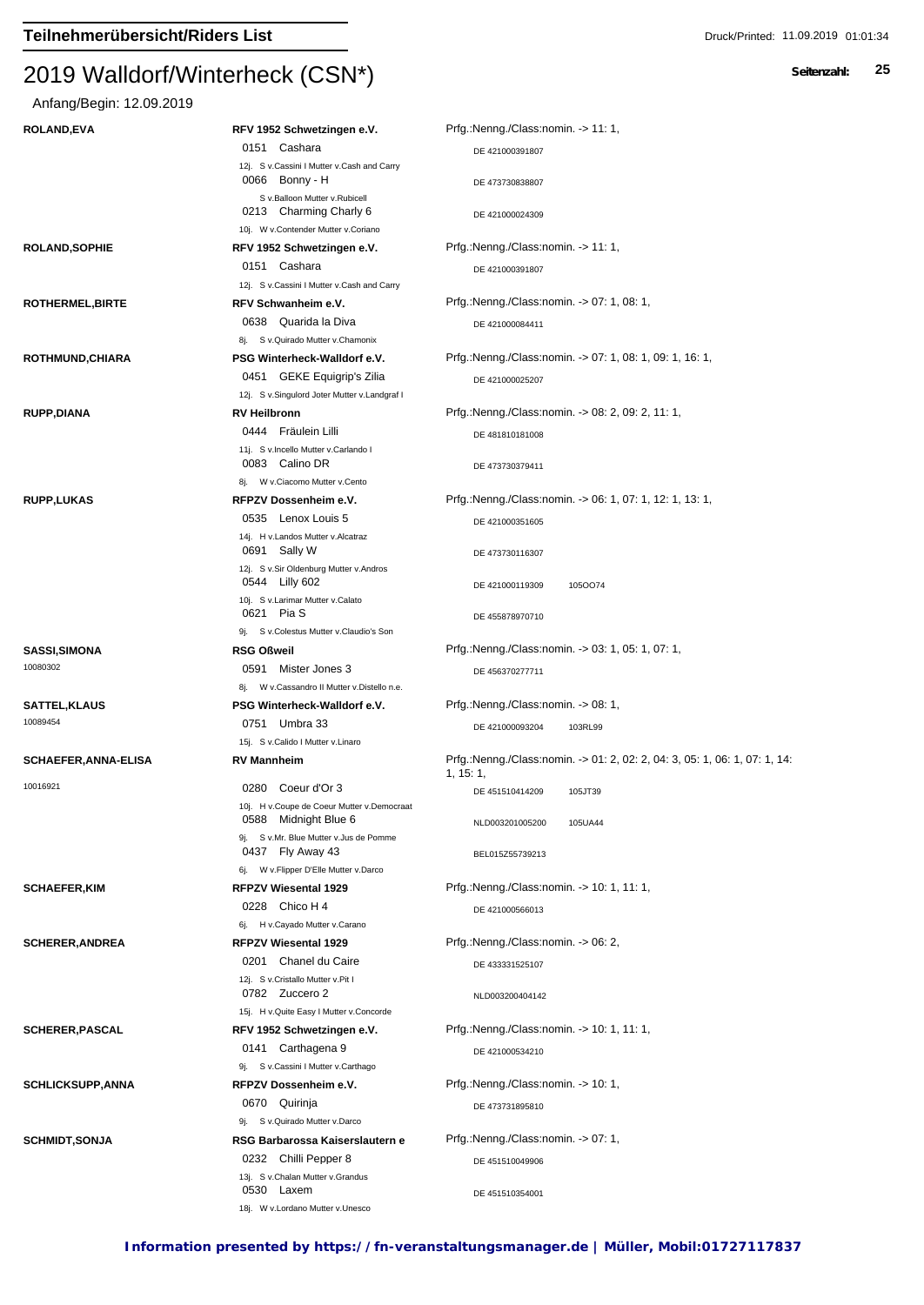## Teilnehmerübersicht/Riders List

# 2019 Walldorf/Winterheck (CSN*)

Anfang/Begin: 12.09.2019

| Reiter | Verein / Pferd | Prüfungen / Nr. |
|---|---|---|
| **ROLAND,EVA** | **RFV 1952 Schwetzingen e.V.** | Prfg.:Nenng./Class:nomin. -> 11: 1, |
| | 0151 Cashara | DE 421000391807 |
| | 12j. S v.Cassini I Mutter v.Cash and Carry | |
| | 0066 Bonny - H | DE 473730838807 |
| | S v.Balloon Mutter v.Rubicell | |
| | 0213 Charming Charly 6 | DE 421000024309 |
| | 10j. W v.Contender Mutter v.Coriano | |
| **ROLAND,SOPHIE** | **RFV 1952 Schwetzingen e.V.** | Prfg.:Nenng./Class:nomin. -> 11: 1, |
| | 0151 Cashara | DE 421000391807 |
| | 12j. S v.Cassini I Mutter v.Cash and Carry | |
| **ROTHERMEL,BIRTE** | **RFV Schwanheim e.V.** | Prfg.:Nenng./Class:nomin. -> 07: 1, 08: 1, |
| | 0638 Quarida la Diva | DE 421000084411 |
| | 8j. S v.Quirado Mutter v.Chamonix | |
| **ROTHMUND,CHIARA** | **PSG Winterheck-Walldorf e.V.** | Prfg.:Nenng./Class:nomin. -> 07: 1, 08: 1, 09: 1, 16: 1, |
| | 0451 GEKE Equigrip's Zilia | DE 421000025207 |
| | 12j. S v.Singulord Joter Mutter v.Landgraf I | |
| **RUPP,DIANA** | **RV Heilbronn** | Prfg.:Nenng./Class:nomin. -> 08: 2, 09: 2, 11: 1, |
| | 0444 Fräulein Lilli | DE 481810181008 |
| | 11j. S v.Incello Mutter v.Carlando I | |
| | 0083 Calino DR | DE 473730379411 |
| | 8j. W v.Ciacomo Mutter v.Cento | |
| **RUPP,LUKAS** | **RFPZV Dossenheim e.V.** | Prfg.:Nenng./Class:nomin. -> 06: 1, 07: 1, 12: 1, 13: 1, |
| | 0535 Lenox Louis 5 | DE 421000351605 |
| | 14j. H v.Landos Mutter v.Alcatraz | |
| | 0691 Sally W | DE 473730116307 |
| | 12j. S v.Sir Oldenburg Mutter v.Andros | |
| | 0544 Lilly 602 | DE 421000119309 105OO74 |
| | 10j. S v.Larimar Mutter v.Calato | |
| | 0621 Pia S | DE 455878970710 |
| | 9j. S v.Colestus Mutter v.Claudio's Son | |
| **SASSI,SIMONA** 10080302 | **RSG Oßweil** | Prfg.:Nenng./Class:nomin. -> 03: 1, 05: 1, 07: 1, |
| | 0591 Mister Jones 3 | DE 456370277711 |
| | 8j. W v.Cassandro II Mutter v.Distello n.e. | |
| **SATTEL,KLAUS** 10089454 | **PSG Winterheck-Walldorf e.V.** | Prfg.:Nenng./Class:nomin. -> 08: 1, |
| | 0751 Umbra 33 | DE 421000093204 103RL99 |
| | 15j. S v.Calido I Mutter v.Linaro | |
| **SCHAEFER,ANNA-ELISA** 10016921 | **RV Mannheim** | Prfg.:Nenng./Class:nomin. -> 01: 2, 02: 2, 04: 3, 05: 1, 06: 1, 07: 1, 14: 1, 15: 1, |
| | 0280 Coeur d'Or 3 | DE 451510414209 105JT39 |
| | 10j. H v.Coupe de Coeur Mutter v.Democraat | |
| | 0588 Midnight Blue 6 | NLD003201005200 105UA44 |
| | 9j. S v.Mr. Blue Mutter v.Jus de Pomme | |
| | 0437 Fly Away 43 | BEL015Z55739213 |
| | 6j. W v.Flipper D'Elle Mutter v.Darco | |
| **SCHAEFER,KIM** | **RFPZV Wiesental 1929** | Prfg.:Nenng./Class:nomin. -> 10: 1, 11: 1, |
| | 0228 Chico H 4 | DE 421000566013 |
| | 6j. H v.Cayado Mutter v.Carano | |
| **SCHERER,ANDREA** | **RFPZV Wiesental 1929** | Prfg.:Nenng./Class:nomin. -> 06: 2, |
| | 0201 Chanel du Caire | DE 433331525107 |
| | 12j. S v.Cristallo Mutter v.Pit I | |
| | 0782 Zuccero 2 | NLD003200404142 |
| | 15j. H v.Quite Easy I Mutter v.Concorde | |
| **SCHERER,PASCAL** | **RFV 1952 Schwetzingen e.V.** | Prfg.:Nenng./Class:nomin. -> 10: 1, 11: 1, |
| | 0141 Carthagena 9 | DE 421000534210 |
| | 9j. S v.Cassini I Mutter v.Carthago | |
| **SCHLICKSUPP,ANNA** | **RFPZV Dossenheim e.V.** | Prfg.:Nenng./Class:nomin. -> 10: 1, |
| | 0670 Quirinja | DE 473731895810 |
| | 9j. S v.Quirado Mutter v.Darco | |
| **SCHMIDT,SONJA** | **RSG Barbarossa Kaiserslautern e** | Prfg.:Nenng./Class:nomin. -> 07: 1, |
| | 0232 Chilli Pepper 8 | DE 451510049906 |
| | 13j. S v.Chalan Mutter v.Grandus | |
| | 0530 Laxem | DE 451510354001 |
| | 18j. W v.Lordano Mutter v.Unesco | |

**Information presented by https://fn-veranstaltungsmanager.de | Müller, Mobil:01727117837**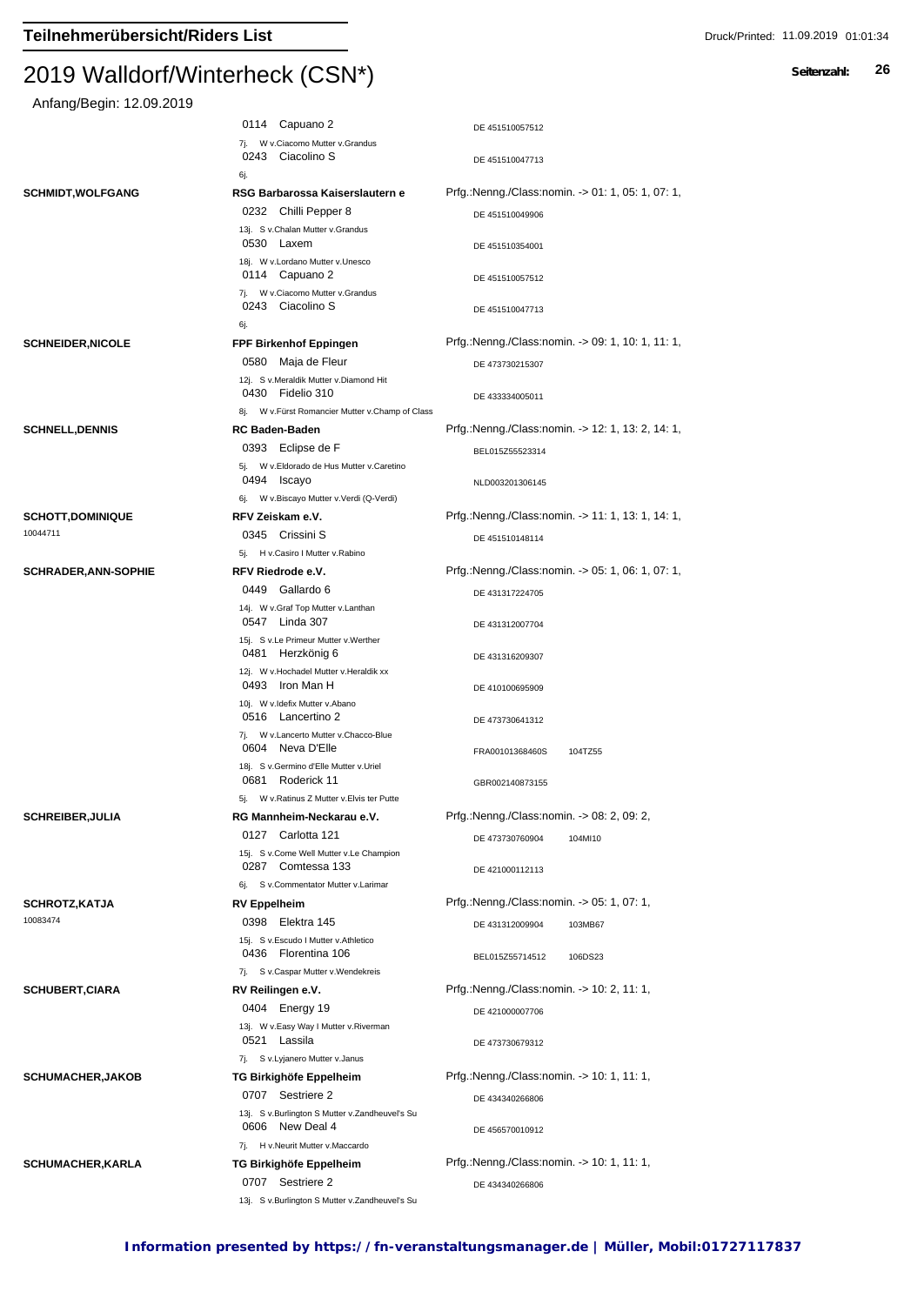# Teilnehmerübersicht/Riders List

## 2019 Walldorf/Winterheck (CSN*)

Anfang/Begin: 12.09.2019

| Reiter | Verein / Pferd | Info |
|---|---|---|
| | 0114 Capuano 2 | DE 451510057512 |
| | 7j. W v.Ciacomo Mutter v.Grandus | |
| | 0243 Ciacolino S | DE 451510047713 |
| | 6j. | |
| **SCHMIDT,WOLFGANG** | **RSG Barbarossa Kaiserslautern e** | Prfg.:Nenng./Class:nomin. -> 01: 1, 05: 1, 07: 1, |
| | 0232 Chilli Pepper 8 | DE 451510049906 |
| | 13j. S v.Chalan Mutter v.Grandus | |
| | 0530 Laxem | DE 451510354001 |
| | 18j. W v.Lordano Mutter v.Unesco | |
| | 0114 Capuano 2 | DE 451510057512 |
| | 7j. W v.Ciacomo Mutter v.Grandus | |
| | 0243 Ciacolino S | DE 451510047713 |
| | 6j. | |
| **SCHNEIDER,NICOLE** | **FPF Birkenhof Eppingen** | Prfg.:Nenng./Class:nomin. -> 09: 1, 10: 1, 11: 1, |
| | 0580 Maja de Fleur | DE 473730215307 |
| | 12j. S v.Meraldik Mutter v.Diamond Hit | |
| | 0430 Fidelio 310 | DE 433334005011 |
| | 8j. W v.Fürst Romancier Mutter v.Champ of Class | |
| **SCHNELL,DENNIS** | **RC Baden-Baden** | Prfg.:Nenng./Class:nomin. -> 12: 1, 13: 2, 14: 1, |
| | 0393 Eclipse de F | BEL015Z55523314 |
| | 5j. W v.Eldorado de Hus Mutter v.Caretino | |
| | 0494 Iscayo | NLD003201306145 |
| | 6j. W v.Biscayo Mutter v.Verdi (Q-Verdi) | |
| **SCHOTT,DOMINIQUE** 10044711 | **RFV Zeiskam e.V.** | Prfg.:Nenng./Class:nomin. -> 11: 1, 13: 1, 14: 1, |
| | 0345 Crissini S | DE 451510148114 |
| | 5j. H v.Casiro I Mutter v.Rabino | |
| **SCHRADER,ANN-SOPHIE** | **RFV Riedrode e.V.** | Prfg.:Nenng./Class:nomin. -> 05: 1, 06: 1, 07: 1, |
| | 0449 Gallardo 6 | DE 431317224705 |
| | 14j. W v.Graf Top Mutter v.Lanthan | |
| | 0547 Linda 307 | DE 431312007704 |
| | 15j. S v.Le Primeur Mutter v.Werther | |
| | 0481 Herzkönig 6 | DE 431316209307 |
| | 12j. W v.Hochadel Mutter v.Heraldik xx | |
| | 0493 Iron Man H | DE 410100695909 |
| | 10j. W v.Idefix Mutter v.Abano | |
| | 0516 Lancertino 2 | DE 473730641312 |
| | 7j. W v.Lancerto Mutter v.Chacco-Blue | |
| | 0604 Neva D'Elle | FRA00101368460S 104TZ55 |
| | 18j. S v.Germino d'Elle Mutter v.Uriel | |
| | 0681 Roderick 11 | GBR002140873155 |
| | 5j. W v.Ratinus Z Mutter v.Elvis ter Putte | |
| **SCHREIBER,JULIA** | **RG Mannheim-Neckarau e.V.** | Prfg.:Nenng./Class:nomin. -> 08: 2, 09: 2, |
| | 0127 Carlotta 121 | DE 473730760904 104MI10 |
| | 15j. S v.Come Well Mutter v.Le Champion | |
| | 0287 Comtessa 133 | DE 421000112113 |
| | 6j. S v.Commentator Mutter v.Larimar | |
| **SCHROTZ,KATJA** 10083474 | **RV Eppelheim** | Prfg.:Nenng./Class:nomin. -> 05: 1, 07: 1, |
| | 0398 Elektra 145 | DE 431312009904 103MB67 |
| | 15j. S v.Escudo I Mutter v.Athletico | |
| | 0436 Florentina 106 | BEL015Z55714512 106DS23 |
| | 7j. S v.Caspar Mutter v.Wendekreis | |
| **SCHUBERT,CIARA** | **RV Reilingen e.V.** | Prfg.:Nenng./Class:nomin. -> 10: 2, 11: 1, |
| | 0404 Energy 19 | DE 421000007706 |
| | 13j. W v.Easy Way I Mutter v.Riverman | |
| | 0521 Lassila | DE 473730679312 |
| | 7j. S v.Lyjanero Mutter v.Janus | |
| **SCHUMACHER,JAKOB** | **TG Birkighöfe Eppelheim** | Prfg.:Nenng./Class:nomin. -> 10: 1, 11: 1, |
| | 0707 Sestriere 2 | DE 434340266806 |
| | 13j. S v.Burlington S Mutter v.Zandheuvel's Su | |
| | 0606 New Deal 4 | DE 456570010912 |
| | 7j. H v.Neurit Mutter v.Maccardo | |
| **SCHUMACHER,KARLA** | **TG Birkighöfe Eppelheim** | Prfg.:Nenng./Class:nomin. -> 10: 1, 11: 1, |
| | 0707 Sestriere 2 | DE 434340266806 |
| | 13j. S v.Burlington S Mutter v.Zandheuvel's Su | |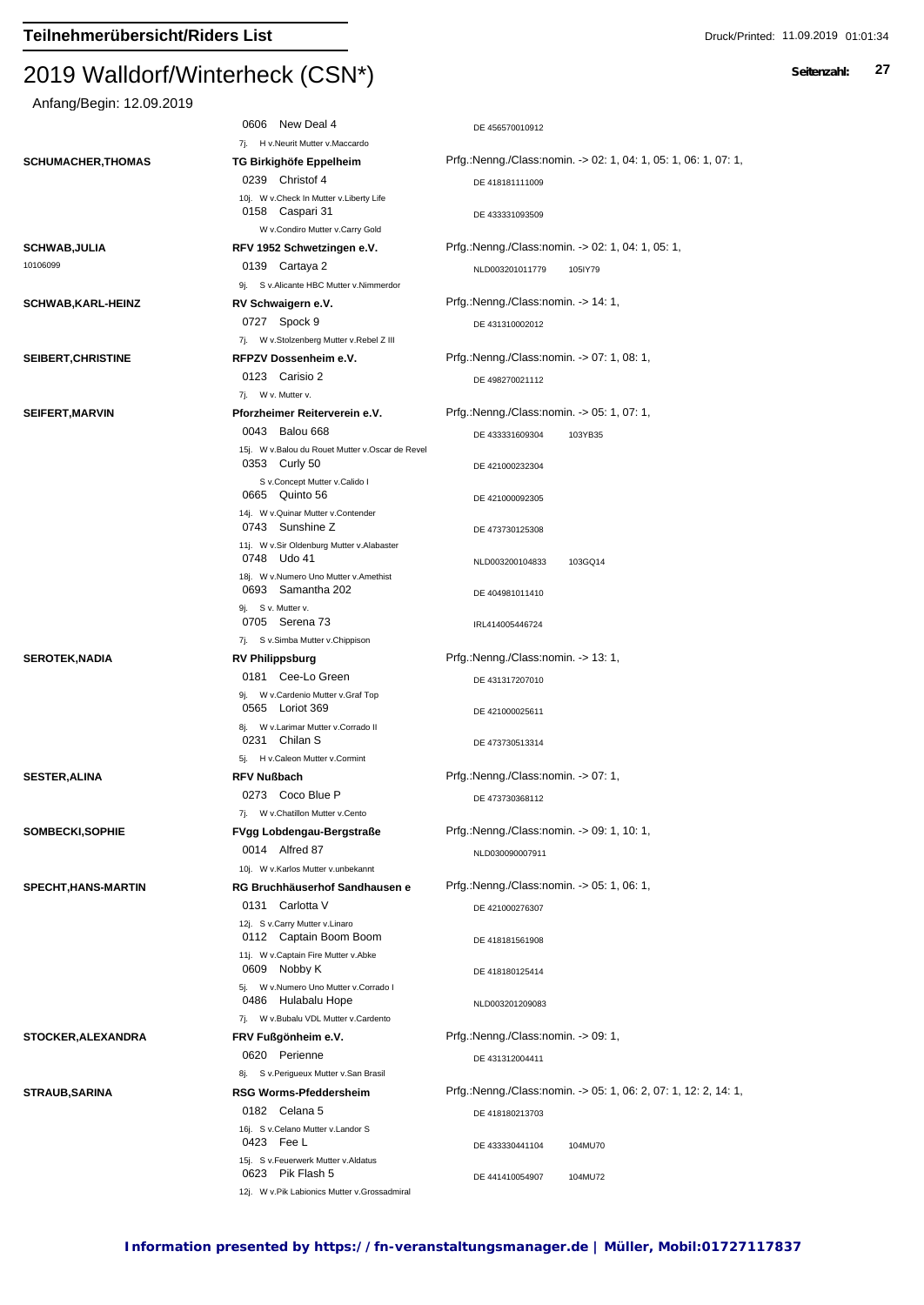# Teilnehmerübersicht/Riders List

# 2019 Walldorf/Winterheck (CSN*)

Anfang/Begin: 12.09.2019

| Reiter | Verein / Pferd | Nennung / Pass |
|---|---|---|
| | 0606 New Deal 4 | DE 456570010912 |
| | 7j. H v.Neurit Mutter v.Maccardo | |
| **SCHUMACHER,THOMAS** | **TG Birkighöfe Eppelheim** | Prfg.:Nenng./Class:nomin. -> 02: 1, 04: 1, 05: 1, 06: 1, 07: 1, |
| | 0239 Christof 4 | DE 418181111009 |
| | 10j. W v.Check In Mutter v.Liberty Life | |
| | 0158 Caspari 31 | DE 433331093509 |
| | W v.Condiro Mutter v.Carry Gold | |
| **SCHWAB,JULIA** | **RFV 1952 Schwetzingen e.V.** | Prfg.:Nenng./Class:nomin. -> 02: 1, 04: 1, 05: 1, |
| 10106099 | 0139 Cartaya 2 | NLD003201011779 105IY79 |
| | 9j. S v.Alicante HBC Mutter v.Nimmerdor | |
| **SCHWAB,KARL-HEINZ** | **RV Schwaigern e.V.** | Prfg.:Nenng./Class:nomin. -> 14: 1, |
| | 0727 Spock 9 | DE 431310002012 |
| | 7j. W v.Stolzenberg Mutter v.Rebel Z III | |
| **SEIBERT,CHRISTINE** | **RFPZV Dossenheim e.V.** | Prfg.:Nenng./Class:nomin. -> 07: 1, 08: 1, |
| | 0123 Carisio 2 | DE 498270021112 |
| | 7j. W v. Mutter v. | |
| **SEIFERT,MARVIN** | **Pforzheimer Reiterverein e.V.** | Prfg.:Nenng./Class:nomin. -> 05: 1, 07: 1, |
| | 0043 Balou 668 | DE 433331609304 103YB35 |
| | 15j. W v.Balou du Rouet Mutter v.Oscar de Revel | |
| | 0353 Curly 50 | DE 421000232304 |
| | S v.Concept Mutter v.Calido I | |
| | 0665 Quinto 56 | DE 421000092305 |
| | 14j. W v.Quinar Mutter v.Contender | |
| | 0743 Sunshine Z | DE 473730125308 |
| | 11j. W v.Sir Oldenburg Mutter v.Alabaster | |
| | 0748 Udo 41 | NLD003200104833 103GQ14 |
| | 18j. W v.Numero Uno Mutter v.Amethist | |
| | 0693 Samantha 202 | DE 404981011410 |
| | 9j. S v. Mutter v. | |
| | 0705 Serena 73 | IRL414005446724 |
| | 7j. S v.Simba Mutter v.Chippison | |
| **SEROTEK,NADIA** | **RV Philippsburg** | Prfg.:Nenng./Class:nomin. -> 13: 1, |
| | 0181 Cee-Lo Green | DE 431317207010 |
| | 9j. W v.Cardenio Mutter v.Graf Top | |
| | 0565 Loriot 369 | DE 421000025611 |
| | 8j. W v.Larimar Mutter v.Corrado II | |
| | 0231 Chilan S | DE 473730513314 |
| | 5j. H v.Caleon Mutter v.Cormint | |
| **SESTER,ALINA** | **RFV Nußbach** | Prfg.:Nenng./Class:nomin. -> 07: 1, |
| | 0273 Coco Blue P | DE 473730368112 |
| | 7j. W v.Chatillon Mutter v.Cento | |
| **SOMBECKI,SOPHIE** | **FVgg Lobdengau-Bergstraße** | Prfg.:Nenng./Class:nomin. -> 09: 1, 10: 1, |
| | 0014 Alfred 87 | NLD030090007911 |
| | 10j. W v.Karlos Mutter v.unbekannt | |
| **SPECHT,HANS-MARTIN** | **RG Bruchhäuserhof Sandhausen e** | Prfg.:Nenng./Class:nomin. -> 05: 1, 06: 1, |
| | 0131 Carlotta V | DE 421000276307 |
| | 12j. S v.Carry Mutter v.Linaro | |
| | 0112 Captain Boom Boom | DE 418181561908 |
| | 11j. W v.Captain Fire Mutter v.Abke | |
| | 0609 Nobby K | DE 418180125414 |
| | 5j. W v.Numero Uno Mutter v.Corrado I | |
| | 0486 Hulabalu Hope | NLD003201209083 |
| | 7j. W v.Bubalu VDL Mutter v.Cardento | |
| **STOCKER,ALEXANDRA** | **FRV Fußgönheim e.V.** | Prfg.:Nenng./Class:nomin. -> 09: 1, |
| | 0620 Perienne | DE 431312004411 |
| | 8j. S v.Perigueux Mutter v.San Brasil | |
| **STRAUB,SARINA** | **RSG Worms-Pfeddersheim** | Prfg.:Nenng./Class:nomin. -> 05: 1, 06: 2, 07: 1, 12: 2, 14: 1, |
| | 0182 Celana 5 | DE 418180213703 |
| | 16j. S v.Celano Mutter v.Landor S | |
| | 0423 Fee L | DE 433330441104 104MU70 |
| | 15j. S v.Feuerwerk Mutter v.Aldatus | |
| | 0623 Pik Flash 5 | DE 441410054907 104MU72 |
| | 12j. W v.Pik Labionics Mutter v.Grossadmiral | |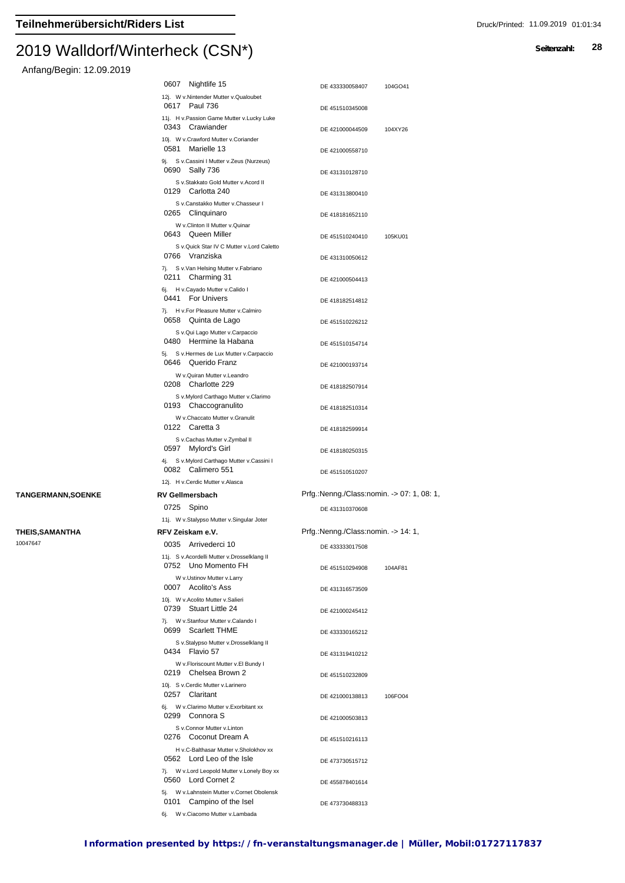## Teilnehmerübersicht/Riders List

# 2019 Walldorf/Winterheck (CSN*)

Anfang/Begin: 12.09.2019

| Reiter | Verein / Pferd | Lebensnummer | |
|---|---|---|---|
| | 0607 Nightlife 15 | DE 433330058407 | 104GO41 |
| | 12j. W v.Nintender Mutter v.Qualoubet | | |
| | 0617 Paul 736 | DE 451510345008 | |
| | 11j. H v.Passion Game Mutter v.Lucky Luke | | |
| | 0343 Crawiander | DE 421000044509 | 104XY26 |
| | 10j. W v.Crawford Mutter v.Coriander | | |
| | 0581 Marielle 13 | DE 421000558710 | |
| | 9j. S v.Cassini I Mutter v.Zeus (Nurzeus) | | |
| | 0690 Sally 736 | DE 431310128710 | |
| | S v.Stakkato Gold Mutter v.Acord II | | |
| | 0129 Carlotta 240 | DE 431313800410 | |
| | S v.Canstakko Mutter v.Chasseur I | | |
| | 0265 Clinquinaro | DE 418181652110 | |
| | W v.Clinton II Mutter v.Quinar | | |
| | 0643 Queen Miller | DE 451510240410 | 105KU01 |
| | S v.Quick Star IV C Mutter v.Lord Caletto | | |
| | 0766 Vranziska | DE 431310050612 | |
| | 7j. S v.Van Helsing Mutter v.Fabriano | | |
| | 0211 Charming 31 | DE 421000504413 | |
| | 6j. H v.Cayado Mutter v.Calido I | | |
| | 0441 For Univers | DE 418182514812 | |
| | 7j. H v.For Pleasure Mutter v.Calmiro | | |
| | 0658 Quinta de Lago | DE 451510226212 | |
| | S v.Qui Lago Mutter v.Carpaccio | | |
| | 0480 Hermine la Habana | DE 451510154714 | |
| | 5j. S v.Hermes de Lux Mutter v.Carpaccio | | |
| | 0646 Querido Franz | DE 421000193714 | |
| | W v.Quiran Mutter v.Leandro | | |
| | 0208 Charlotte 229 | DE 418182507914 | |
| | S v.Mylord Carthago Mutter v.Clarimo | | |
| | 0193 Chaccogranulito | DE 418182510314 | |
| | W v.Chaccato Mutter v.Granulit | | |
| | 0122 Caretta 3 | DE 418182599914 | |
| | S v.Cachas Mutter v.Zymbal II | | |
| | 0597 Mylord's Girl | DE 418180250315 | |
| | 4j. S v.Mylord Carthago Mutter v.Cassini I | | |
| | 0082 Calimero 551 | DE 451510510207 | |
| | 12j. H v.Cerdic Mutter v.Alasca | | |
| **TANGERMANN,SOENKE** | **RV Gellmersbach** | Prfg.:Nenng./Class:nomin. -> 07: 1, 08: 1, | |
| | 0725 Spino | DE 431310370608 | |
| | 11j. W v.Stalypso Mutter v.Singular Joter | | |
| **THEIS,SAMANTHA** | **RFV Zeiskam e.V.** | Prfg.:Nenng./Class:nomin. -> 14: 1, | |
| 10047647 | 0035 Arrivederci 10 | DE 433333017508 | |
| | 11j. S v.Acordelli Mutter v.Drosselklang II | | |
| | 0752 Uno Momento FH | DE 451510294908 | 104AF81 |
| | W v.Ustinov Mutter v.Larry | | |
| | 0007 Acolito's Ass | DE 431316573509 | |
| | 10j. W v.Acolito Mutter v.Salieri | | |
| | 0739 Stuart Little 24 | DE 421000245412 | |
| | 7j. W v.Stanfour Mutter v.Calando I | | |
| | 0699 Scarlett THME | DE 433330165212 | |
| | S v.Stalypso Mutter v.Drosselklang II | | |
| | 0434 Flavio 57 | DE 431319410212 | |
| | W v.Floriscount Mutter v.El Bundy I | | |
| | 0219 Chelsea Brown 2 | DE 451510232809 | |
| | 10j. S v.Cerdic Mutter v.Larinero | | |
| | 0257 Claritant | DE 421000138813 | 106FO04 |
| | 6j. W v.Clarimo Mutter v.Exorbitant xx | | |
| | 0299 Connora S | DE 421000503813 | |
| | S v.Connor Mutter v.Linton | | |
| | 0276 Coconut Dream A | DE 451510216113 | |
| | H v.C-Balthasar Mutter v.Sholokhov xx | | |
| | 0562 Lord Leo of the Isle | DE 473730515712 | |
| | 7j. W v.Lord Leopold Mutter v.Lonely Boy xx | | |
| | 0560 Lord Cornet 2 | DE 455878401614 | |
| | 5j. W v.Lahnstein Mutter v.Cornet Obolensk | | |
| | 0101 Campino of the Isel | DE 473730488313 | |
| | 6j. W v.Ciacomo Mutter v.Lambada | | |

**Information presented by https://fn-veranstaltungsmanager.de | Müller, Mobil:01727117837**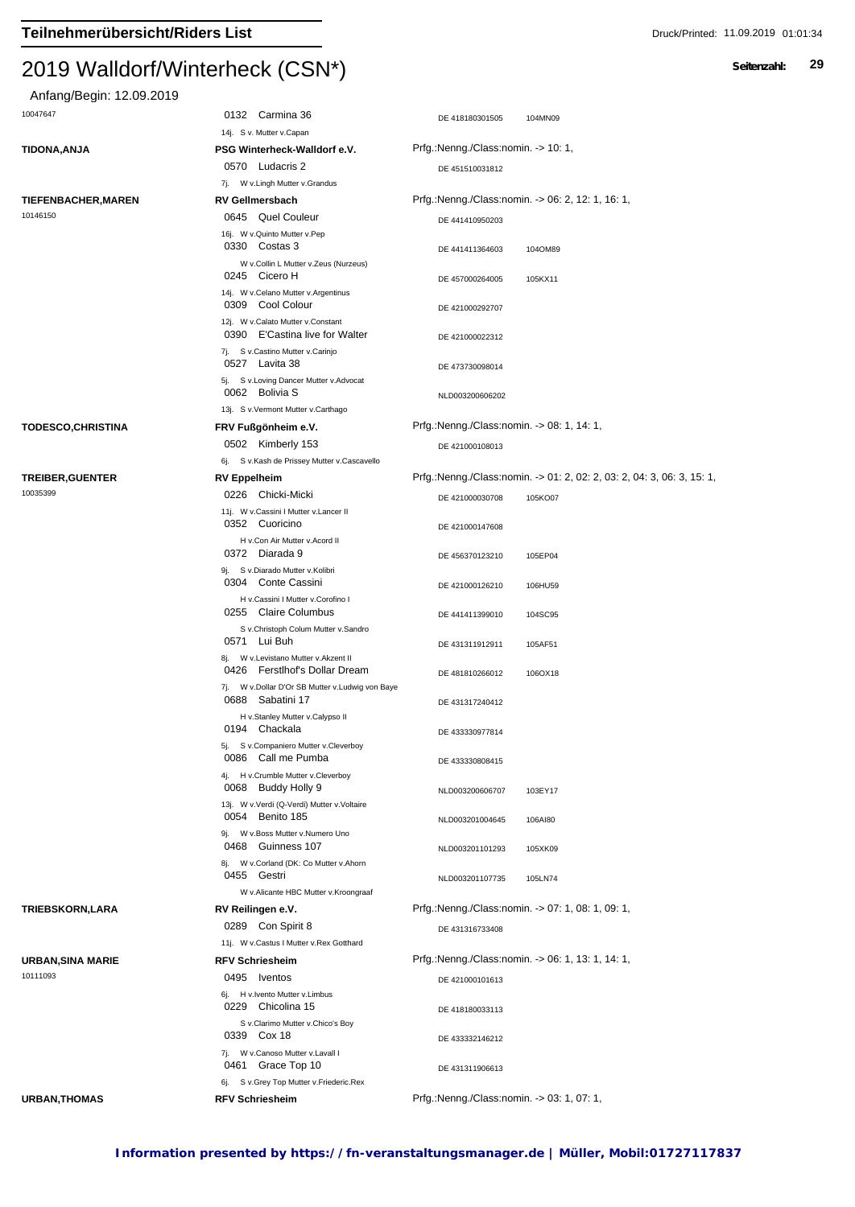## Teilnehmerübersicht/Riders List

Druck/Printed: 11.09.2019 01:01:34

# 2019 Walldorf/Winterheck (CSN*)

Anfang/Begin: 12.09.2019

| Reiter | Verein / Pferd | Nummer | |
|---|---|---|---|
| 10047647 | 0132 Carmina 36 | DE 418180301505 | 104MN09 |
| | 14j. S v. Mutter v.Capan | | |
| **TIDONA,ANJA** | **PSG Winterheck-Walldorf e.V.** | Prfg.:Nenng./Class:nomin. -> 10: 1, | |
| | 0570 Ludacris 2 | DE 451510031812 | |
| | 7j. W v.Lingh Mutter v.Grandus | | |
| **TIEFENBACHER,MAREN** | **RV Gellmersbach** | Prfg.:Nenng./Class:nomin. -> 06: 2, 12: 1, 16: 1, | |
| 10146150 | 0645 Quel Couleur | DE 441410950203 | |
| | 16j. W v.Quinto Mutter v.Pep | | |
| | 0330 Costas 3 | DE 441411364603 | 104OM89 |
| | W v.Collin L Mutter v.Zeus (Nurzeus) | | |
| | 0245 Cicero H | DE 457000264005 | 105KX11 |
| | 14j. W v.Celano Mutter v.Argentinus | | |
| | 0309 Cool Colour | DE 421000292707 | |
| | 12j. W v.Calato Mutter v.Constant | | |
| | 0390 E'Castina live for Walter | DE 421000022312 | |
| | 7j. S v.Castino Mutter v.Carinjo | | |
| | 0527 Lavita 38 | DE 473730098014 | |
| | 5j. S v.Loving Dancer Mutter v.Advocat | | |
| | 0062 Bolivia S | NLD003200606202 | |
| | 13j. S v.Vermont Mutter v.Carthago | | |
| **TODESCO,CHRISTINA** | **FRV Fußgönheim e.V.** | Prfg.:Nenng./Class:nomin. -> 08: 1, 14: 1, | |
| | 0502 Kimberly 153 | DE 421000108013 | |
| | 6j. S v.Kash de Prissey Mutter v.Cascavello | | |
| **TREIBER,GUENTER** | **RV Eppelheim** | Prfg.:Nenng./Class:nomin. -> 01: 2, 02: 2, 03: 2, 04: 3, 06: 3, 15: 1, | |
| 10035399 | 0226 Chicki-Micki | DE 421000030708 | 105KO07 |
| | 11j. W v.Cassini I Mutter v.Lancer II | | |
| | 0352 Cuoricino | DE 421000147608 | |
| | H v.Con Air Mutter v.Acord II | | |
| | 0372 Diarada 9 | DE 456370123210 | 105EP04 |
| | 9j. S v.Diarado Mutter v.Kolibri | | |
| | 0304 Conte Cassini | DE 421000126210 | 106HU59 |
| | H v.Cassini I Mutter v.Corofino I | | |
| | 0255 Claire Columbus | DE 441411399010 | 104SC95 |
| | S v.Christoph Colum Mutter v.Sandro | | |
| | 0571 Lui Buh | DE 431311912911 | 105AF51 |
| | 8j. W v.Levistano Mutter v.Akzent II | | |
| | 0426 Ferstlhof's Dollar Dream | DE 481810266012 | 106OX18 |
| | 7j. W v.Dollar D'Or SB Mutter v.Ludwig von Baye | | |
| | 0688 Sabatini 17 | DE 431317240412 | |
| | H v.Stanley Mutter v.Calypso II | | |
| | 0194 Chackala | DE 433330977814 | |
| | 5j. S v.Companiero Mutter v.Cleverboy | | |
| | 0086 Call me Pumba | DE 433330808415 | |
| | 4j. H v.Crumble Mutter v.Cleverboy | | |
| | 0068 Buddy Holly 9 | NLD003200606707 | 103EY17 |
| | 13j. W v.Verdi (Q-Verdi) Mutter v.Voltaire | | |
| | 0054 Benito 185 | NLD003201004645 | 106AI80 |
| | 9j. W v.Boss Mutter v.Numero Uno | | |
| | 0468 Guinness 107 | NLD003201101293 | 105XK09 |
| | 8j. W v.Corland (DK: Co Mutter v.Ahorn | | |
| | 0455 Gestri | NLD003201107735 | 105LN74 |
| | W v.Alicante HBC Mutter v.Kroongraaf | | |
| **TRIEBSKORN,LARA** | **RV Reilingen e.V.** | Prfg.:Nenng./Class:nomin. -> 07: 1, 08: 1, 09: 1, | |
| | 0289 Con Spirit 8 | DE 431316733408 | |
| | 11j. W v.Castus I Mutter v.Rex Gotthard | | |
| **URBAN,SINA MARIE** | **RFV Schriesheim** | Prfg.:Nenng./Class:nomin. -> 06: 1, 13: 1, 14: 1, | |
| 10111093 | 0495 Iventos | DE 421000101613 | |
| | 6j. H v.Ivento Mutter v.Limbus | | |
| | 0229 Chicolina 15 | DE 418180033113 | |
| | S v.Clarimo Mutter v.Chico's Boy | | |
| | 0339 Cox 18 | DE 433332146212 | |
| | 7j. W v.Canoso Mutter v.Lavall I | | |
| | 0461 Grace Top 10 | DE 431311906613 | |
| | 6j. S v.Grey Top Mutter v.Friederic.Rex | | |
| **URBAN,THOMAS** | **RFV Schriesheim** | Prfg.:Nenng./Class:nomin. -> 03: 1, 07: 1, | |

**Information presented by https://fn-veranstaltungsmanager.de | Müller, Mobil:01727117837**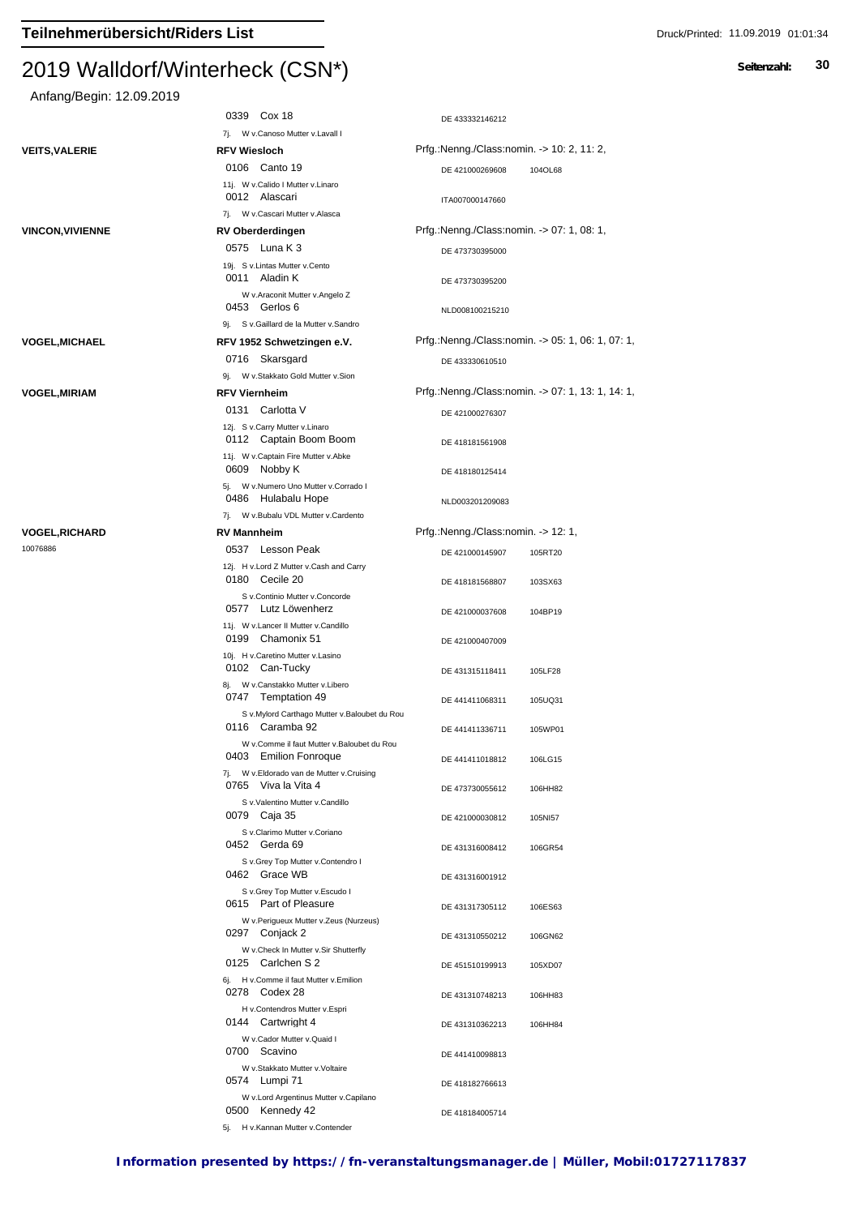# 2019 Walldorf/Winterheck (CSN*)

Anfang/Begin: 12.09.2019

| Reiter | Verein / Pferd | Nr. | Prfg. |
|---|---|---|---|
| | 0339 Cox 18<br>7j. W v.Canoso Mutter v.Lavall I | DE 433332146212 | |
| **VEITS,VALERIE** | **RFV Wiesloch** | | Prfg.:Nenng./Class:nomin. -> 10: 2, 11: 2, |
| | 0106 Canto 19<br>11j. W v.Calido I Mutter v.Linaro | DE 421000269608 | 104OL68 |
| | 0012 Alascari<br>7j. W v.Cascari Mutter v.Alasca | ITA007000147660 | |
| **VINCON,VIVIENNE** | **RV Oberderdingen** | | Prfg.:Nenng./Class:nomin. -> 07: 1, 08: 1, |
| | 0575 Luna K 3<br>19j. S v.Lintas Mutter v.Cento | DE 473730395000 | |
| | 0011 Aladin K<br>W v.Araconit Mutter v.Angelo Z | DE 473730395200 | |
| | 0453 Gerlos 6<br>9j. S v.Gaillard de la Mutter v.Sandro | NLD008100215210 | |
| **VOGEL,MICHAEL** | **RFV 1952 Schwetzingen e.V.** | | Prfg.:Nenng./Class:nomin. -> 05: 1, 06: 1, 07: 1, |
| | 0716 Skarsgard<br>9j. W v.Stakkato Gold Mutter v.Sion | DE 433330610510 | |
| **VOGEL,MIRIAM** | **RFV Viernheim** | | Prfg.:Nenng./Class:nomin. -> 07: 1, 13: 1, 14: 1, |
| | 0131 Carlotta V<br>12j. S v.Carry Mutter v.Linaro | DE 421000276307 | |
| | 0112 Captain Boom Boom<br>11j. W v.Captain Fire Mutter v.Abke | DE 418181561908 | |
| | 0609 Nobby K<br>5j. W v.Numero Uno Mutter v.Corrado I | DE 418180125414 | |
| | 0486 Hulabalu Hope<br>7j. W v.Bubalu VDL Mutter v.Cardento | NLD003201209083 | |
| **VOGEL,RICHARD**<br>10076886 | **RV Mannheim** | | Prfg.:Nenng./Class:nomin. -> 12: 1, |
| | 0537 Lesson Peak<br>12j. H v.Lord Z Mutter v.Cash and Carry | DE 421000145907 | 105RT20 |
| | 0180 Cecile 20<br>S v.Continio Mutter v.Concorde | DE 418181568807 | 103SX63 |
| | 0577 Lutz Löwenherz<br>11j. W v.Lancer II Mutter v.Candillo | DE 421000037608 | 104BP19 |
| | 0199 Chamonix 51<br>10j. H v.Caretino Mutter v.Lasino | DE 421000407009 | |
| | 0102 Can-Tucky<br>8j. W v.Canstakko Mutter v.Libero | DE 431315118411 | 105LF28 |
| | 0747 Temptation 49<br>S v.Mylord Carthago Mutter v.Baloubet du Rou | DE 441411068311 | 105UQ31 |
| | 0116 Caramba 92<br>W v.Comme il faut Mutter v.Baloubet du Rou | DE 441411336711 | 105WP01 |
| | 0403 Emilion Fonroque<br>7j. W v.Eldorado van de Mutter v.Cruising | DE 441411018812 | 106LG15 |
| | 0765 Viva la Vita 4<br>S v.Valentino Mutter v.Candillo | DE 473730055612 | 106HH82 |
| | 0079 Caja 35<br>S v.Clarimo Mutter v.Coriano | DE 421000030812 | 105NI57 |
| | 0452 Gerda 69<br>S v.Grey Top Mutter v.Contendro I | DE 431316008412 | 106GR54 |
| | 0462 Grace WB<br>S v.Grey Top Mutter v.Escudo I | DE 431316001912 | |
| | 0615 Part of Pleasure<br>W v.Perigueux Mutter v.Zeus (Nurzeus) | DE 431317305112 | 106ES63 |
| | 0297 Conjack 2<br>W v.Check In Mutter v.Sir Shutterfly | DE 431310550212 | 106GN62 |
| | 0125 Carlchen S 2<br>6j. H v.Comme il faut Mutter v.Emilion | DE 451510199913 | 105XD07 |
| | 0278 Codex 28<br>H v.Contendros Mutter v.Espri | DE 431310748213 | 106HH83 |
| | 0144 Cartwright 4<br>W v.Cador Mutter v.Quaid I | DE 431310362213 | 106HH84 |
| | 0700 Scavino<br>W v.Stakkato Mutter v.Voltaire | DE 441410098813 | |
| | 0574 Lumpi 71<br>W v.Lord Argentinus Mutter v.Capilano | DE 418182766613 | |
| | 0500 Kennedy 42<br>5j. H v.Kannan Mutter v.Contender | DE 418184005714 | |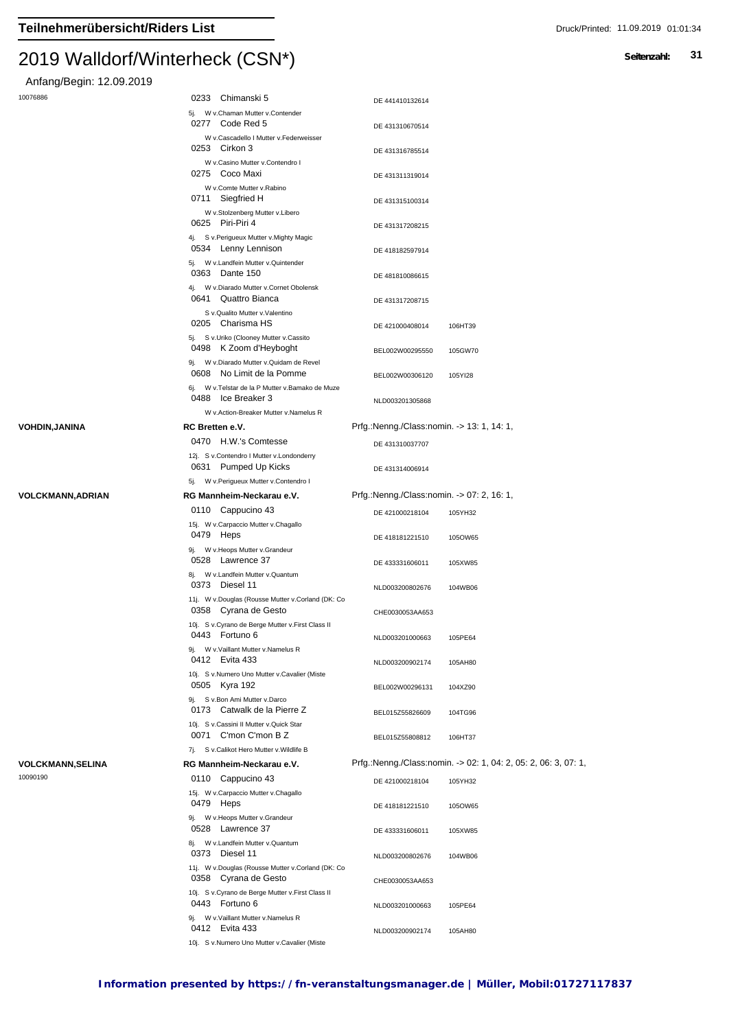# Teilnehmerübersicht/Riders List

# 2019 Walldorf/Winterheck (CSN*)

Anfang/Begin: 12.09.2019

| Reiter | Pferd | Nr. | |
|---|---|---|---|
| 10076886 | 0233 Chimanski 5 | DE 441410132614 | |
| | 5j. W v.Chaman Mutter v.Contender | | |
| | 0277 Code Red 5 | DE 431310670514 | |
| | W v.Cascadello I Mutter v.Federweisser | | |
| | 0253 Cirkon 3 | DE 431316785514 | |
| | W v.Casino Mutter v.Contendro I | | |
| | 0275 Coco Maxi | DE 431311319014 | |
| | W v.Comte Mutter v.Rabino | | |
| | 0711 Siegfried H | DE 431315100314 | |
| | W v.Stolzenberg Mutter v.Libero | | |
| | 0625 Piri-Piri 4 | DE 431317208215 | |
| | 4j. S v.Perigueux Mutter v.Mighty Magic | | |
| | 0534 Lenny Lennison | DE 418182597914 | |
| | 5j. W v.Landfein Mutter v.Quintender | | |
| | 0363 Dante 150 | DE 481810086615 | |
| | 4j. W v.Diarado Mutter v.Cornet Obolensk | | |
| | 0641 Quattro Bianca | DE 431317208715 | |
| | S v.Qualito Mutter v.Valentino | | |
| | 0205 Charisma HS | DE 421000408014 | 106HT39 |
| | 5j. S v.Uriko (Clooney Mutter v.Cassito | | |
| | 0498 K Zoom d'Heyboght | BEL002W00295550 | 105GW70 |
| | 9j. W v.Diarado Mutter v.Quidam de Revel | | |
| | 0608 No Limit de la Pomme | BEL002W00306120 | 105YI28 |
| | 6j. W v.Telstar de la P Mutter v.Bamako de Muze | | |
| | 0488 Ice Breaker 3 | NLD003201305868 | |
| | W v.Action-Breaker Mutter v.Namelus R | | |
| **VOHDIN,JANINA** | **RC Bretten e.V.** | Prfg.:Nenng./Class:nomin. -> 13: 1, 14: 1, | |
| | 0470 H.W.'s Comtesse | DE 431310037707 | |
| | 12j. S v.Contendro I Mutter v.Londonderry | | |
| | 0631 Pumped Up Kicks | DE 431314006914 | |
| | 5j. W v.Perigueux Mutter v.Contendro I | | |
| **VOLCKMANN,ADRIAN** | **RG Mannheim-Neckarau e.V.** | Prfg.:Nenng./Class:nomin. -> 07: 2, 16: 1, | |
| | 0110 Cappucino 43 | DE 421000218104 | 105YH32 |
| | 15j. W v.Carpaccio Mutter v.Chagallo | | |
| | 0479 Heps | DE 418181221510 | 105OW65 |
| | 9j. W v.Heops Mutter v.Grandeur | | |
| | 0528 Lawrence 37 | DE 433331606011 | 105XW85 |
| | 8j. W v.Landfein Mutter v.Quantum | | |
| | 0373 Diesel 11 | NLD003200802676 | 104WB06 |
| | 11j. W v.Douglas (Rousse Mutter v.Corland (DK: Co | | |
| | 0358 Cyrana de Gesto | CHE0030053AA653 | |
| | 10j. S v.Cyrano de Berge Mutter v.First Class II | | |
| | 0443 Fortuno 6 | NLD003201000663 | 105PE64 |
| | 9j. W v.Vaillant Mutter v.Namelus R | | |
| | 0412 Evita 433 | NLD003200902174 | 105AH80 |
| | 10j. S v.Numero Uno Mutter v.Cavalier (Miste | | |
| | 0505 Kyra 192 | BEL002W00296131 | 104XZ90 |
| | 9j. S v.Bon Ami Mutter v.Darco | | |
| | 0173 Catwalk de la Pierre Z | BEL015Z55826609 | 104TG96 |
| | 10j. S v.Cassini II Mutter v.Quick Star | | |
| | 0071 C'mon C'mon B Z | BEL015Z55808812 | 106HT37 |
| | 7j. S v.Calikot Hero Mutter v.Wildlife B | | |
| **VOLCKMANN,SELINA** | **RG Mannheim-Neckarau e.V.** | Prfg.:Nenng./Class:nomin. -> 02: 1, 04: 2, 05: 2, 06: 3, 07: 1, | |
| 10090190 | 0110 Cappucino 43 | DE 421000218104 | 105YH32 |
| | 15j. W v.Carpaccio Mutter v.Chagallo | | |
| | 0479 Heps | DE 418181221510 | 105OW65 |
| | 9j. W v.Heops Mutter v.Grandeur | | |
| | 0528 Lawrence 37 | DE 433331606011 | 105XW85 |
| | 8j. W v.Landfein Mutter v.Quantum | | |
| | 0373 Diesel 11 | NLD003200802676 | 104WB06 |
| | 11j. W v.Douglas (Rousse Mutter v.Corland (DK: Co | | |
| | 0358 Cyrana de Gesto | CHE0030053AA653 | |
| | 10j. S v.Cyrano de Berge Mutter v.First Class II | | |
| | 0443 Fortuno 6 | NLD003201000663 | 105PE64 |
| | 9j. W v.Vaillant Mutter v.Namelus R | | |
| | 0412 Evita 433 | NLD003200902174 | 105AH80 |
| | 10j. S v.Numero Uno Mutter v.Cavalier (Miste | | |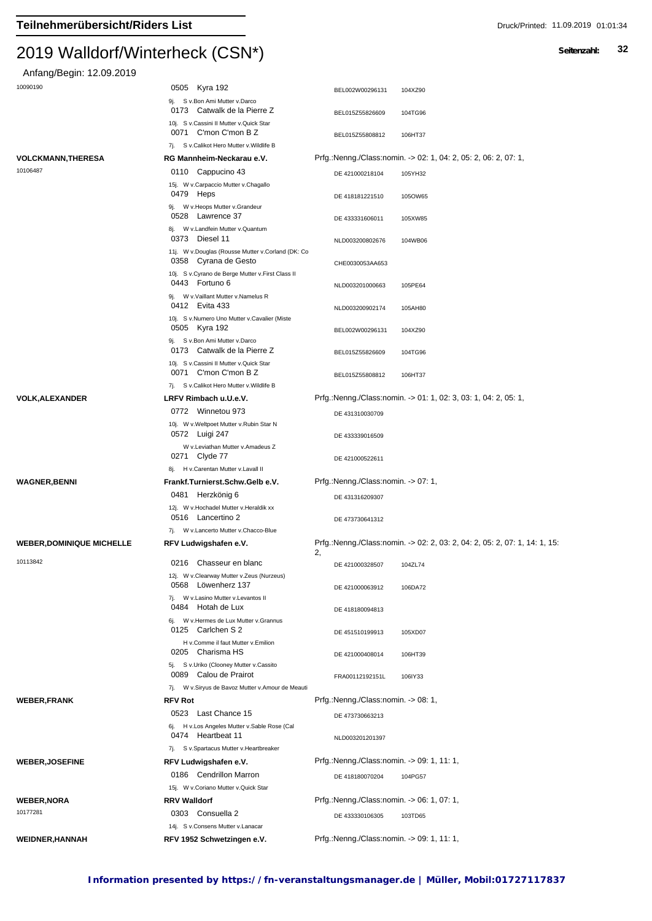## Teilnehmerübersicht/Riders List

# 2019 Walldorf/Winterheck (CSN*)

Anfang/Begin: 12.09.2019

| Reiter | Verein / Pferd | Nr. | |
|---|---|---|---|
| 10090190 | 0505 Kyra 192<br>9j. S v.Bon Ami Mutter v.Darco | BEL002W00296131 | 104XZ90 |
| | 0173 Catwalk de la Pierre Z<br>10j. S v.Cassini II Mutter v.Quick Star | BEL015Z55826609 | 104TG96 |
| | 0071 C'mon C'mon B Z<br>7j. S v.Calikot Hero Mutter v.Wildlife B | BEL015Z55808812 | 106HT37 |
| **VOLCKMANN,THERESA** | **RG Mannheim-Neckarau e.V.** | Prfg.:Nenng./Class:nomin. -> 02: 1, 04: 2, 05: 2, 06: 2, 07: 1, | |
| 10106487 | 0110 Cappucino 43<br>15j. W v.Carpaccio Mutter v.Chagallo | DE 421000218104 | 105YH32 |
| | 0479 Heps<br>9j. W v.Heops Mutter v.Grandeur | DE 418181221510 | 105OW65 |
| | 0528 Lawrence 37<br>8j. W v.Landfein Mutter v.Quantum | DE 433331606011 | 105XW85 |
| | 0373 Diesel 11<br>11j. W v.Douglas (Rousse Mutter v.Corland (DK: Co | NLD003200802676 | 104WB06 |
| | 0358 Cyrana de Gesto<br>10j. S v.Cyrano de Berge Mutter v.First Class II | CHE0030053AA653 | |
| | 0443 Fortuno 6<br>9j. W v.Vaillant Mutter v.Namelus R | NLD003201000663 | 105PE64 |
| | 0412 Evita 433<br>10j. S v.Numero Uno Mutter v.Cavalier (Miste | NLD003200902174 | 105AH80 |
| | 0505 Kyra 192<br>9j. S v.Bon Ami Mutter v.Darco | BEL002W00296131 | 104XZ90 |
| | 0173 Catwalk de la Pierre Z<br>10j. S v.Cassini II Mutter v.Quick Star | BEL015Z55826609 | 104TG96 |
| | 0071 C'mon C'mon B Z<br>7j. S v.Calikot Hero Mutter v.Wildlife B | BEL015Z55808812 | 106HT37 |
| **VOLK,ALEXANDER** | **LRFV Rimbach u.U.e.V.** | Prfg.:Nenng./Class:nomin. -> 01: 1, 02: 3, 03: 1, 04: 2, 05: 1, | |
| | 0772 Winnetou 973<br>10j. W v.Weltpoet Mutter v.Rubin Star N | DE 431310030709 | |
| | 0572 Luigi 247<br>W v.Leviathan Mutter v.Amadeus Z | DE 433339016509 | |
| | 0271 Clyde 77<br>8j. H v.Carentan Mutter v.Lavall II | DE 421000522611 | |
| **WAGNER,BENNI** | **Frankf.Turnierst.Schw.Gelb e.V.** | Prfg.:Nenng./Class:nomin. -> 07: 1, | |
| | 0481 Herzkönig 6<br>12j. W v.Hochadel Mutter v.Heraldik xx | DE 431316209307 | |
| | 0516 Lancertino 2<br>7j. W v.Lancerto Mutter v.Chacco-Blue | DE 473730641312 | |
| **WEBER,DOMINIQUE MICHELLE** | **RFV Ludwigshafen e.V.** | Prfg.:Nenng./Class:nomin. -> 02: 2, 03: 2, 04: 2, 05: 2, 07: 1, 14: 1, 15: 2, | |
| 10113842 | 0216 Chasseur en blanc<br>12j. W v.Clearway Mutter v.Zeus (Nurzeus) | DE 421000328507 | 104ZL74 |
| | 0568 Löwenherz 137<br>7j. W v.Lasino Mutter v.Levantos II | DE 421000063912 | 106DA72 |
| | 0484 Hotah de Lux<br>6j. W v.Hermes de Lux Mutter v.Grannus | DE 418180094813 | |
| | 0125 Carlchen S 2<br>H v.Comme il faut Mutter v.Emilion | DE 451510199913 | 105XD07 |
| | 0205 Charisma HS<br>5j. S v.Uriko (Clooney Mutter v.Cassito | DE 421000408014 | 106HT39 |
| | 0089 Calou de Prairot<br>7j. W v.Siryus de Bavoz Mutter v.Amour de Meauti | FRA00112192151L | 106IY33 |
| **WEBER,FRANK** | **RFV Rot** | Prfg.:Nenng./Class:nomin. -> 08: 1, | |
| | 0523 Last Chance 15<br>6j. H v.Los Angeles Mutter v.Sable Rose (Cal | DE 473730663213 | |
| | 0474 Heartbeat 11<br>7j. S v.Spartacus Mutter v.Heartbreaker | NLD003201201397 | |
| **WEBER,JOSEFINE** | **RFV Ludwigshafen e.V.** | Prfg.:Nenng./Class:nomin. -> 09: 1, 11: 1, | |
| | 0186 Cendrillon Marron<br>15j. W v.Coriano Mutter v.Quick Star | DE 418180070204 | 104PG57 |
| **WEBER,NORA** | **RRV Walldorf** | Prfg.:Nenng./Class:nomin. -> 06: 1, 07: 1, | |
| 10177281 | 0303 Consuella 2<br>14j. S v.Consens Mutter v.Lanacar | DE 433330106305 | 103TD65 |
| **WEIDNER,HANNAH** | **RFV 1952 Schwetzingen e.V.** | Prfg.:Nenng./Class:nomin. -> 09: 1, 11: 1, | |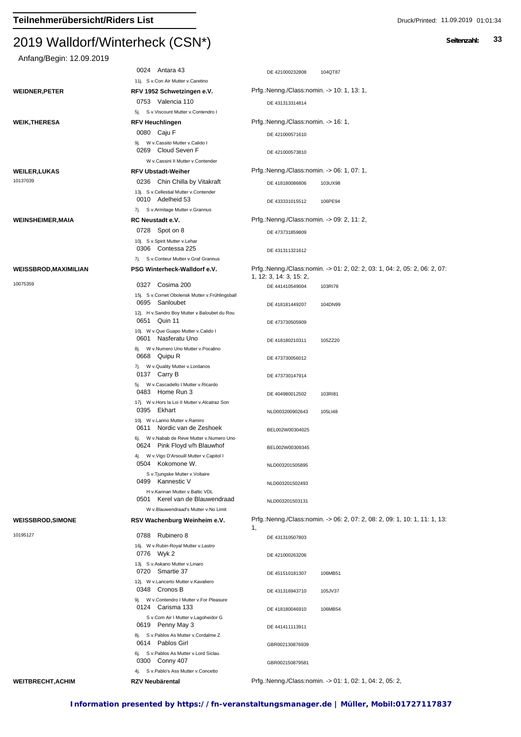# 2019 Walldorf/Winterheck (CSN*)

Anfang/Begin: 12.09.2019

| Reiter | Verein / Pferd | Prfg. / Nr. | |
|---|---|---|---|
| | 0024 Antara 43 | DE 421000232808 | 104QT87 |
| | 11j. S v.Con Air Mutter v.Caretino | | |
| **WEIDNER,PETER** | **RFV 1952 Schwetzingen e.V.** | Prfg.:Nenng./Class:nomin. -> 10: 1, 13: 1, | |
| | 0753 Valencia 110 | DE 431313314814 | |
| | 5j. S v.Viscount Mutter v.Contendro I | | |
| **WEIK,THERESA** | **RFV Heuchlingen** | Prfg.:Nenng./Class:nomin. -> 16: 1, | |
| | 0080 Caju F | DE 421000571610 | |
| | 9j. W v.Cassito Mutter v.Calido I | | |
| | 0269 Cloud Seven F | DE 421000573810 | |
| | W v.Cassini II Mutter v.Contender | | |
| **WEILER,LUKAS** | **RFV Ubstadt-Weiher** | Prfg.:Nenng./Class:nomin. -> 06: 1, 07: 1, | |
| 10137039 | 0236 Chin Chilla by Vitakraft | DE 418180086806 | 103UX98 |
| | 13j. S v.Cellestial Mutter v.Contender | | |
| | 0010 Adelheid 53 | DE 433331015512 | 106PE94 |
| | 7j. S v.Armitage Mutter v.Grannus | | |
| **WEINSHEIMER,MAIA** | **RC Neustadt e.V.** | Prfg.:Nenng./Class:nomin. -> 09: 2, 11: 2, | |
| | 0728 Spot on 8 | DE 473731859809 | |
| | 10j. S v.Spirit Mutter v.Lehar | | |
| | 0306 Contessa 225 | DE 431311321612 | |
| | 7j. S v.Conteur Mutter v.Graf Grannus | | |
| **WEISSBROD,MAXIMILIAN** | **PSG Winterheck-Walldorf e.V.** | Prfg.:Nenng./Class:nomin. -> 01: 2, 02: 2, 03: 1, 04: 2, 05: 2, 06: 2, 07: 1, 12: 3, 14: 3, 15: 2, | |
| 10075359 | 0327 Cosima 200 | DE 441410549004 | 103RI78 |
| | 15j. S v.Cornet Obolensk Mutter v.Frühlingsball | | |
| | 0695 Sanloubet | DE 418181449207 | 104DN99 |
| | 12j. H v.Sandro Boy Mutter v.Baloubet du Rou | | |
| | 0651 Quin 11 | DE 473730505909 | |
| | 10j. W v.Que Guapo Mutter v.Calido I | | |
| | 0601 Nasferatu Uno | DE 418180210311 | 105ZZ20 |
| | 8j. W v.Numero Uno Mutter v.Pocalino | | |
| | 0668 Quipu R | DE 473730056012 | |
| | 7j. W v.Quality Mutter v.Lordanos | | |
| | 0137 Carry B | DE 473730147914 | |
| | 5j. W v.Cascadello I Mutter v.Ricardo | | |
| | 0483 Home Run 3 | DE 404980012502 | 103RI81 |
| | 17j. W v.Hors la Loi II Mutter v.Alcatraz Son | | |
| | 0395 Ekhart | NLD003200902643 | 105LI48 |
| | 10j. W v.Larino Mutter v.Ramiro | | |
| | 0611 Nordic van de Zeshoek | BEL002W00304025 | |
| | 6j. W v.Nabab de Reve Mutter v.Numero Uno | | |
| | 0624 Pink Floyd v/h Blauwhof | BEL002W00309345 | |
| | 4j. W v.Vigo D'Arsouill Mutter v.Capitol I | | |
| | 0504 Kokomone W. | NLD003201505895 | |
| | S v.Tjungske Mutter v.Voltaire | | |
| | 0499 Kannestic V | NLD003201502493 | |
| | H v.Kannan Mutter v.Baltic VDL | | |
| | 0501 Kerel van de Blauwendraad | NLD003201503131 | |
| | W v.Blauwendraad's Mutter v.No Limit | | |
| **WEISSBROD,SIMONE** | **RSV Wachenburg Weinheim e.V.** | Prfg.:Nenng./Class:nomin. -> 06: 2, 07: 2, 08: 2, 09: 1, 10: 1, 11: 1, 13: 1, | |
| 10195127 | 0788 Rubinero 8 | DE 431310507803 | |
| | 16j. W v.Rubin-Royal Mutter v.Lastro | | |
| | 0776 Wyk 2 | DE 421000263206 | |
| | 13j. S v.Askano Mutter v.Linaro | | |
| | 0720 Smartie 37 | DE 451510181307 | 106MB51 |
| | 12j. W v.Lancerto Mutter v.Kavaliero | | |
| | 0348 Cronos B | DE 431316943710 | 105JV37 |
| | 9j. W v.Contendro I Mutter v.For Pleasure | | |
| | 0124 Carisma 133 | DE 418180046910 | 106MB54 |
| | S v.Com Air I Mutter v.Lagoheidor G | | |
| | 0619 Penny May 3 | DE 441411113911 | |
| | 8j. S v.Pablos As Mutter v.Cordalme Z | | |
| | 0614 Pablos Girl | GBR002130876939 | |
| | 6j. S v.Pablos As Mutter v.Lord Siclau | | |
| | 0300 Conny 407 | GBR002150879581 | |
| | 4j. S v.Pablo's Ass Mutter v.Concetto | | |
| **WEITBRECHT,ACHIM** | **RZV Neubärental** | Prfg.:Nenng./Class:nomin. -> 01: 1, 02: 1, 04: 2, 05: 2, | |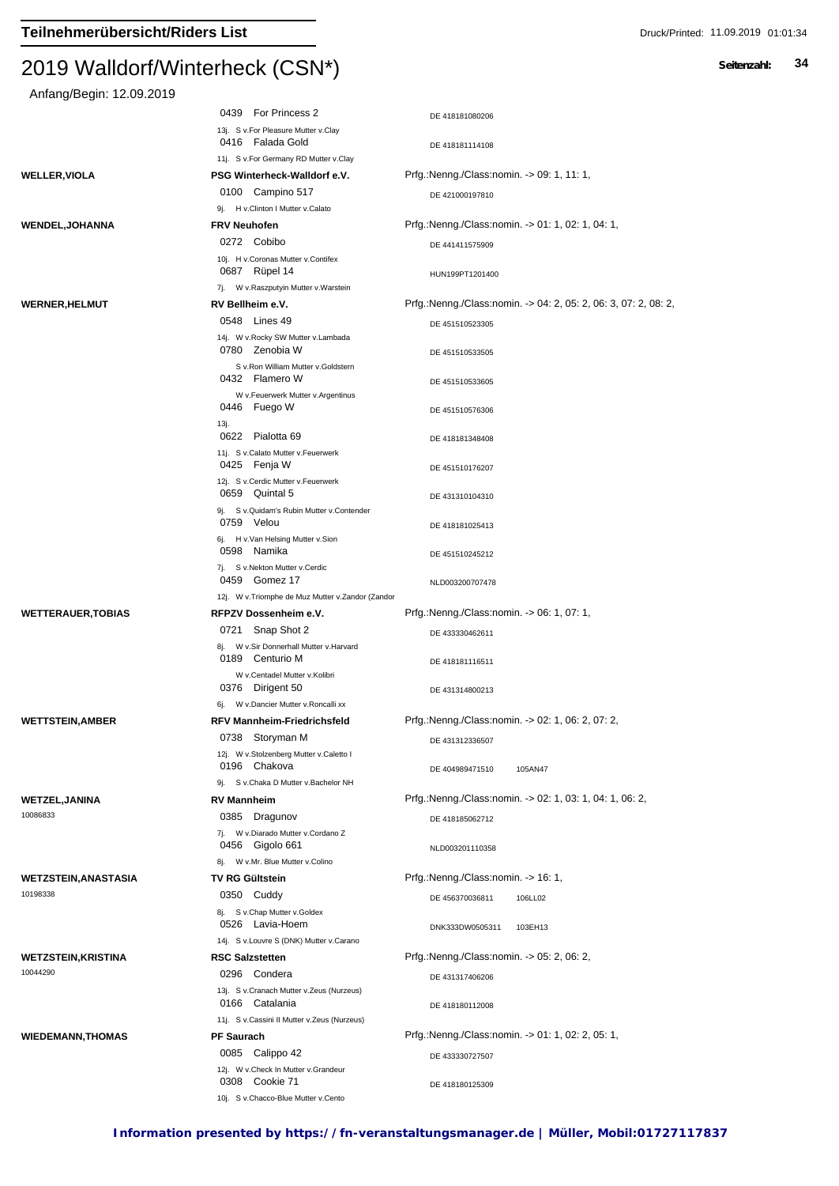# 2019 Walldorf/Winterheck (CSN*)

Anfang/Begin: 12.09.2019

| Reiter | Pferd / Verein | Info |
|---|---|---|
| | 0439 For Princess 2 | DE 418181080206 |
| | 13j. S v.For Pleasure Mutter v.Clay | |
| | 0416 Falada Gold | DE 418181114108 |
| | 11j. S v.For Germany RD Mutter v.Clay | |
| **WELLER,VIOLA** | **PSG Winterheck-Walldorf e.V.** | Prfg.:Nenng./Class:nomin. -> 09: 1, 11: 1, |
| | 0100 Campino 517 | DE 421000197810 |
| | 9j. H v.Clinton I Mutter v.Calato | |
| **WENDEL,JOHANNA** | **FRV Neuhofen** | Prfg.:Nenng./Class:nomin. -> 01: 1, 02: 1, 04: 1, |
| | 0272 Cobibo | DE 441411575909 |
| | 10j. H v.Coronas Mutter v.Contifex | |
| | 0687 Rüpel 14 | HUN199PT1201400 |
| | 7j. W v.Raszputyin Mutter v.Warstein | |
| **WERNER,HELMUT** | **RV Bellheim e.V.** | Prfg.:Nenng./Class:nomin. -> 04: 2, 05: 2, 06: 3, 07: 2, 08: 2, |
| | 0548 Lines 49 | DE 451510523305 |
| | 14j. W v.Rocky SW Mutter v.Lambada | |
| | 0780 Zenobia W | DE 451510533505 |
| | S v.Ron William Mutter v.Goldstern | |
| | 0432 Flamero W | DE 451510533605 |
| | W v.Feuerwerk Mutter v.Argentinus | |
| | 0446 Fuego W | DE 451510576306 |
| | 13j. | |
| | 0622 Pialotta 69 | DE 418181348408 |
| | 11j. S v.Calato Mutter v.Feuerwerk | |
| | 0425 Fenja W | DE 451510176207 |
| | 12j. S v.Cerdic Mutter v.Feuerwerk | |
| | 0659 Quintal 5 | DE 431310104310 |
| | 9j. S v.Quidam's Rubin Mutter v.Contender | |
| | 0759 Velou | DE 418181025413 |
| | 6j. H v.Van Helsing Mutter v.Sion | |
| | 0598 Namika | DE 451510245212 |
| | 7j. S v.Nekton Mutter v.Cerdic | |
| | 0459 Gomez 17 | NLD003200707478 |
| | 12j. W v.Triomphe de Muz Mutter v.Zandor (Zandor | |
| **WETTERAUER,TOBIAS** | **RFPZV Dossenheim e.V.** | Prfg.:Nenng./Class:nomin. -> 06: 1, 07: 1, |
| | 0721 Snap Shot 2 | DE 433330462611 |
| | 8j. W v.Sir Donnerhall Mutter v.Harvard | |
| | 0189 Centurio M | DE 418181116511 |
| | W v.Centadel Mutter v.Kolibri | |
| | 0376 Dirigent 50 | DE 431314800213 |
| | 6j. W v.Dancier Mutter v.Roncalli xx | |
| **WETTSTEIN,AMBER** | **RFV Mannheim-Friedrichsfeld** | Prfg.:Nenng./Class:nomin. -> 02: 1, 06: 2, 07: 2, |
| | 0738 Storyman M | DE 431312336507 |
| | 12j. W v.Stolzenberg Mutter v.Caletto I | |
| | 0196 Chakova | DE 404989471510 105AN47 |
| | 9j. S v.Chaka D Mutter v.Bachelor NH | |
| **WETZEL,JANINA** 10086833 | **RV Mannheim** | Prfg.:Nenng./Class:nomin. -> 02: 1, 03: 1, 04: 1, 06: 2, |
| | 0385 Dragunov | DE 418185062712 |
| | 7j. W v.Diarado Mutter v.Cordano Z | |
| | 0456 Gigolo 661 | NLD003201110358 |
| | 8j. W v.Mr. Blue Mutter v.Colino | |
| **WETZSTEIN,ANASTASIA** 10198338 | **TV RG Gültstein** | Prfg.:Nenng./Class:nomin. -> 16: 1, |
| | 0350 Cuddy | DE 456370036811 106LL02 |
| | 8j. S v.Chap Mutter v.Goldex | |
| | 0526 Lavia-Hoem | DNK333DW0505311 103EH13 |
| | 14j. S v.Louvre S (DNK) Mutter v.Carano | |
| **WETZSTEIN,KRISTINA** 10044290 | **RSC Salzstetten** | Prfg.:Nenng./Class:nomin. -> 05: 2, 06: 2, |
| | 0296 Condera | DE 431317406206 |
| | 13j. S v.Cranach Mutter v.Zeus (Nurzeus) | |
| | 0166 Catalania | DE 418180112008 |
| | 11j. S v.Cassini II Mutter v.Zeus (Nurzeus) | |
| **WIEDEMANN,THOMAS** | **PF Saurach** | Prfg.:Nenng./Class:nomin. -> 01: 1, 02: 2, 05: 1, |
| | 0085 Calippo 42 | DE 433330727507 |
| | 12j. W v.Check In Mutter v.Grandeur | |
| | 0308 Cookie 71 | DE 418180125309 |
| | 10j. S v.Chacco-Blue Mutter v.Cento | |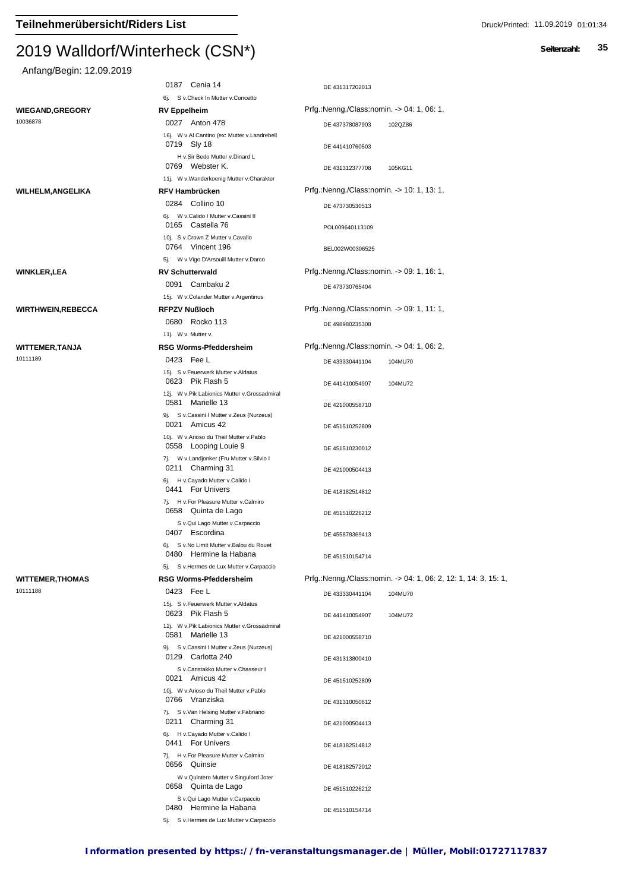# 2019 Walldorf/Winterheck (CSN*)

Anfang/Begin: 12.09.2019

| Reiter | Verein / Pferd | Nennung / Passnr. | |
|---|---|---|---|
| | 0187 Cenia 14 | DE 431317202013 | |
| | 6j. S v.Check In Mutter v.Concetto | | |
| **WIEGAND,GREGORY** | **RV Eppelheim** | Prfg.:Nenng./Class:nomin. -> 04: 1, 06: 1, | |
| 10036878 | 0027 Anton 478 | DE 437378087903 | 102QZ86 |
| | 16j. W v.Al Cantino (ex: Mutter v.Landrebell | | |
| | 0719 Sly 18 | DE 441410760503 | |
| | H v.Sir Bedo Mutter v.Dinard L | | |
| | 0769 Webster K. | DE 431312377708 | 105KG11 |
| | 11j. W v.Wanderkoenig Mutter v.Charakter | | |
| **WILHELM,ANGELIKA** | **RFV Hambrücken** | Prfg.:Nenng./Class:nomin. -> 10: 1, 13: 1, | |
| | 0284 Collino 10 | DE 473730530513 | |
| | 6j. W v.Calido I Mutter v.Cassini II | | |
| | 0165 Castella 76 | POL009640113109 | |
| | 10j. S v.Crown Z Mutter v.Cavallo | | |
| | 0764 Vincent 196 | BEL002W00306525 | |
| | 5j. W v.Vigo D'Arsouill Mutter v.Darco | | |
| **WINKLER,LEA** | **RV Schutterwald** | Prfg.:Nenng./Class:nomin. -> 09: 1, 16: 1, | |
| | 0091 Cambaku 2 | DE 473730765404 | |
| | 15j. W v.Colander Mutter v.Argentinus | | |
| **WIRTHWEIN,REBECCA** | **RFPZV Nußloch** | Prfg.:Nenng./Class:nomin. -> 09: 1, 11: 1, | |
| | 0680 Rocko 113 | DE 498980235308 | |
| | 11j. W v. Mutter v. | | |
| **WITTEMER,TANJA** | **RSG Worms-Pfeddersheim** | Prfg.:Nenng./Class:nomin. -> 04: 1, 06: 2, | |
| 10111189 | 0423 Fee L | DE 433330441104 | 104MU70 |
| | 15j. S v.Feuerwerk Mutter v.Aldatus | | |
| | 0623 Pik Flash 5 | DE 441410054907 | 104MU72 |
| | 12j. W v.Pik Labionics Mutter v.Grossadmiral | | |
| | 0581 Marielle 13 | DE 421000558710 | |
| | 9j. S v.Cassini I Mutter v.Zeus (Nurzeus) | | |
| | 0021 Amicus 42 | DE 451510252809 | |
| | 10j. W v.Arioso du Theil Mutter v.Pablo | | |
| | 0558 Looping Louie 9 | DE 451510230012 | |
| | 7j. W v.Landjonker (Fru Mutter v.Silvio I | | |
| | 0211 Charming 31 | DE 421000504413 | |
| | 6j. H v.Cayado Mutter v.Calido I | | |
| | 0441 For Univers | DE 418182514812 | |
| | 7j. H v.For Pleasure Mutter v.Calmiro | | |
| | 0658 Quinta de Lago | DE 451510226212 | |
| | S v.Qui Lago Mutter v.Carpaccio | | |
| | 0407 Escordina | DE 455878369413 | |
| | 6j. S v.No Limit Mutter v.Balou du Rouet | | |
| | 0480 Hermine la Habana | DE 451510154714 | |
| | 5j. S v.Hermes de Lux Mutter v.Carpaccio | | |
| **WITTEMER,THOMAS** | **RSG Worms-Pfeddersheim** | Prfg.:Nenng./Class:nomin. -> 04: 1, 06: 2, 12: 1, 14: 3, 15: 1, | |
| 10111188 | 0423 Fee L | DE 433330441104 | 104MU70 |
| | 15j. S v.Feuerwerk Mutter v.Aldatus | | |
| | 0623 Pik Flash 5 | DE 441410054907 | 104MU72 |
| | 12j. W v.Pik Labionics Mutter v.Grossadmiral | | |
| | 0581 Marielle 13 | DE 421000558710 | |
| | 9j. S v.Cassini I Mutter v.Zeus (Nurzeus) | | |
| | 0129 Carlotta 240 | DE 431313800410 | |
| | S v.Canstakko Mutter v.Chasseur I | | |
| | 0021 Amicus 42 | DE 451510252809 | |
| | 10j. W v.Arioso du Theil Mutter v.Pablo | | |
| | 0766 Vranziska | DE 431310050612 | |
| | 7j. S v.Van Helsing Mutter v.Fabriano | | |
| | 0211 Charming 31 | DE 421000504413 | |
| | 6j. H v.Cayado Mutter v.Calido I | | |
| | 0441 For Univers | DE 418182514812 | |
| | 7j. H v.For Pleasure Mutter v.Calmiro | | |
| | 0656 Quinsie | DE 418182572012 | |
| | W v.Quintero Mutter v.Singulord Joter | | |
| | 0658 Quinta de Lago | DE 451510226212 | |
| | S v.Qui Lago Mutter v.Carpaccio | | |
| | 0480 Hermine la Habana | DE 451510154714 | |
| | 5j. S v.Hermes de Lux Mutter v.Carpaccio | | |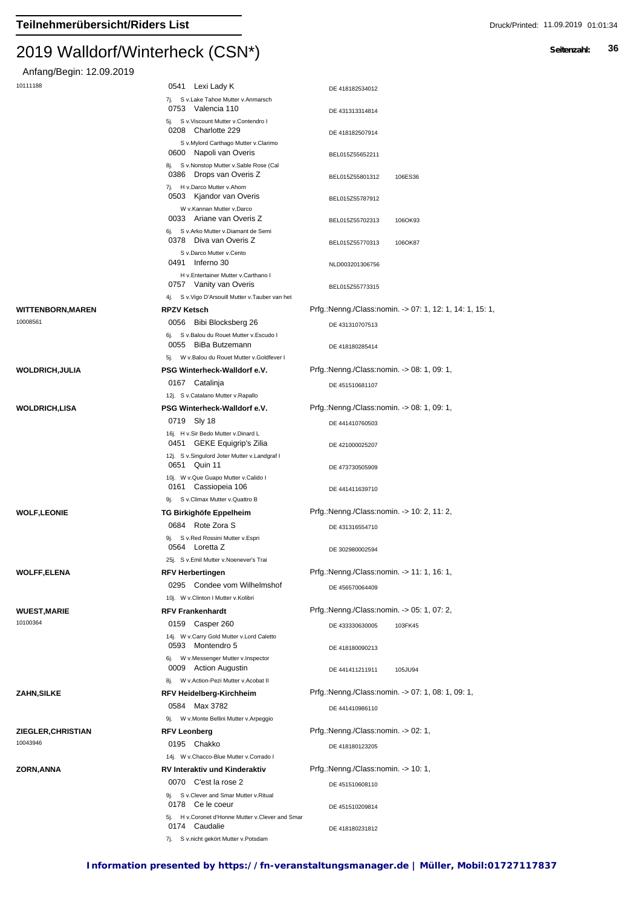# Teilnehmerübersicht/Riders List

## 2019 Walldorf/Winterheck (CSN*)

Anfang/Begin: 12.09.2019

10111188

- 0541 Lexi Lady K — DE 418182534012
  7j. S v.Lake Tahoe Mutter v.Anmarsch
- 0753 Valencia 110 — DE 431313314814
  5j. S v.Viscount Mutter v.Contendro I
- 0208 Charlotte 229 — DE 418182507914
  S v.Mylord Carthago Mutter v.Clarimo
- 0600 Napoli van Overis — BEL015Z55652211
  8j. S v.Nonstop Mutter v.Sable Rose (Cal
- 0386 Drops van Overis Z — BEL015Z55801312 — 106ES36
  7j. H v.Darco Mutter v.Ahorn
- 0503 Kjandor van Overis — BEL015Z55787912
  W v.Kannan Mutter v.Darco
- 0033 Ariane van Overis Z — BEL015Z55702313 — 106OK93
  6j. S v.Arko Mutter v.Diamant de Semi
- 0378 Diva van Overis Z — BEL015Z55770313 — 106OK87
  S v.Darco Mutter v.Cento
- 0491 Inferno 30 — NLD003201306756
  H v.Entertainer Mutter v.Carthano I
- 0757 Vanity van Overis — BEL015Z55773315
  4j. S v.Vigo D'Arsouill Mutter v.Tauber van het

**WITTENBORN,MAREN** — 10008561
**RPZV Ketsch** — Prfg.:Nenng./Class:nomin. -> 07: 1, 12: 1, 14: 1, 15: 1,

- 0056 Bibi Blocksberg 26 — DE 431310707513
  6j. S v.Balou du Rouet Mutter v.Escudo I
- 0055 BiBa Butzemann — DE 418180285414
  5j. W v.Balou du Rouet Mutter v.Goldfever I

**WOLDRICH,JULIA**
**PSG Winterheck-Walldorf e.V.** — Prfg.:Nenng./Class:nomin. -> 08: 1, 09: 1,

- 0167 Catalinja — DE 451510681107
  12j. S v.Catalano Mutter v.Rapallo

**WOLDRICH,LISA**
**PSG Winterheck-Walldorf e.V.** — Prfg.:Nenng./Class:nomin. -> 08: 1, 09: 1,

- 0719 Sly 18 — DE 441410760503
  16j. H v.Sir Bedo Mutter v.Dinard L
- 0451 GEKE Equigrip's Zilia — DE 421000025207
  12j. S v.Singulord Joter Mutter v.Landgraf I
- 0651 Quin 11 — DE 473730505909
  10j. W v.Que Guapo Mutter v.Calido I
- 0161 Cassiopeia 106 — DE 441411639710
  9j. S v.Climax Mutter v.Quattro B

**WOLF,LEONIE**
**TG Birkighöfe Eppelheim** — Prfg.:Nenng./Class:nomin. -> 10: 2, 11: 2,

- 0684 Rote Zora S — DE 431316554710
  9j. S v.Red Rossini Mutter v.Espri
- 0564 Loretta Z — DE 302980002594
  25j. S v.Emil Mutter v.Noenever's Trai

**WOLFF,ELENA**
**RFV Herbertingen** — Prfg.:Nenng./Class:nomin. -> 11: 1, 16: 1,

- 0295 Condee vom Wilhelmshof — DE 456570064409
  10j. W v.Clinton I Mutter v.Kolibri

**WUEST,MARIE** — 10100364
**RFV Frankenhardt** — Prfg.:Nenng./Class:nomin. -> 05: 1, 07: 2,

- 0159 Casper 260 — DE 433330630005 — 103FK45
  14j. W v.Carry Gold Mutter v.Lord Caletto
- 0593 Montendro 5 — DE 418180090213
  6j. W v.Messenger Mutter v.Inspector
- 0009 Action Augustin — DE 441411211911 — 105JU94
  8j. W v.Action-Pezi Mutter v.Acobat II

**ZAHN,SILKE**
**RFV Heidelberg-Kirchheim** — Prfg.:Nenng./Class:nomin. -> 07: 1, 08: 1, 09: 1,

- 0584 Max 3782 — DE 441410986110
  9j. W v.Monte Bellini Mutter v.Arpeggio

**ZIEGLER,CHRISTIAN** — 10043946
**RFV Leonberg** — Prfg.:Nenng./Class:nomin. -> 02: 1,

- 0195 Chakko — DE 418180123205
  14j. W v.Chacco-Blue Mutter v.Corrado I

**ZORN,ANNA**
**RV Interaktiv und Kinderaktiv** — Prfg.:Nenng./Class:nomin. -> 10: 1,

- 0070 C'est la rose 2 — DE 451510608110
  9j. S v.Clever and Smar Mutter v.Ritual
- 0178 Ce le coeur — DE 451510209814
  5j. H v.Coronet d'Honne Mutter v.Clever and Smar
- 0174 Caudalie — DE 418180231812
  7j. S v.nicht gekört Mutter v.Potsdam

**Information presented by https://fn-veranstaltungsmanager.de | Müller, Mobil:01727117837**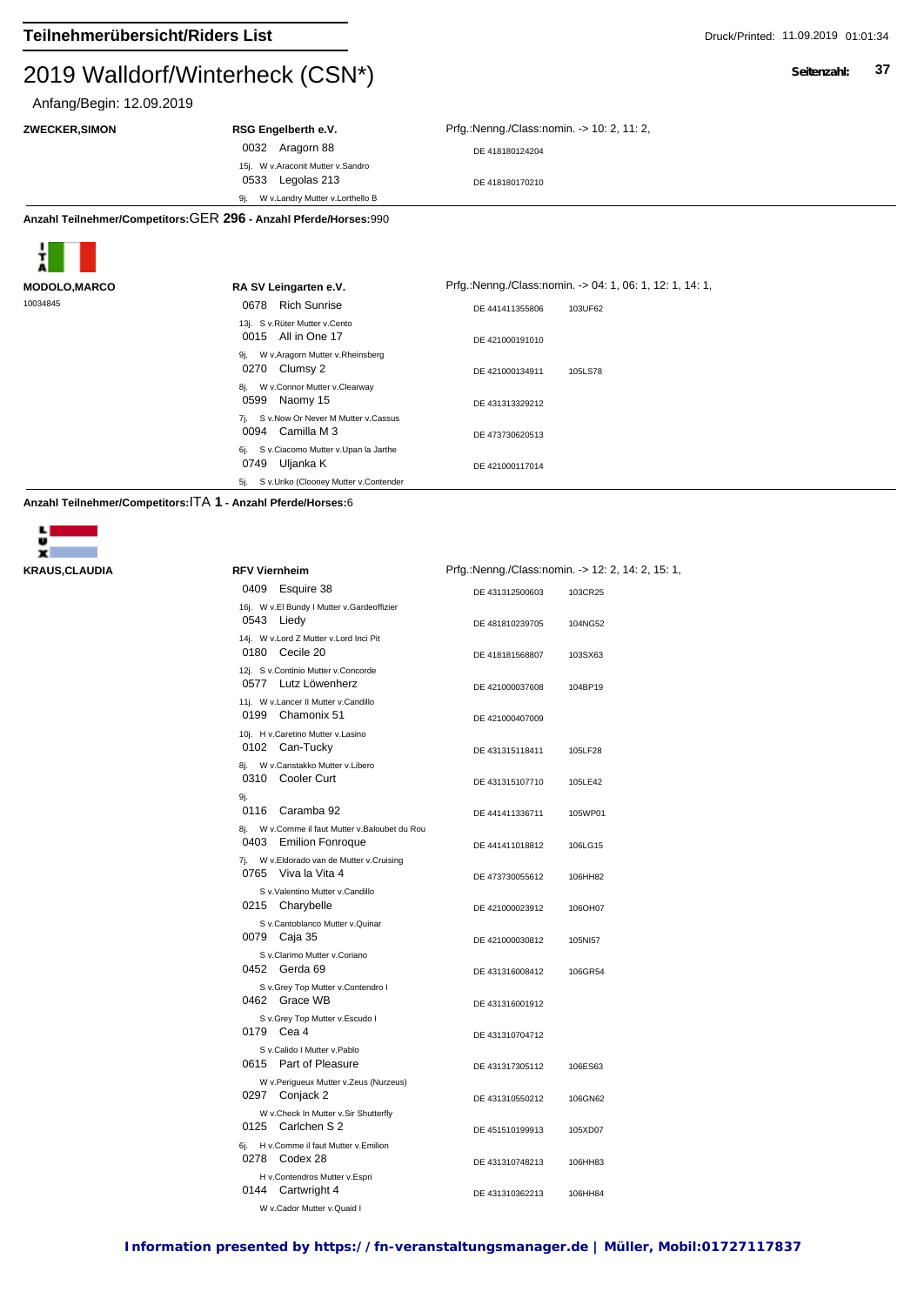# 2019 Walldorf/Winterheck (CSN*)

Anfang/Begin: 12.09.2019

**ZWECKER,SIMON** — **RSG Engelberth e.V.** — Prfg.:Nenng./Class:nomin. -> 10: 2, 11: 2,

| Nr. | Pferd/Horse | Pass-Nr. | FEI |
|---|---|---|---|
| 0032 | Aragorn 88 | DE 418180124204 | |
| | 15j. W v.Araconit Mutter v.Sandro | | |
| 0533 | Legolas 213 | DE 418180170210 | |
| | 9j. W v.Landry Mutter v.Lorthello B | | |

**Anzahl Teilnehmer/Competitors:** GER **296** - **Anzahl Pferde/Horses:** 990

ITA

**MODOLO,MARCO** (10034845) — **RA SV Leingarten e.V.** — Prfg.:Nenng./Class:nomin. -> 04: 1, 06: 1, 12: 1, 14: 1,

| Nr. | Pferd/Horse | Pass-Nr. | FEI |
|---|---|---|---|
| 0678 | Rich Sunrise | DE 441411355806 | 103UF62 |
| | 13j. S v.Rüter Mutter v.Cento | | |
| 0015 | All in One 17 | DE 421000191010 | |
| | 9j. W v.Aragorn Mutter v.Rheinsberg | | |
| 0270 | Clumsy 2 | DE 421000134911 | 105LS78 |
| | 8j. W v.Connor Mutter v.Clearway | | |
| 0599 | Naomy 15 | DE 431313329212 | |
| | 7j. S v.Now Or Never M Mutter v.Cassus | | |
| 0094 | Camilla M 3 | DE 473730620513 | |
| | 6j. S v.Ciacomo Mutter v.Upan la Jarthe | | |
| 0749 | Uljanka K | DE 421000117014 | |
| | 5j. S v.Uriko (Clooney Mutter v.Contender | | |

**Anzahl Teilnehmer/Competitors:** ITA **1** - **Anzahl Pferde/Horses:** 6

LUX

**KRAUS,CLAUDIA** — **RFV Viernheim** — Prfg.:Nenng./Class:nomin. -> 12: 2, 14: 2, 15: 1,

| Nr. | Pferd/Horse | Pass-Nr. | FEI |
|---|---|---|---|
| 0409 | Esquire 38 | DE 431312500603 | 103CR25 |
| | 16j. W v.El Bundy I Mutter v.Gardeoffizier | | |
| 0543 | Liedy | DE 481810239705 | 104NG52 |
| | 14j. W v.Lord Z Mutter v.Lord Inci Pit | | |
| 0180 | Cecile 20 | DE 418181568807 | 103SX63 |
| | 12j. S v.Continio Mutter v.Concorde | | |
| 0577 | Lutz Löwenherz | DE 421000037608 | 104BP19 |
| | 11j. W v.Lancer II Mutter v.Candillo | | |
| 0199 | Chamonix 51 | DE 421000407009 | |
| | 10j. H v.Caretino Mutter v.Lasino | | |
| 0102 | Can-Tucky | DE 431315118411 | 105LF28 |
| | 8j. W v.Canstakko Mutter v.Libero | | |
| 0310 | Cooler Curt | DE 431315107710 | 105LE42 |
| | 9j. | | |
| 0116 | Caramba 92 | DE 441411336711 | 105WP01 |
| | 8j. W v.Comme il faut Mutter v.Baloubet du Rou | | |
| 0403 | Emilion Fonroque | DE 441411018812 | 106LG15 |
| | 7j. W v.Eldorado van de Mutter v.Cruising | | |
| 0765 | Viva la Vita 4 | DE 473730055612 | 106HH82 |
| | S v.Valentino Mutter v.Candillo | | |
| 0215 | Charybelle | DE 421000023912 | 106OH07 |
| | S v.Cantoblanco Mutter v.Quinar | | |
| 0079 | Caja 35 | DE 421000030812 | 105NI57 |
| | S v.Clarimo Mutter v.Coriano | | |
| 0452 | Gerda 69 | DE 431316008412 | 106GR54 |
| | S v.Grey Top Mutter v.Contendro I | | |
| 0462 | Grace WB | DE 431316001912 | |
| | S v.Grey Top Mutter v.Escudo I | | |
| 0179 | Cea 4 | DE 431310704712 | |
| | S v.Calido I Mutter v.Pablo | | |
| 0615 | Part of Pleasure | DE 431317305112 | 106ES63 |
| | W v.Perigueux Mutter v.Zeus (Nurzeus) | | |
| 0297 | Conjack 2 | DE 431310550212 | 106GN62 |
| | W v.Check In Mutter v.Sir Shutterfly | | |
| 0125 | Carlchen S 2 | DE 451510199913 | 105XD07 |
| | 6j. H v.Comme il faut Mutter v.Emilion | | |
| 0278 | Codex 28 | DE 431310748213 | 106HH83 |
| | H v.Contendros Mutter v.Espri | | |
| 0144 | Cartwright 4 | DE 431310362213 | 106HH84 |
| | W v.Cador Mutter v.Quaid I | | |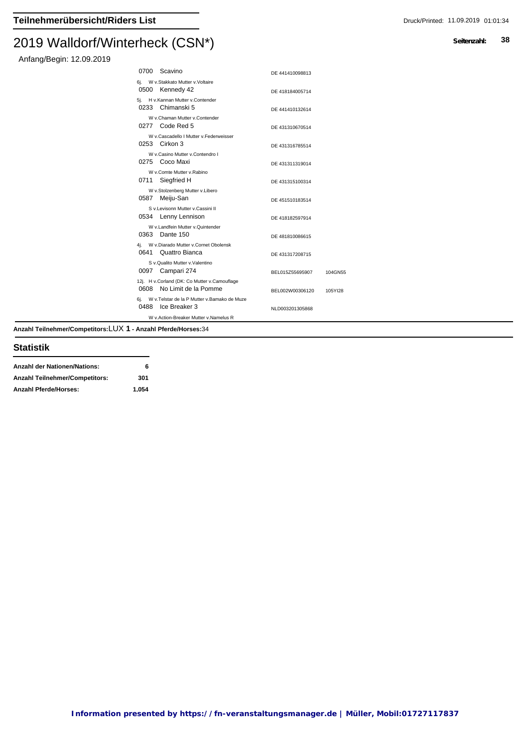## Teilnehmerübersicht/Riders List

# 2019 Walldorf/Winterheck (CSN*)

Anfang/Begin: 12.09.2019

| | | |
|---|---|---|
| 0700 Scavino | DE 441410098813 | |
| 6j. W v.Stakkato Mutter v.Voltaire | | |
| 0500 Kennedy 42 | DE 418184005714 | |
| 5j. H v.Kannan Mutter v.Contender | | |
| 0233 Chimanski 5 | DE 441410132614 | |
| W v.Chaman Mutter v.Contender | | |
| 0277 Code Red 5 | DE 431310670514 | |
| W v.Cascadello I Mutter v.Federweisser | | |
| 0253 Cirkon 3 | DE 431316785514 | |
| W v.Casino Mutter v.Contendro I | | |
| 0275 Coco Maxi | DE 431311319014 | |
| W v.Comte Mutter v.Rabino | | |
| 0711 Siegfried H | DE 431315100314 | |
| W v.Stolzenberg Mutter v.Libero | | |
| 0587 Meiju-San | DE 451510183514 | |
| S v.Levisonn Mutter v.Cassini II | | |
| 0534 Lenny Lennison | DE 418182597914 | |
| W v.Landfein Mutter v.Quintender | | |
| 0363 Dante 150 | DE 481810086615 | |
| 4j. W v.Diarado Mutter v.Cornet Obolensk | | |
| 0641 Quattro Bianca | DE 431317208715 | |
| S v.Qualito Mutter v.Valentino | | |
| 0097 Campari 274 | BEL015Z55695907 | 104GN55 |
| 12j. H v.Corland (DK: Co Mutter v.Camouflage | | |
| 0608 No Limit de la Pomme | BEL002W00306120 | 105YI28 |
| 6j. W v.Telstar de la P Mutter v.Bamako de Muze | | |
| 0488 Ice Breaker 3 | NLD003201305868 | |
| W v.Action-Breaker Mutter v.Namelus R | | |

**Anzahl Teilnehmer/Competitors:** LUX **1** **- Anzahl Pferde/Horses:** 34

## Statistik

| | |
|---|---|
| **Anzahl der Nationen/Nations:** | **6** |
| **Anzahl Teilnehmer/Competitors:** | **301** |
| **Anzahl Pferde/Horses:** | **1,054** |

**Information presented by https://fn-veranstaltungsmanager.de | Müller, Mobil:01727117837**